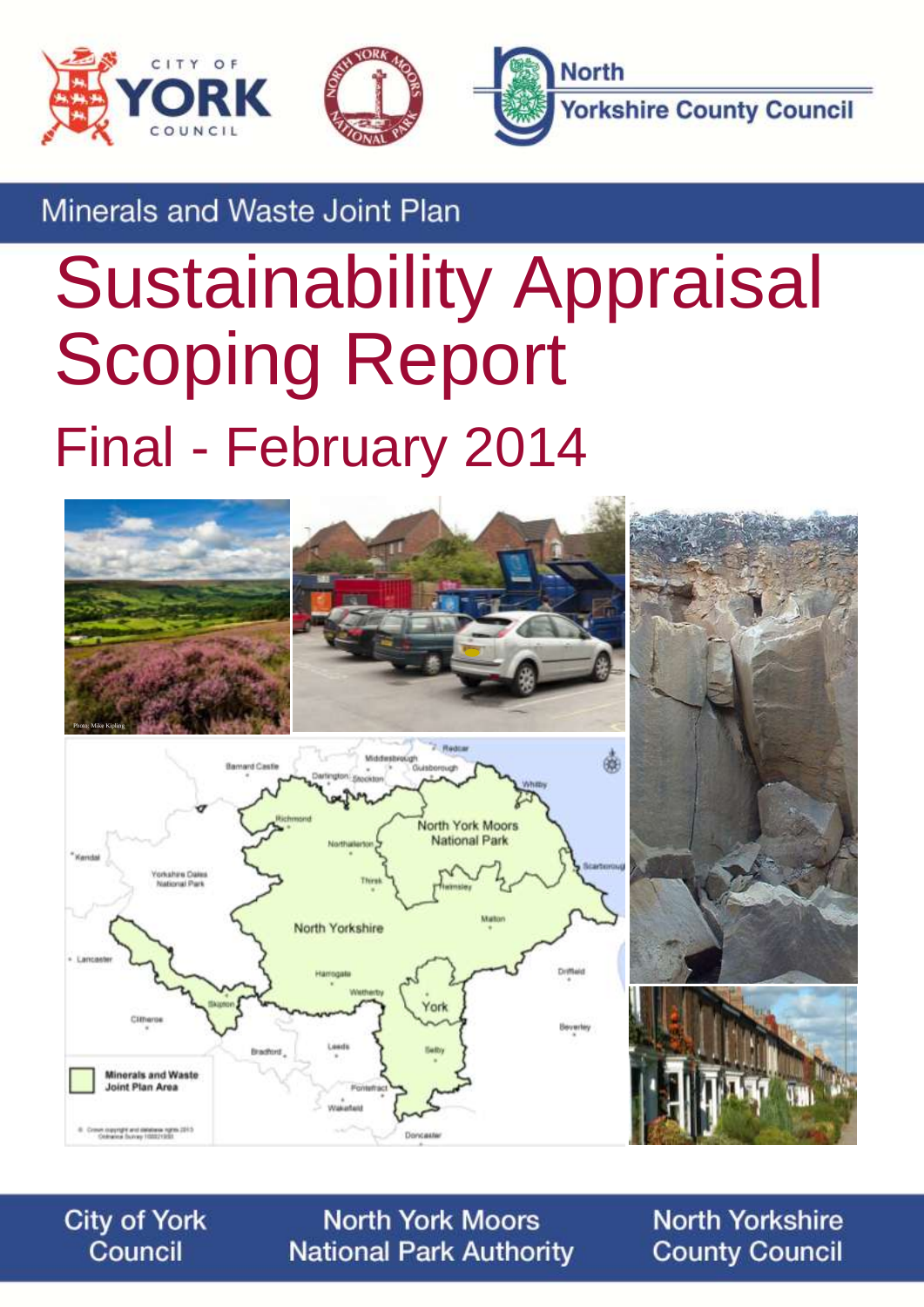Minerals and Waste Joint Plan

# Sustainability Appraisal Scoping Report

## Final - February 2014

City of York Council

North York Moors National Park Authority

North Yorkshire County Council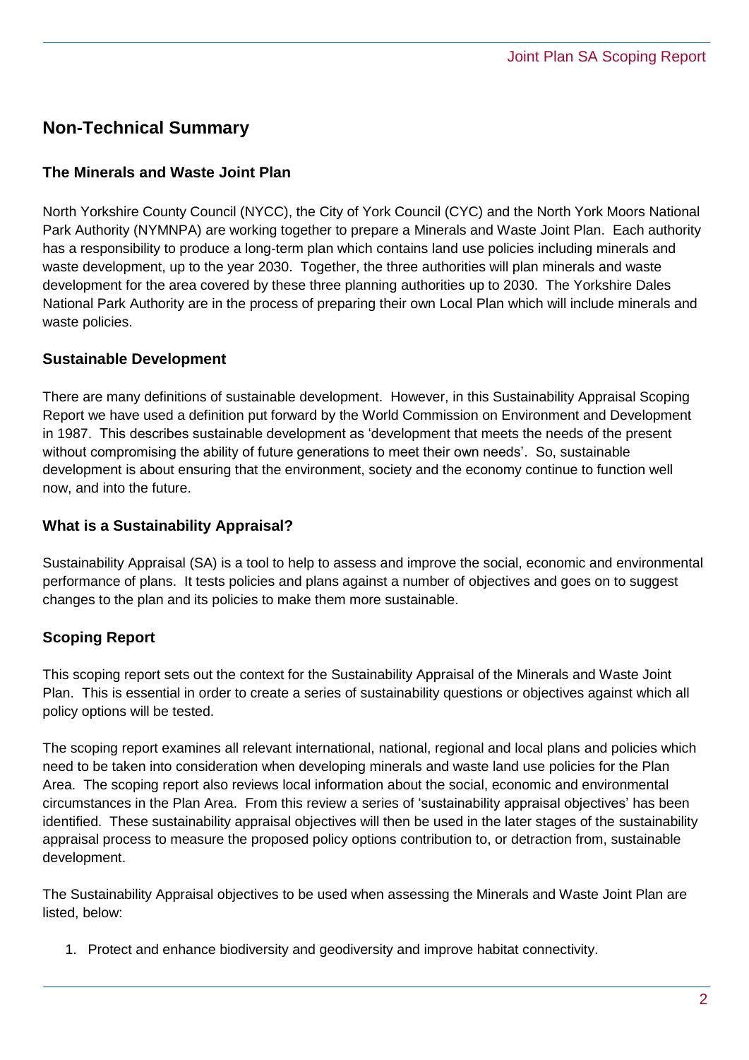## Non-Technical Summary

### The Minerals and Waste Joint Plan

North Yorkshire County Council (NYCC), the City of York Council (CYC) and the North York Moors National Park Authority (NYMNPA) are working together to prepare a Minerals and Waste Joint Plan. Each authority has a responsibility to produce a long-term plan which contains land use policies including minerals and waste development, up to the year 2030. Together, the three authorities will plan minerals and waste development for the area covered by these three planning authorities up to 2030. The Yorkshire Dales National Park Authority are in the process of preparing their own Local Plan which will include minerals and waste policies.

### Sustainable Development

There are many definitions of sustainable development. However, in this Sustainability Appraisal Scoping Report we have used a definition put forward by the World Commission on Environment and Development in 1987. This describes sustainable development as 'development that meets the needs of the present without compromising the ability of future generations to meet their own needs'. So, sustainable development is about ensuring that the environment, society and the economy continue to function well now, and into the future.

### What is a Sustainability Appraisal?

Sustainability Appraisal (SA) is a tool to help to assess and improve the social, economic and environmental performance of plans. It tests policies and plans against a number of objectives and goes on to suggest changes to the plan and its policies to make them more sustainable.

### Scoping Report

This scoping report sets out the context for the Sustainability Appraisal of the Minerals and Waste Joint Plan. This is essential in order to create a series of sustainability questions or objectives against which all policy options will be tested.

The scoping report examines all relevant international, national, regional and local plans and policies which need to be taken into consideration when developing minerals and waste land use policies for the Plan Area. The scoping report also reviews local information about the social, economic and environmental circumstances in the Plan Area. From this review a series of 'sustainability appraisal objectives' has been identified. These sustainability appraisal objectives will then be used in the later stages of the sustainability appraisal process to measure the proposed policy options contribution to, or detraction from, sustainable development.

The Sustainability Appraisal objectives to be used when assessing the Minerals and Waste Joint Plan are listed, below:

1. Protect and enhance biodiversity and geodiversity and improve habitat connectivity.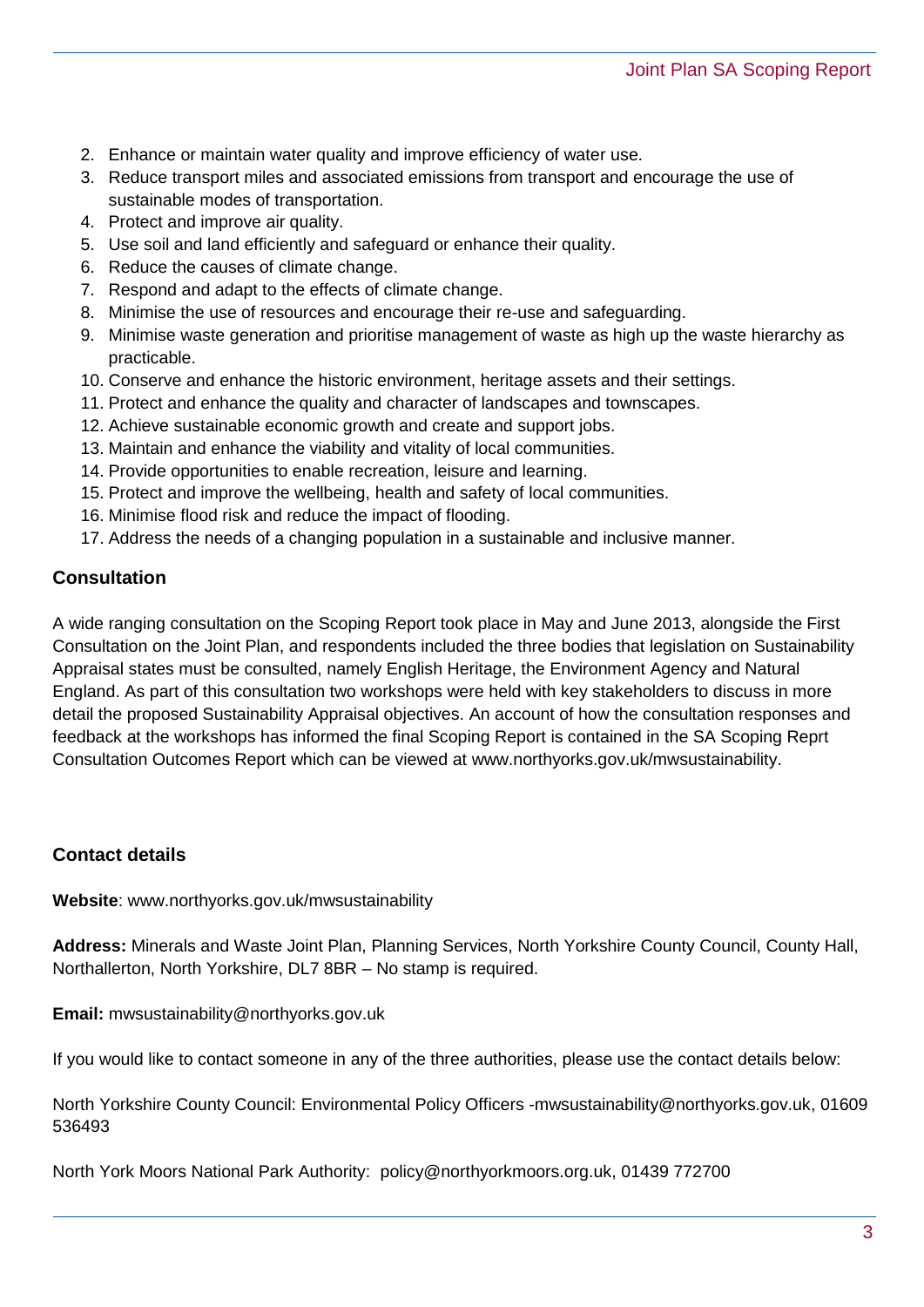2. Enhance or maintain water quality and improve efficiency of water use.
3. Reduce transport miles and associated emissions from transport and encourage the use of sustainable modes of transportation.
4. Protect and improve air quality.
5. Use soil and land efficiently and safeguard or enhance their quality.
6. Reduce the causes of climate change.
7. Respond and adapt to the effects of climate change.
8. Minimise the use of resources and encourage their re-use and safeguarding.
9. Minimise waste generation and prioritise management of waste as high up the waste hierarchy as practicable.
10. Conserve and enhance the historic environment, heritage assets and their settings.
11. Protect and enhance the quality and character of landscapes and townscapes.
12. Achieve sustainable economic growth and create and support jobs.
13. Maintain and enhance the viability and vitality of local communities.
14. Provide opportunities to enable recreation, leisure and learning.
15. Protect and improve the wellbeing, health and safety of local communities.
16. Minimise flood risk and reduce the impact of flooding.
17. Address the needs of a changing population in a sustainable and inclusive manner.

## Consultation

A wide ranging consultation on the Scoping Report took place in May and June 2013, alongside the First Consultation on the Joint Plan, and respondents included the three bodies that legislation on Sustainability Appraisal states must be consulted, namely English Heritage, the Environment Agency and Natural England. As part of this consultation two workshops were held with key stakeholders to discuss in more detail the proposed Sustainability Appraisal objectives. An account of how the consultation responses and feedback at the workshops has informed the final Scoping Report is contained in the SA Scoping Reprt Consultation Outcomes Report which can be viewed at www.northyorks.gov.uk/mwsustainability.

## Contact details

**Website**: www.northyorks.gov.uk/mwsustainability

**Address:** Minerals and Waste Joint Plan, Planning Services, North Yorkshire County Council, County Hall, Northallerton, North Yorkshire, DL7 8BR – No stamp is required.

**Email:** mwsustainability@northyorks.gov.uk

If you would like to contact someone in any of the three authorities, please use the contact details below:

North Yorkshire County Council: Environmental Policy Officers -mwsustainability@northyorks.gov.uk, 01609 536493

North York Moors National Park Authority: policy@northyorkmoors.org.uk, 01439 772700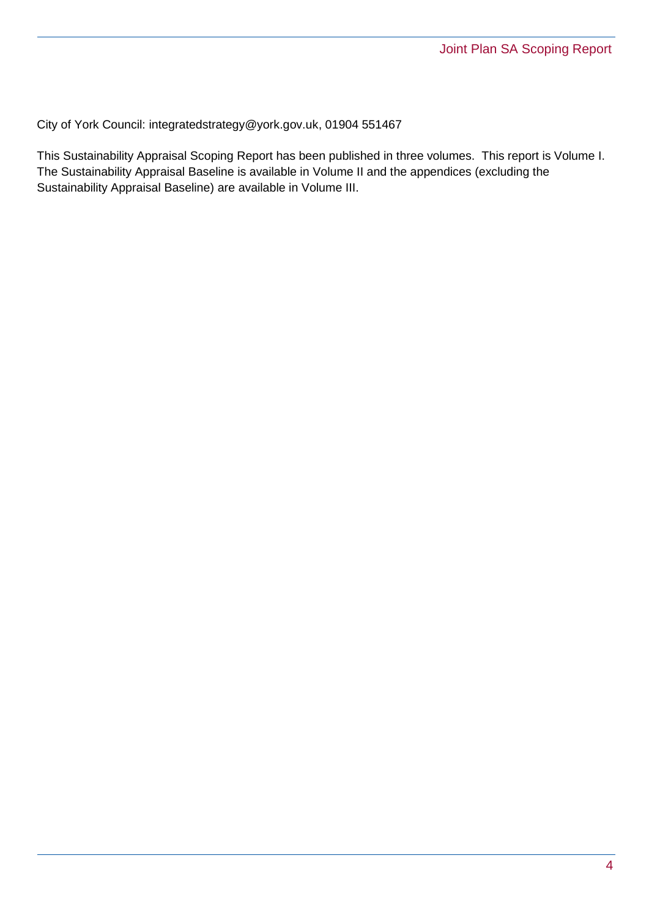City of York Council: integratedstrategy@york.gov.uk, 01904 551467

This Sustainability Appraisal Scoping Report has been published in three volumes. This report is Volume I. The Sustainability Appraisal Baseline is available in Volume II and the appendices (excluding the Sustainability Appraisal Baseline) are available in Volume III.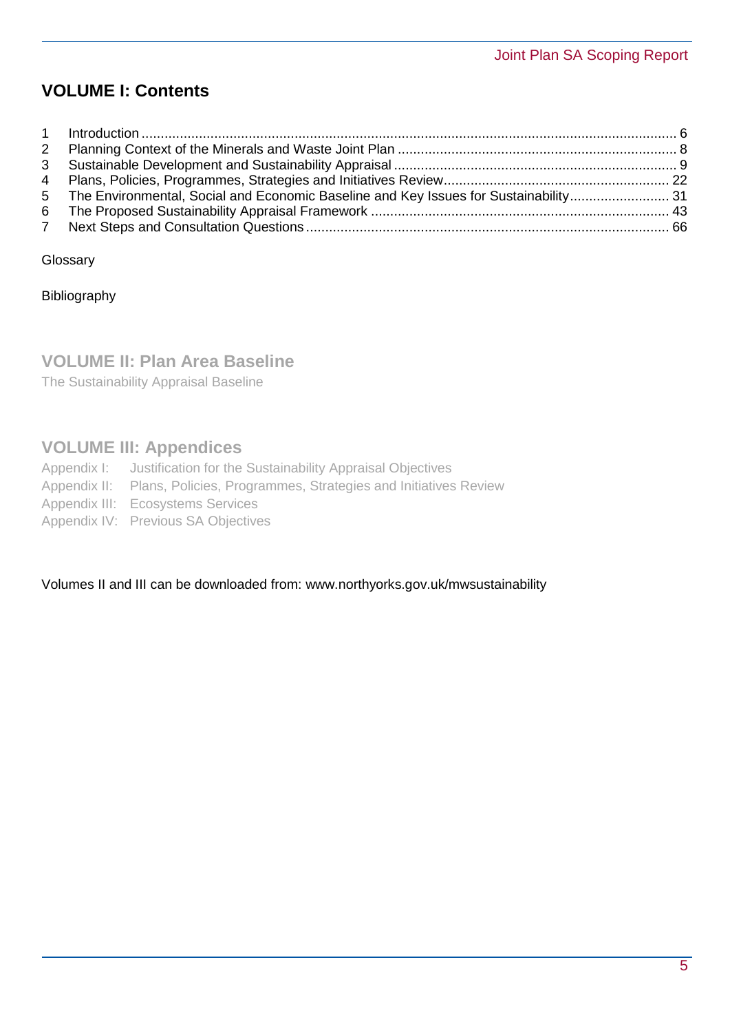## VOLUME I: Contents

| | | |
|---|---|---|
| 1 | Introduction | 6 |
| 2 | Planning Context of the Minerals and Waste Joint Plan | 8 |
| 3 | Sustainable Development and Sustainability Appraisal | 9 |
| 4 | Plans, Policies, Programmes, Strategies and Initiatives Review | 22 |
| 5 | The Environmental, Social and Economic Baseline and Key Issues for Sustainability | 31 |
| 6 | The Proposed Sustainability Appraisal Framework | 43 |
| 7 | Next Steps and Consultation Questions | 66 |

Glossary

Bibliography

## VOLUME II: Plan Area Baseline

The Sustainability Appraisal Baseline

## VOLUME III: Appendices

Appendix I: Justification for the Sustainability Appraisal Objectives
Appendix II: Plans, Policies, Programmes, Strategies and Initiatives Review
Appendix III: Ecosystems Services
Appendix IV: Previous SA Objectives

Volumes II and III can be downloaded from: www.northyorks.gov.uk/mwsustainability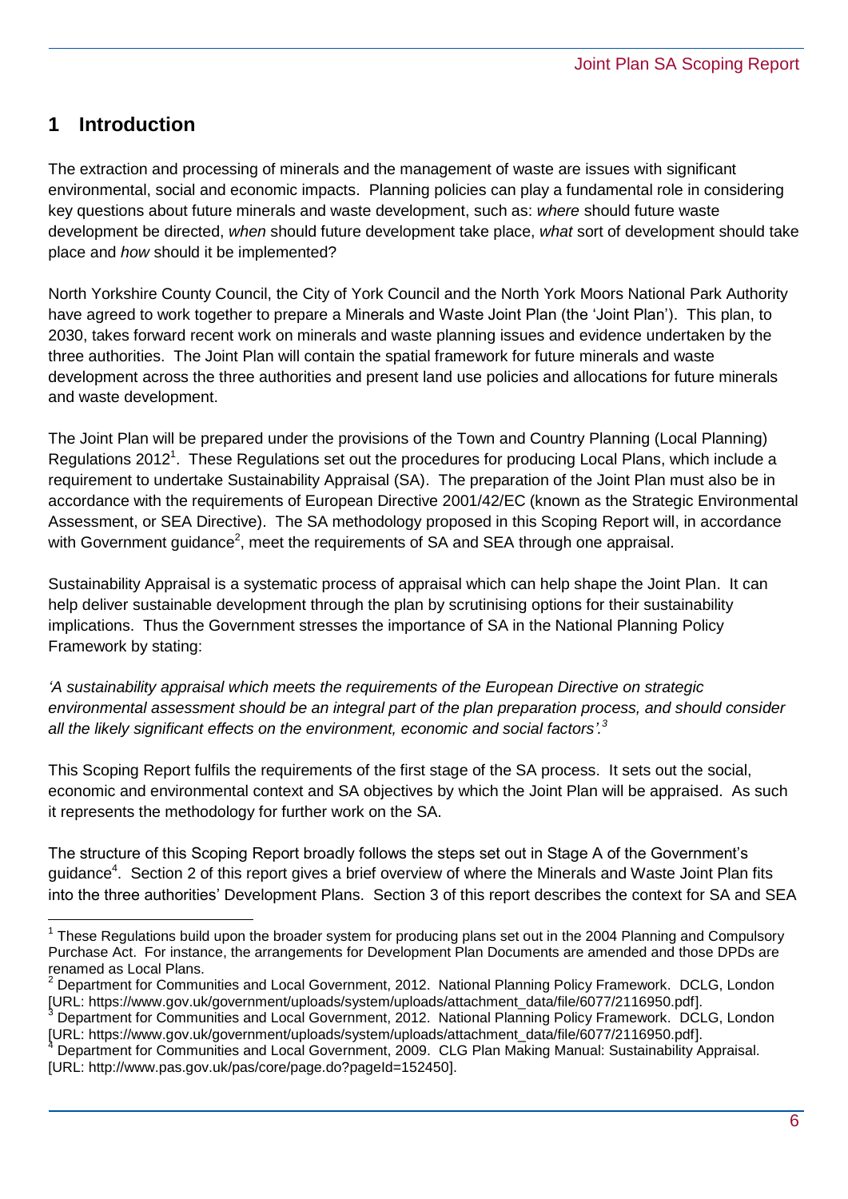# 1 Introduction

The extraction and processing of minerals and the management of waste are issues with significant environmental, social and economic impacts. Planning policies can play a fundamental role in considering key questions about future minerals and waste development, such as: *where* should future waste development be directed, *when* should future development take place, *what* sort of development should take place and *how* should it be implemented?

North Yorkshire County Council, the City of York Council and the North York Moors National Park Authority have agreed to work together to prepare a Minerals and Waste Joint Plan (the 'Joint Plan'). This plan, to 2030, takes forward recent work on minerals and waste planning issues and evidence undertaken by the three authorities. The Joint Plan will contain the spatial framework for future minerals and waste development across the three authorities and present land use policies and allocations for future minerals and waste development.

The Joint Plan will be prepared under the provisions of the Town and Country Planning (Local Planning) Regulations 2012[1]. These Regulations set out the procedures for producing Local Plans, which include a requirement to undertake Sustainability Appraisal (SA). The preparation of the Joint Plan must also be in accordance with the requirements of European Directive 2001/42/EC (known as the Strategic Environmental Assessment, or SEA Directive). The SA methodology proposed in this Scoping Report will, in accordance with Government guidance[2], meet the requirements of SA and SEA through one appraisal.

Sustainability Appraisal is a systematic process of appraisal which can help shape the Joint Plan. It can help deliver sustainable development through the plan by scrutinising options for their sustainability implications. Thus the Government stresses the importance of SA in the National Planning Policy Framework by stating:

*'A sustainability appraisal which meets the requirements of the European Directive on strategic environmental assessment should be an integral part of the plan preparation process, and should consider all the likely significant effects on the environment, economic and social factors'.*[3]

This Scoping Report fulfils the requirements of the first stage of the SA process. It sets out the social, economic and environmental context and SA objectives by which the Joint Plan will be appraised. As such it represents the methodology for further work on the SA.

The structure of this Scoping Report broadly follows the steps set out in Stage A of the Government's guidance[4]. Section 2 of this report gives a brief overview of where the Minerals and Waste Joint Plan fits into the three authorities' Development Plans. Section 3 of this report describes the context for SA and SEA

---

[1] These Regulations build upon the broader system for producing plans set out in the 2004 Planning and Compulsory Purchase Act. For instance, the arrangements for Development Plan Documents are amended and those DPDs are renamed as Local Plans.

[2] Department for Communities and Local Government, 2012. National Planning Policy Framework. DCLG, London [URL: https://www.gov.uk/government/uploads/system/uploads/attachment_data/file/6077/2116950.pdf].

[3] Department for Communities and Local Government, 2012. National Planning Policy Framework. DCLG, London [URL: https://www.gov.uk/government/uploads/system/uploads/attachment_data/file/6077/2116950.pdf].

[4] Department for Communities and Local Government, 2009. CLG Plan Making Manual: Sustainability Appraisal. [URL: http://www.pas.gov.uk/pas/core/page.do?pageId=152450].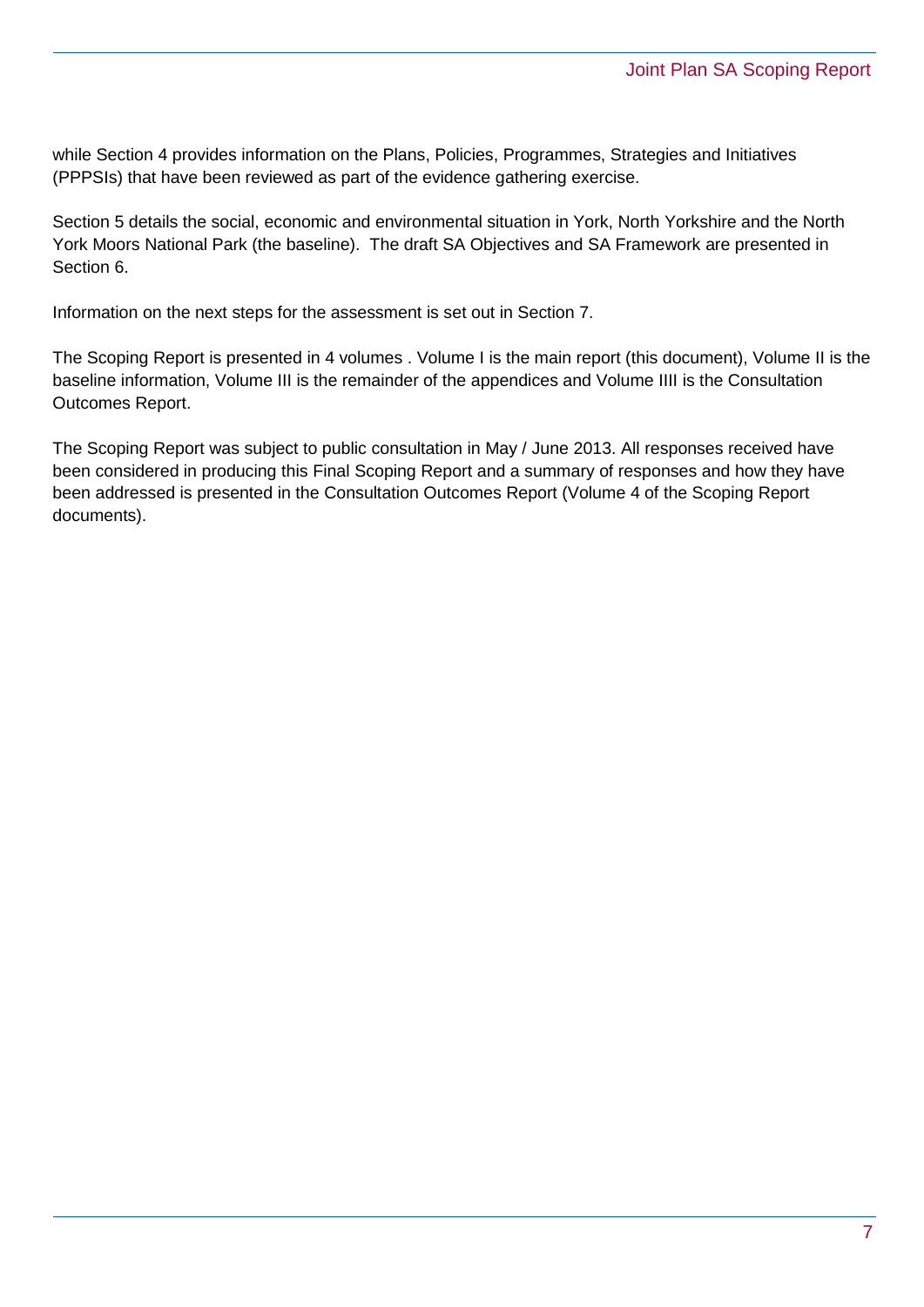while Section 4 provides information on the Plans, Policies, Programmes, Strategies and Initiatives (PPPSIs) that have been reviewed as part of the evidence gathering exercise.

Section 5 details the social, economic and environmental situation in York, North Yorkshire and the North York Moors National Park (the baseline). The draft SA Objectives and SA Framework are presented in Section 6.

Information on the next steps for the assessment is set out in Section 7.

The Scoping Report is presented in 4 volumes . Volume I is the main report (this document), Volume II is the baseline information, Volume III is the remainder of the appendices and Volume IIII is the Consultation Outcomes Report.

The Scoping Report was subject to public consultation in May / June 2013. All responses received have been considered in producing this Final Scoping Report and a summary of responses and how they have been addressed is presented in the Consultation Outcomes Report (Volume 4 of the Scoping Report documents).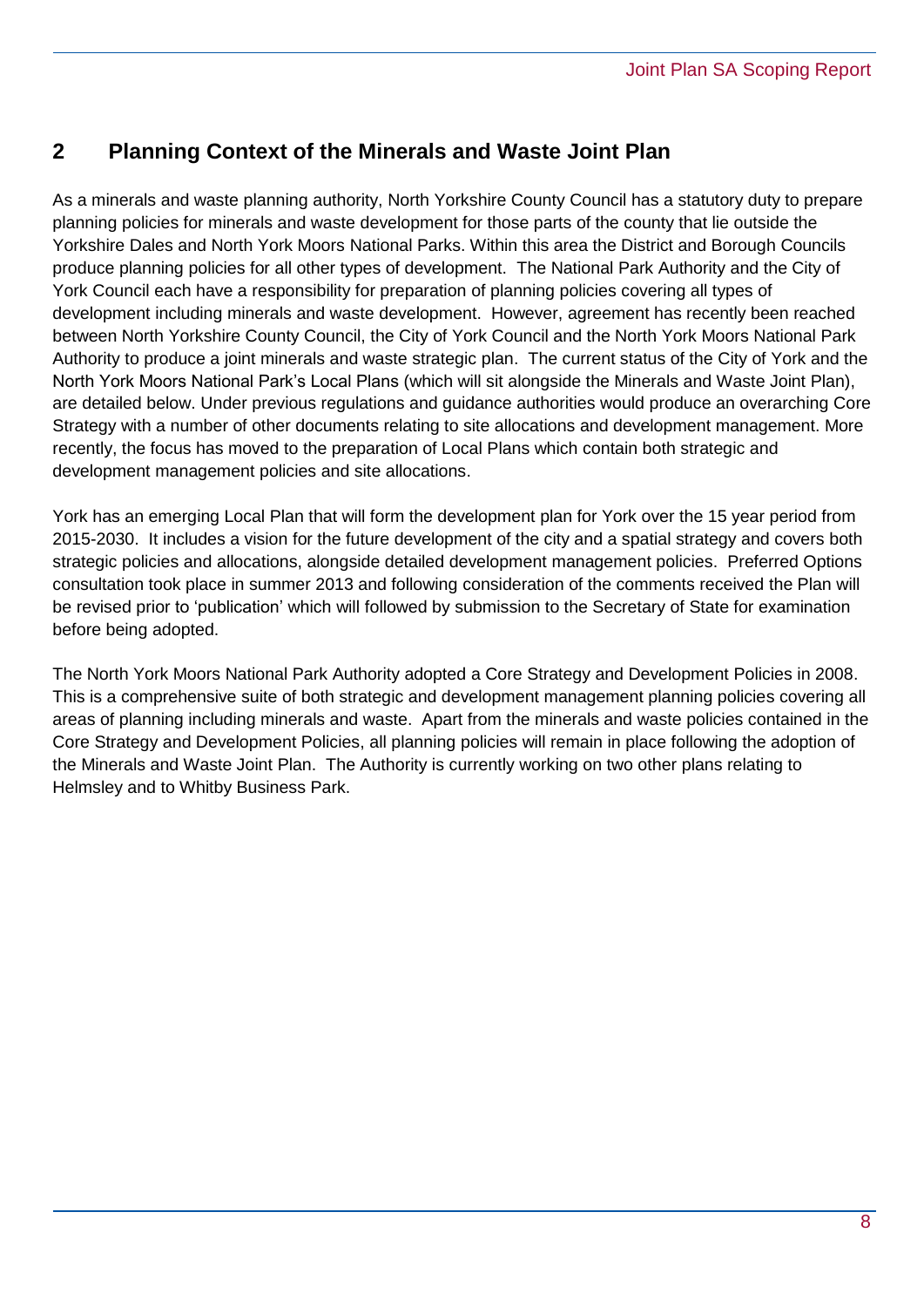## 2 Planning Context of the Minerals and Waste Joint Plan

As a minerals and waste planning authority, North Yorkshire County Council has a statutory duty to prepare planning policies for minerals and waste development for those parts of the county that lie outside the Yorkshire Dales and North York Moors National Parks. Within this area the District and Borough Councils produce planning policies for all other types of development. The National Park Authority and the City of York Council each have a responsibility for preparation of planning policies covering all types of development including minerals and waste development. However, agreement has recently been reached between North Yorkshire County Council, the City of York Council and the North York Moors National Park Authority to produce a joint minerals and waste strategic plan. The current status of the City of York and the North York Moors National Park's Local Plans (which will sit alongside the Minerals and Waste Joint Plan), are detailed below. Under previous regulations and guidance authorities would produce an overarching Core Strategy with a number of other documents relating to site allocations and development management. More recently, the focus has moved to the preparation of Local Plans which contain both strategic and development management policies and site allocations.

York has an emerging Local Plan that will form the development plan for York over the 15 year period from 2015-2030. It includes a vision for the future development of the city and a spatial strategy and covers both strategic policies and allocations, alongside detailed development management policies. Preferred Options consultation took place in summer 2013 and following consideration of the comments received the Plan will be revised prior to 'publication' which will followed by submission to the Secretary of State for examination before being adopted.

The North York Moors National Park Authority adopted a Core Strategy and Development Policies in 2008. This is a comprehensive suite of both strategic and development management planning policies covering all areas of planning including minerals and waste. Apart from the minerals and waste policies contained in the Core Strategy and Development Policies, all planning policies will remain in place following the adoption of the Minerals and Waste Joint Plan. The Authority is currently working on two other plans relating to Helmsley and to Whitby Business Park.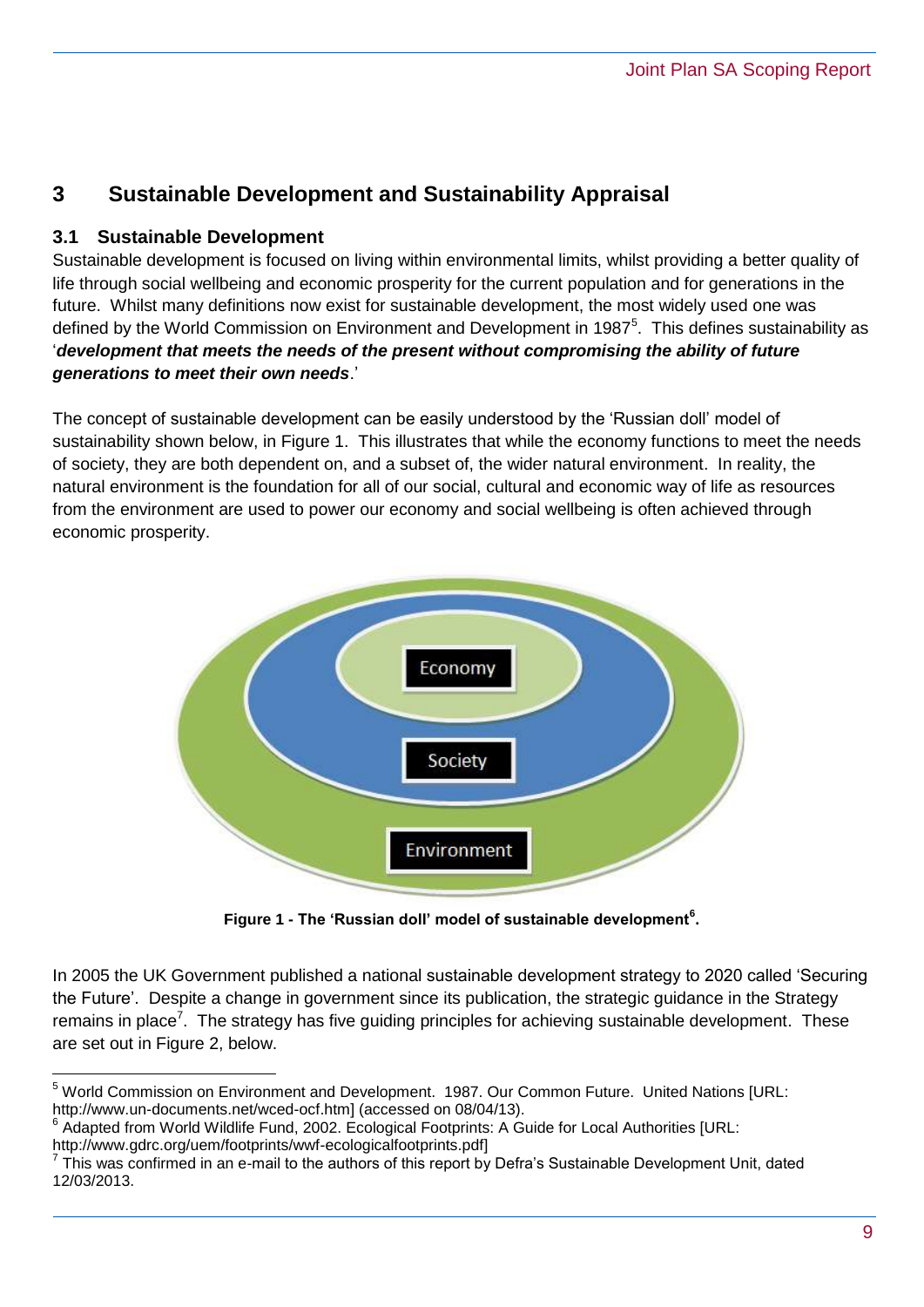# 3 Sustainable Development and Sustainability Appraisal

## 3.1 Sustainable Development

Sustainable development is focused on living within environmental limits, whilst providing a better quality of life through social wellbeing and economic prosperity for the current population and for generations in the future. Whilst many definitions now exist for sustainable development, the most widely used one was defined by the World Commission on Environment and Development in 1987[5]. This defines sustainability as '***development that meets the needs of the present without compromising the ability of future generations to meet their own needs***.'

The concept of sustainable development can be easily understood by the 'Russian doll' model of sustainability shown below, in Figure 1. This illustrates that while the economy functions to meet the needs of society, they are both dependent on, and a subset of, the wider natural environment. In reality, the natural environment is the foundation for all of our social, cultural and economic way of life as resources from the environment are used to power our economy and social wellbeing is often achieved through economic prosperity.

Economy

Society

Environment

**Figure 1 - The 'Russian doll' model of sustainable development[6].**

In 2005 the UK Government published a national sustainable development strategy to 2020 called 'Securing the Future'. Despite a change in government since its publication, the strategic guidance in the Strategy remains in place[7]. The strategy has five guiding principles for achieving sustainable development. These are set out in Figure 2, below.

---

[5] World Commission on Environment and Development. 1987. Our Common Future. United Nations [URL: http://www.un-documents.net/wced-ocf.htm] (accessed on 08/04/13).

[6] Adapted from World Wildlife Fund, 2002. Ecological Footprints: A Guide for Local Authorities [URL: http://www.gdrc.org/uem/footprints/wwf-ecologicalfootprints.pdf]

[7] This was confirmed in an e-mail to the authors of this report by Defra's Sustainable Development Unit, dated 12/03/2013.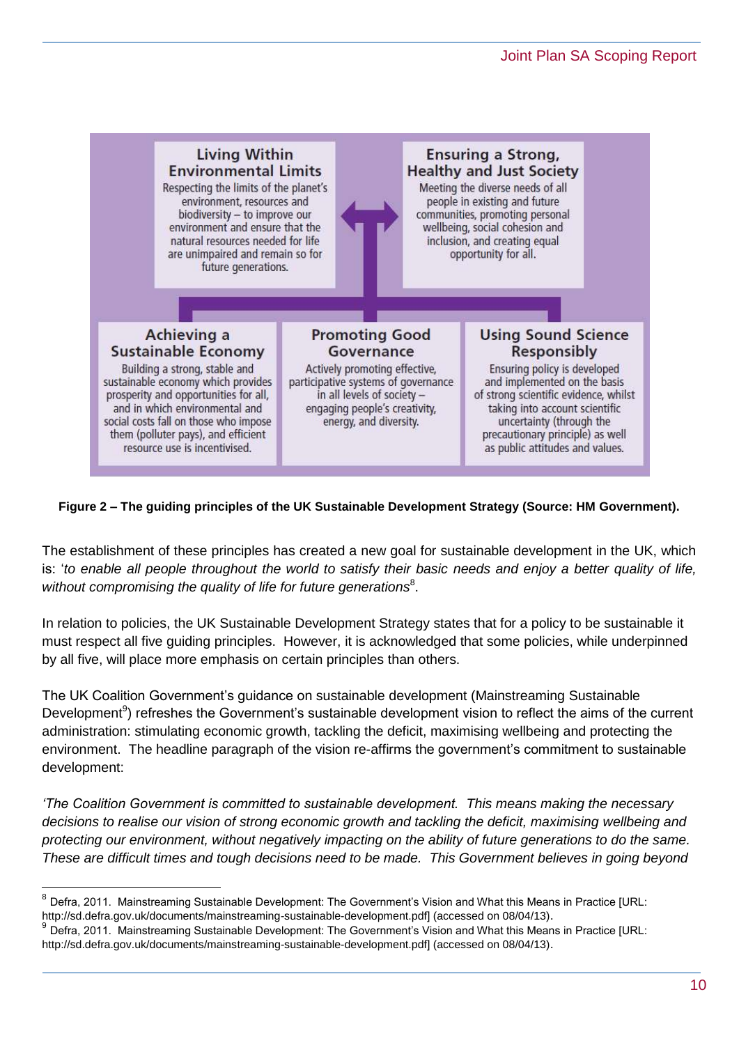**Living Within Environmental Limits**
Respecting the limits of the planet's environment, resources and biodiversity – to improve our environment and ensure that the natural resources needed for life are unimpaired and remain so for future generations.

**Ensuring a Strong, Healthy and Just Society**
Meeting the diverse needs of all people in existing and future communities, promoting personal wellbeing, social cohesion and inclusion, and creating equal opportunity for all.

**Achieving a Sustainable Economy**
Building a strong, stable and sustainable economy which provides prosperity and opportunities for all, and in which environmental and social costs fall on those who impose them (polluter pays), and efficient resource use is incentivised.

**Promoting Good Governance**
Actively promoting effective, participative systems of governance in all levels of society – engaging people's creativity, energy, and diversity.

**Using Sound Science Responsibly**
Ensuring policy is developed and implemented on the basis of strong scientific evidence, whilst taking into account scientific uncertainty (through the precautionary principle) as well as public attitudes and values.

**Figure 2 – The guiding principles of the UK Sustainable Development Strategy (Source: HM Government).**

The establishment of these principles has created a new goal for sustainable development in the UK, which is: '*to enable all people throughout the world to satisfy their basic needs and enjoy a better quality of life, without compromising the quality of life for future generations*[8].

In relation to policies, the UK Sustainable Development Strategy states that for a policy to be sustainable it must respect all five guiding principles. However, it is acknowledged that some policies, while underpinned by all five, will place more emphasis on certain principles than others.

The UK Coalition Government's guidance on sustainable development (Mainstreaming Sustainable Development[9]) refreshes the Government's sustainable development vision to reflect the aims of the current administration: stimulating economic growth, tackling the deficit, maximising wellbeing and protecting the environment. The headline paragraph of the vision re-affirms the government's commitment to sustainable development:

*'The Coalition Government is committed to sustainable development. This means making the necessary decisions to realise our vision of strong economic growth and tackling the deficit, maximising wellbeing and protecting our environment, without negatively impacting on the ability of future generations to do the same. These are difficult times and tough decisions need to be made. This Government believes in going beyond*

---

[8] Defra, 2011. Mainstreaming Sustainable Development: The Government's Vision and What this Means in Practice [URL: http://sd.defra.gov.uk/documents/mainstreaming-sustainable-development.pdf] (accessed on 08/04/13).

[9] Defra, 2011. Mainstreaming Sustainable Development: The Government's Vision and What this Means in Practice [URL: http://sd.defra.gov.uk/documents/mainstreaming-sustainable-development.pdf] (accessed on 08/04/13).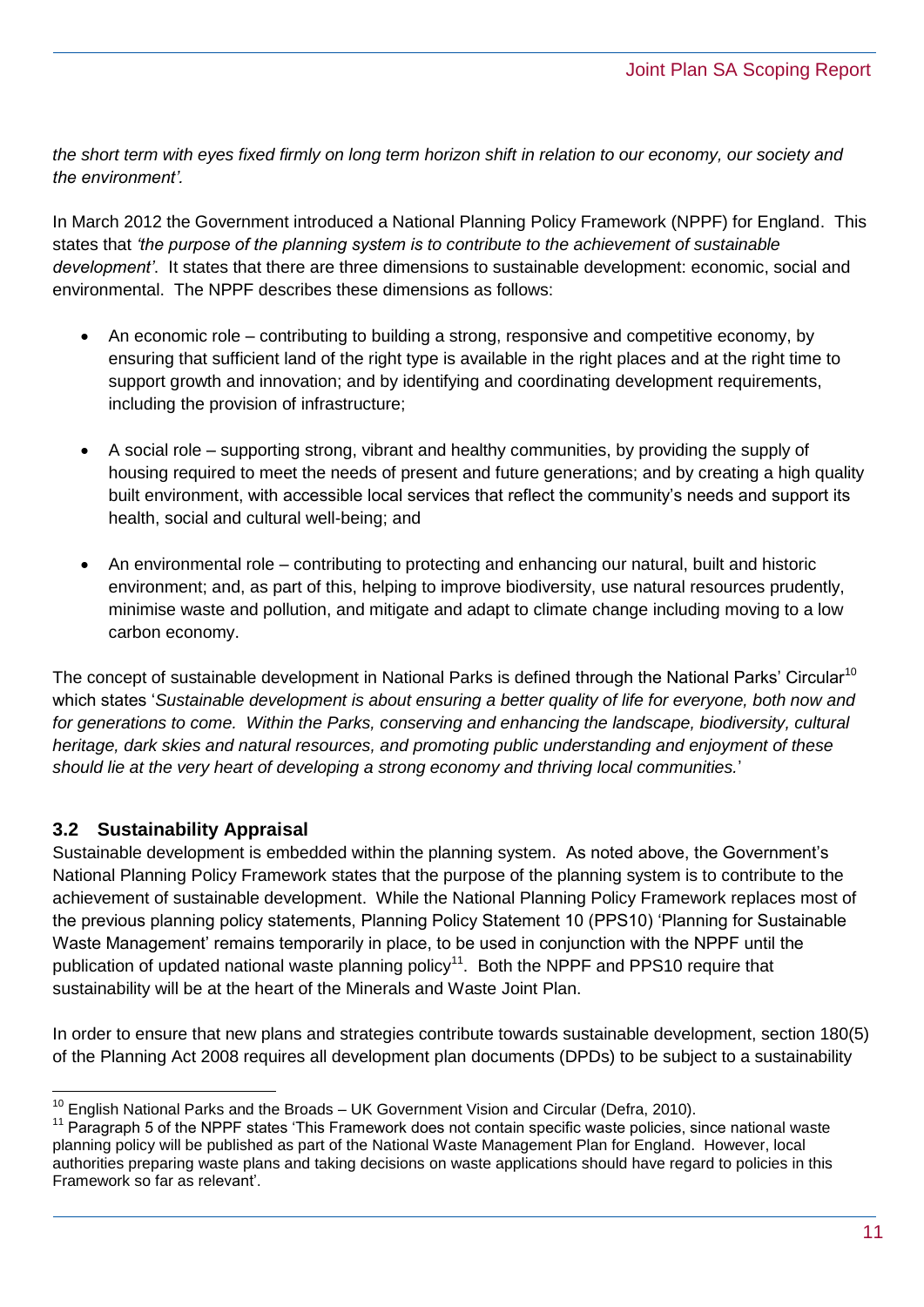*the short term with eyes fixed firmly on long term horizon shift in relation to our economy, our society and the environment'.*

In March 2012 the Government introduced a National Planning Policy Framework (NPPF) for England. This states that *'the purpose of the planning system is to contribute to the achievement of sustainable development'*. It states that there are three dimensions to sustainable development: economic, social and environmental. The NPPF describes these dimensions as follows:

- An economic role – contributing to building a strong, responsive and competitive economy, by ensuring that sufficient land of the right type is available in the right places and at the right time to support growth and innovation; and by identifying and coordinating development requirements, including the provision of infrastructure;

- A social role – supporting strong, vibrant and healthy communities, by providing the supply of housing required to meet the needs of present and future generations; and by creating a high quality built environment, with accessible local services that reflect the community's needs and support its health, social and cultural well-being; and

- An environmental role – contributing to protecting and enhancing our natural, built and historic environment; and, as part of this, helping to improve biodiversity, use natural resources prudently, minimise waste and pollution, and mitigate and adapt to climate change including moving to a low carbon economy.

The concept of sustainable development in National Parks is defined through the National Parks' Circular[10] which states '*Sustainable development is about ensuring a better quality of life for everyone, both now and for generations to come. Within the Parks, conserving and enhancing the landscape, biodiversity, cultural heritage, dark skies and natural resources, and promoting public understanding and enjoyment of these should lie at the very heart of developing a strong economy and thriving local communities.*'

## 3.2 Sustainability Appraisal

Sustainable development is embedded within the planning system. As noted above, the Government's National Planning Policy Framework states that the purpose of the planning system is to contribute to the achievement of sustainable development. While the National Planning Policy Framework replaces most of the previous planning policy statements, Planning Policy Statement 10 (PPS10) 'Planning for Sustainable Waste Management' remains temporarily in place, to be used in conjunction with the NPPF until the publication of updated national waste planning policy[11]. Both the NPPF and PPS10 require that sustainability will be at the heart of the Minerals and Waste Joint Plan.

In order to ensure that new plans and strategies contribute towards sustainable development, section 180(5) of the Planning Act 2008 requires all development plan documents (DPDs) to be subject to a sustainability

---

[10] English National Parks and the Broads – UK Government Vision and Circular (Defra, 2010).

[11] Paragraph 5 of the NPPF states 'This Framework does not contain specific waste policies, since national waste planning policy will be published as part of the National Waste Management Plan for England. However, local authorities preparing waste plans and taking decisions on waste applications should have regard to policies in this Framework so far as relevant'.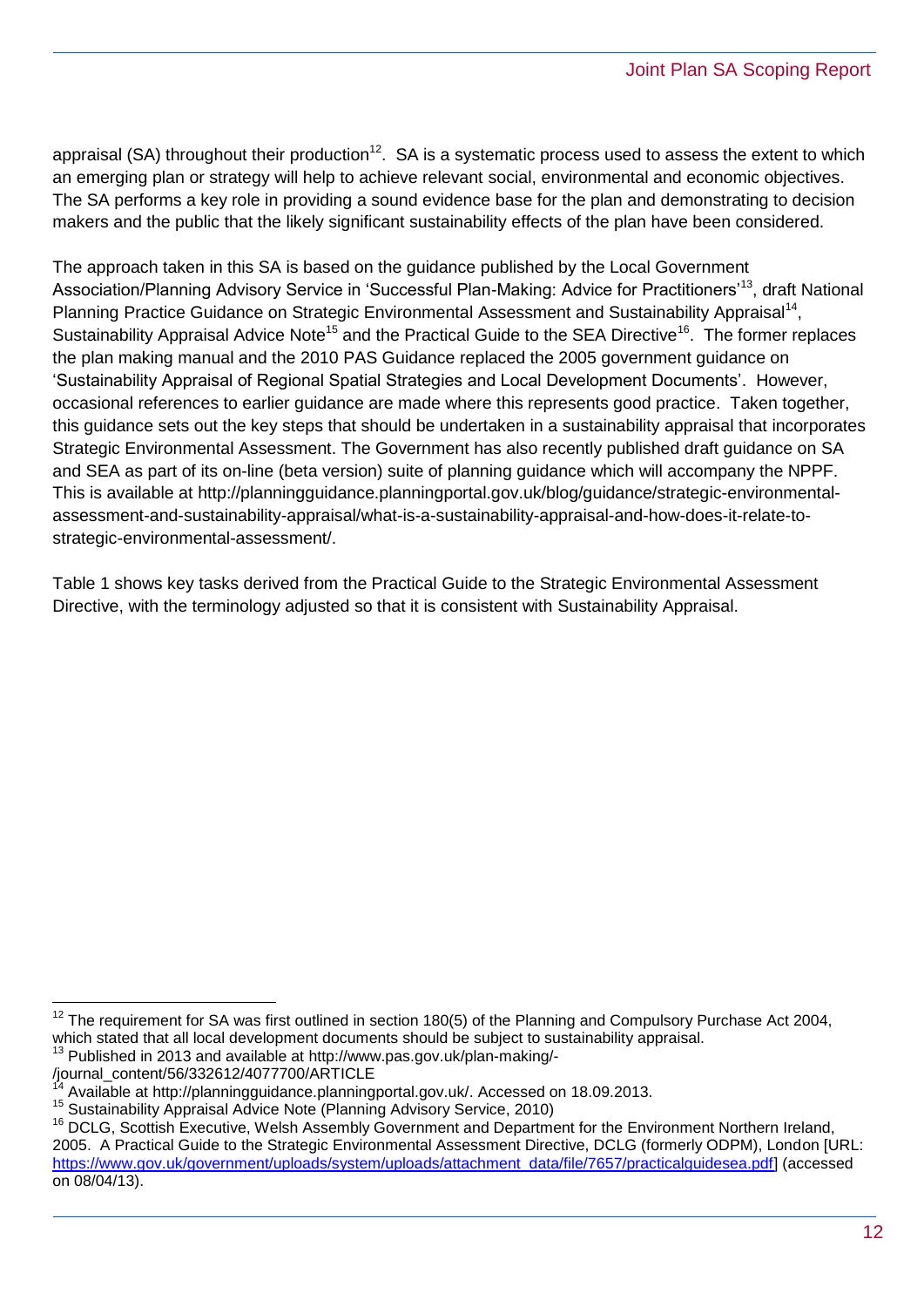appraisal (SA) throughout their production[12]. SA is a systematic process used to assess the extent to which an emerging plan or strategy will help to achieve relevant social, environmental and economic objectives. The SA performs a key role in providing a sound evidence base for the plan and demonstrating to decision makers and the public that the likely significant sustainability effects of the plan have been considered.

The approach taken in this SA is based on the guidance published by the Local Government Association/Planning Advisory Service in 'Successful Plan-Making: Advice for Practitioners'[13], draft National Planning Practice Guidance on Strategic Environmental Assessment and Sustainability Appraisal[14], Sustainability Appraisal Advice Note[15] and the Practical Guide to the SEA Directive[16]. The former replaces the plan making manual and the 2010 PAS Guidance replaced the 2005 government guidance on 'Sustainability Appraisal of Regional Spatial Strategies and Local Development Documents'. However, occasional references to earlier guidance are made where this represents good practice. Taken together, this guidance sets out the key steps that should be undertaken in a sustainability appraisal that incorporates Strategic Environmental Assessment. The Government has also recently published draft guidance on SA and SEA as part of its on-line (beta version) suite of planning guidance which will accompany the NPPF. This is available at http://planningguidance.planningportal.gov.uk/blog/guidance/strategic-environmental-assessment-and-sustainability-appraisal/what-is-a-sustainability-appraisal-and-how-does-it-relate-to-strategic-environmental-assessment/.

Table 1 shows key tasks derived from the Practical Guide to the Strategic Environmental Assessment Directive, with the terminology adjusted so that it is consistent with Sustainability Appraisal.

---

[12] The requirement for SA was first outlined in section 180(5) of the Planning and Compulsory Purchase Act 2004, which stated that all local development documents should be subject to sustainability appraisal.

[13] Published in 2013 and available at http://www.pas.gov.uk/plan-making/-/journal_content/56/332612/4077700/ARTICLE

[14] Available at http://planningguidance.planningportal.gov.uk/. Accessed on 18.09.2013.

[15] Sustainability Appraisal Advice Note (Planning Advisory Service, 2010)

[16] DCLG, Scottish Executive, Welsh Assembly Government and Department for the Environment Northern Ireland, 2005. A Practical Guide to the Strategic Environmental Assessment Directive, DCLG (formerly ODPM), London [URL: https://www.gov.uk/government/uploads/system/uploads/attachment_data/file/7657/practicalguidesea.pdf] (accessed on 08/04/13).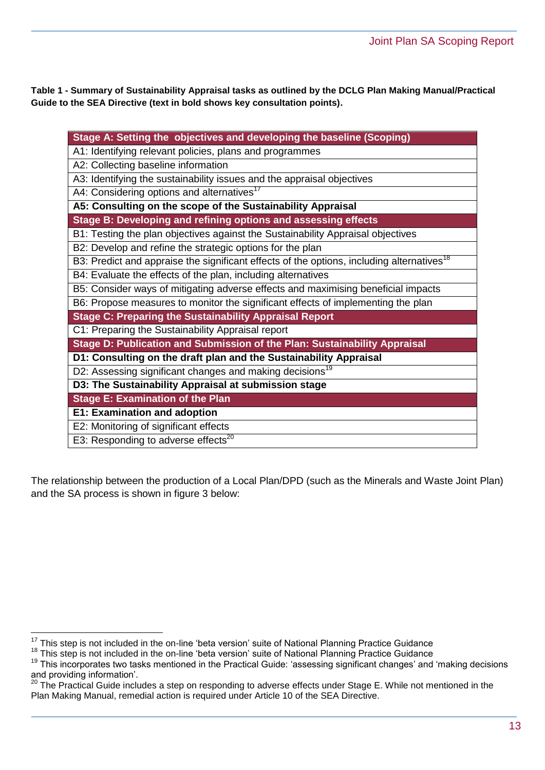**Table 1 - Summary of Sustainability Appraisal tasks as outlined by the DCLG Plan Making Manual/Practical Guide to the SEA Directive (text in bold shows key consultation points).**

| **Stage A: Setting the objectives and developing the baseline (Scoping)** |
|---|
| A1: Identifying relevant policies, plans and programmes |
| A2: Collecting baseline information |
| A3: Identifying the sustainability issues and the appraisal objectives |
| A4: Considering options and alternatives[17] |
| **A5: Consulting on the scope of the Sustainability Appraisal** |
| **Stage B: Developing and refining options and assessing effects** |
| B1: Testing the plan objectives against the Sustainability Appraisal objectives |
| B2: Develop and refine the strategic options for the plan |
| B3: Predict and appraise the significant effects of the options, including alternatives[18] |
| B4: Evaluate the effects of the plan, including alternatives |
| B5: Consider ways of mitigating adverse effects and maximising beneficial impacts |
| B6: Propose measures to monitor the significant effects of implementing the plan |
| **Stage C: Preparing the Sustainability Appraisal Report** |
| C1: Preparing the Sustainability Appraisal report |
| **Stage D: Publication and Submission of the Plan: Sustainability Appraisal** |
| **D1: Consulting on the draft plan and the Sustainability Appraisal** |
| D2: Assessing significant changes and making decisions[19] |
| **D3: The Sustainability Appraisal at submission stage** |
| **Stage E: Examination of the Plan** |
| **E1: Examination and adoption** |
| E2: Monitoring of significant effects |
| E3: Responding to adverse effects[20] |

The relationship between the production of a Local Plan/DPD (such as the Minerals and Waste Joint Plan) and the SA process is shown in figure 3 below:

[17] This step is not included in the on-line 'beta version' suite of National Planning Practice Guidance

[18] This step is not included in the on-line 'beta version' suite of National Planning Practice Guidance

[19] This incorporates two tasks mentioned in the Practical Guide: 'assessing significant changes' and 'making decisions and providing information'.

[20] The Practical Guide includes a step on responding to adverse effects under Stage E. While not mentioned in the Plan Making Manual, remedial action is required under Article 10 of the SEA Directive.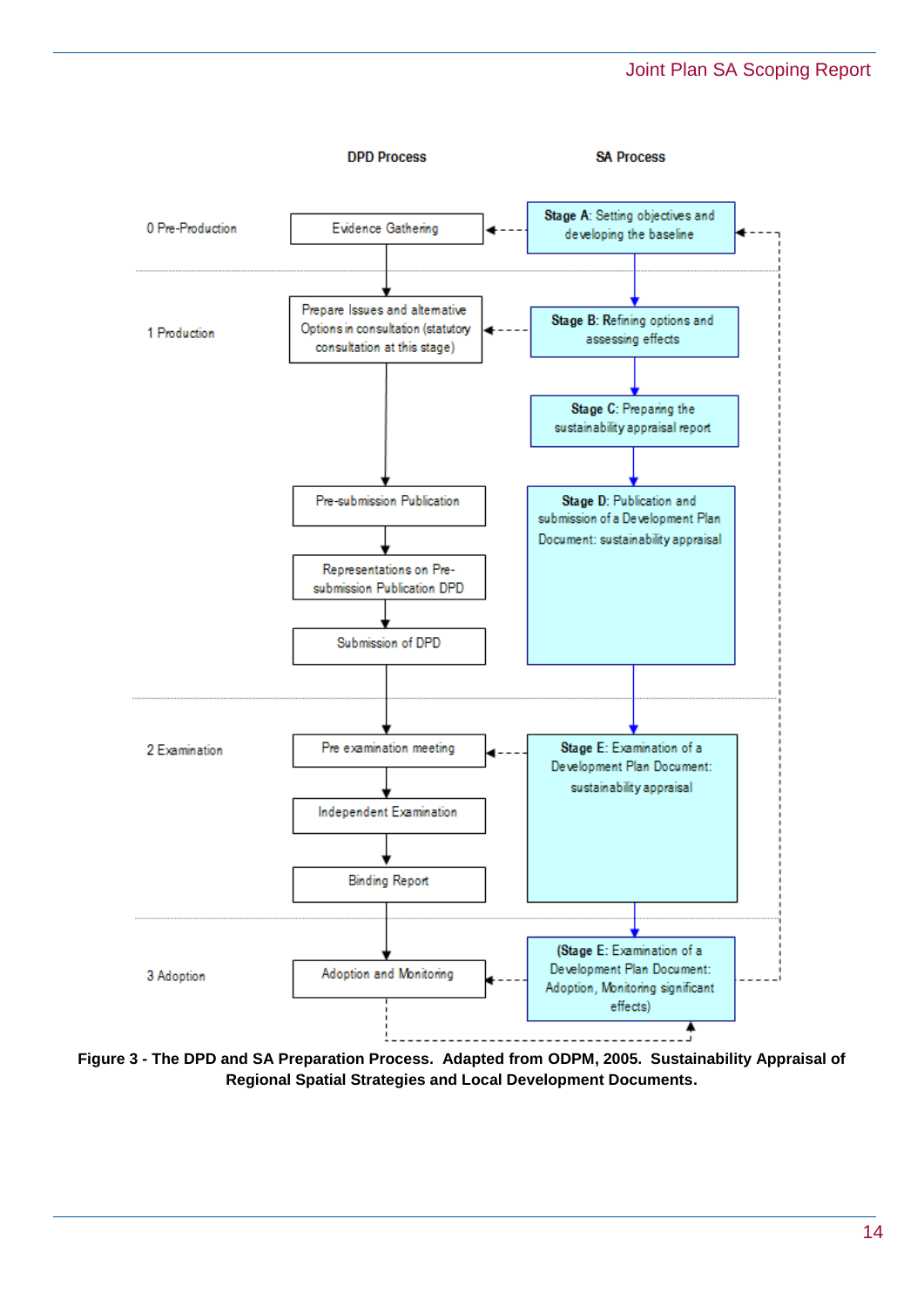| | DPD Process | SA Process |
|---|---|---|
| 0 Pre-Production | Evidence Gathering | **Stage A**: Setting objectives and developing the baseline |
| 1 Production | Prepare Issues and alternative Options in consultation (statutory consultation at this stage) | **Stage B**: Refining options and assessing effects |
| | | **Stage C**: Preparing the sustainability appraisal report |
| | Pre-submission Publication | **Stage D**: Publication and submission of a Development Plan Document: sustainability appraisal |
| | Representations on Pre-submission Publication DPD | |
| | Submission of DPD | |
| 2 Examination | Pre examination meeting | **Stage E**: Examination of a Development Plan Document: sustainability appraisal |
| | Independent Examination | |
| | Binding Report | |
| 3 Adoption | Adoption and Monitoring | (**Stage E**: Examination of a Development Plan Document: Adoption, Monitoring significant effects) |

**Figure 3 - The DPD and SA Preparation Process. Adapted from ODPM, 2005. Sustainability Appraisal of Regional Spatial Strategies and Local Development Documents.**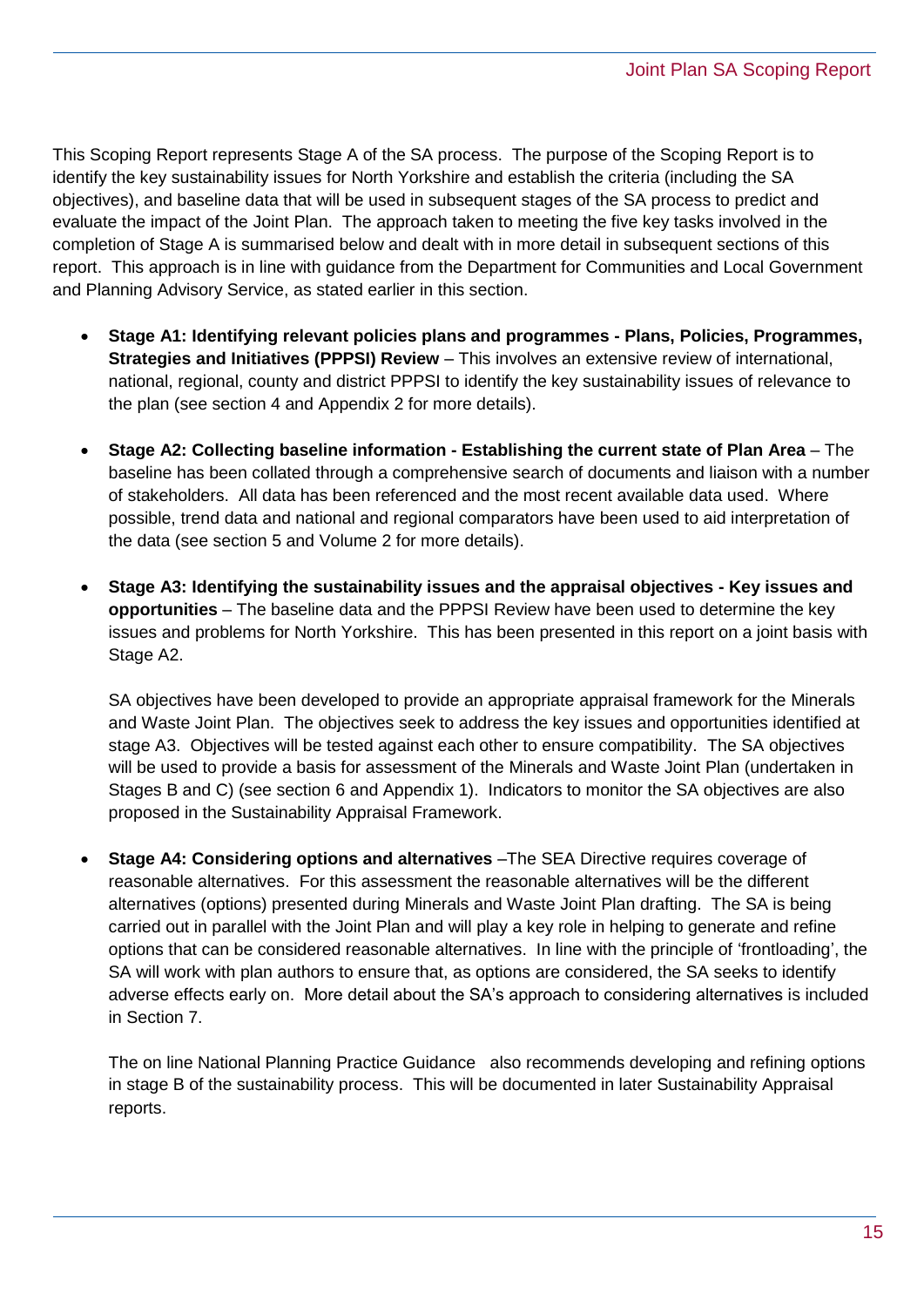This Scoping Report represents Stage A of the SA process. The purpose of the Scoping Report is to identify the key sustainability issues for North Yorkshire and establish the criteria (including the SA objectives), and baseline data that will be used in subsequent stages of the SA process to predict and evaluate the impact of the Joint Plan. The approach taken to meeting the five key tasks involved in the completion of Stage A is summarised below and dealt with in more detail in subsequent sections of this report. This approach is in line with guidance from the Department for Communities and Local Government and Planning Advisory Service, as stated earlier in this section.

- **Stage A1: Identifying relevant policies plans and programmes - Plans, Policies, Programmes, Strategies and Initiatives (PPPSI) Review** – This involves an extensive review of international, national, regional, county and district PPPSI to identify the key sustainability issues of relevance to the plan (see section 4 and Appendix 2 for more details).

- **Stage A2: Collecting baseline information - Establishing the current state of Plan Area** – The baseline has been collated through a comprehensive search of documents and liaison with a number of stakeholders. All data has been referenced and the most recent available data used. Where possible, trend data and national and regional comparators have been used to aid interpretation of the data (see section 5 and Volume 2 for more details).

- **Stage A3: Identifying the sustainability issues and the appraisal objectives - Key issues and opportunities** – The baseline data and the PPPSI Review have been used to determine the key issues and problems for North Yorkshire. This has been presented in this report on a joint basis with Stage A2.

  SA objectives have been developed to provide an appropriate appraisal framework for the Minerals and Waste Joint Plan. The objectives seek to address the key issues and opportunities identified at stage A3. Objectives will be tested against each other to ensure compatibility. The SA objectives will be used to provide a basis for assessment of the Minerals and Waste Joint Plan (undertaken in Stages B and C) (see section 6 and Appendix 1). Indicators to monitor the SA objectives are also proposed in the Sustainability Appraisal Framework.

- **Stage A4: Considering options and alternatives** –The SEA Directive requires coverage of reasonable alternatives. For this assessment the reasonable alternatives will be the different alternatives (options) presented during Minerals and Waste Joint Plan drafting. The SA is being carried out in parallel with the Joint Plan and will play a key role in helping to generate and refine options that can be considered reasonable alternatives. In line with the principle of 'frontloading', the SA will work with plan authors to ensure that, as options are considered, the SA seeks to identify adverse effects early on. More detail about the SA's approach to considering alternatives is included in Section 7.

  The on line National Planning Practice Guidance also recommends developing and refining options in stage B of the sustainability process. This will be documented in later Sustainability Appraisal reports.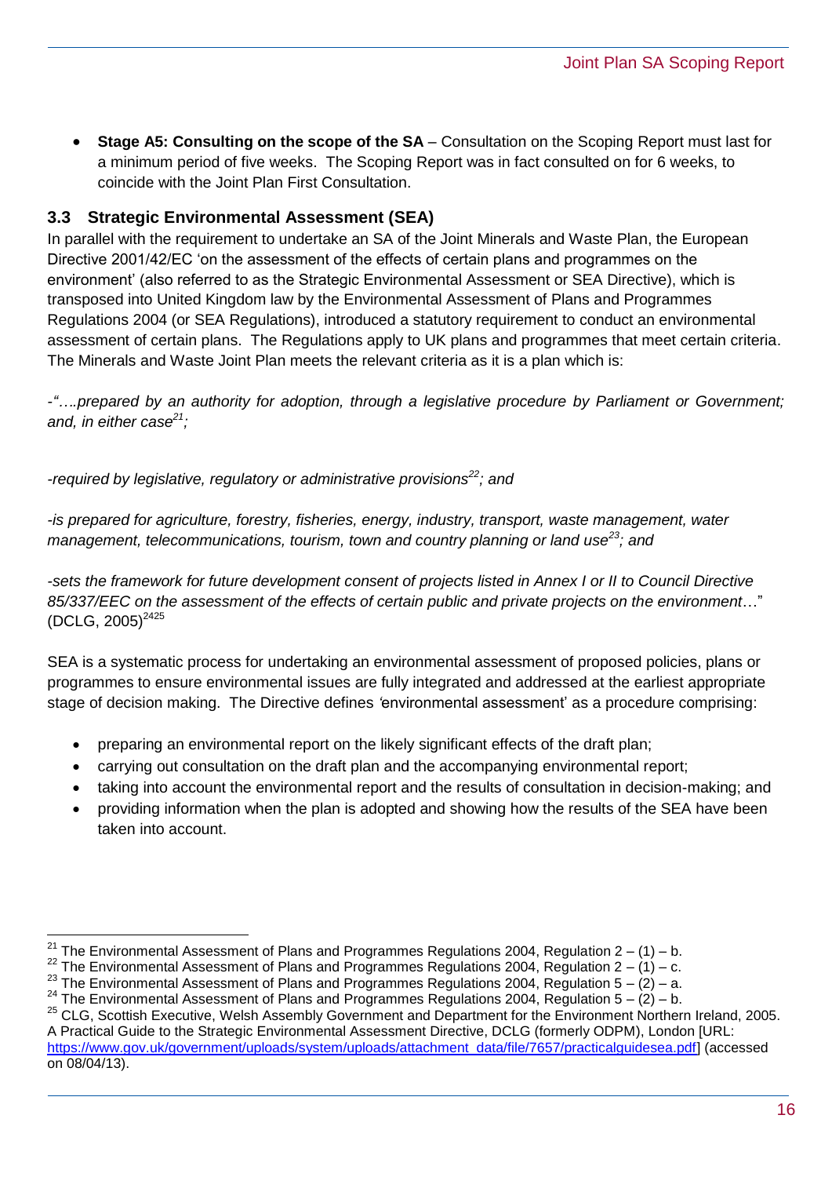- **Stage A5: Consulting on the scope of the SA** – Consultation on the Scoping Report must last for a minimum period of five weeks. The Scoping Report was in fact consulted on for 6 weeks, to coincide with the Joint Plan First Consultation.

### 3.3 Strategic Environmental Assessment (SEA)

In parallel with the requirement to undertake an SA of the Joint Minerals and Waste Plan, the European Directive 2001/42/EC 'on the assessment of the effects of certain plans and programmes on the environment' (also referred to as the Strategic Environmental Assessment or SEA Directive), which is transposed into United Kingdom law by the Environmental Assessment of Plans and Programmes Regulations 2004 (or SEA Regulations), introduced a statutory requirement to conduct an environmental assessment of certain plans. The Regulations apply to UK plans and programmes that meet certain criteria. The Minerals and Waste Joint Plan meets the relevant criteria as it is a plan which is:

*-"….prepared by an authority for adoption, through a legislative procedure by Parliament or Government; and, in either case*[21]*;*

*-required by legislative, regulatory or administrative provisions*[22]*; and*

*-is prepared for agriculture, forestry, fisheries, energy, industry, transport, waste management, water management, telecommunications, tourism, town and country planning or land use*[23]*; and*

*-sets the framework for future development consent of projects listed in Annex I or II to Council Directive 85/337/EEC on the assessment of the effects of certain public and private projects on the environment*…" (DCLG, 2005)[24][25]

SEA is a systematic process for undertaking an environmental assessment of proposed policies, plans or programmes to ensure environmental issues are fully integrated and addressed at the earliest appropriate stage of decision making. The Directive defines 'environmental assessment' as a procedure comprising:

- preparing an environmental report on the likely significant effects of the draft plan;
- carrying out consultation on the draft plan and the accompanying environmental report;
- taking into account the environmental report and the results of consultation in decision-making; and
- providing information when the plan is adopted and showing how the results of the SEA have been taken into account.

---

[21] The Environmental Assessment of Plans and Programmes Regulations 2004, Regulation 2 – (1) – b.
[22] The Environmental Assessment of Plans and Programmes Regulations 2004, Regulation 2 – (1) – c.
[23] The Environmental Assessment of Plans and Programmes Regulations 2004, Regulation 5 – (2) – a.
[24] The Environmental Assessment of Plans and Programmes Regulations 2004, Regulation 5 – (2) – b.
[25] CLG, Scottish Executive, Welsh Assembly Government and Department for the Environment Northern Ireland, 2005. A Practical Guide to the Strategic Environmental Assessment Directive, DCLG (formerly ODPM), London [URL: https://www.gov.uk/government/uploads/system/uploads/attachment_data/file/7657/practicalguidesea.pdf] (accessed on 08/04/13).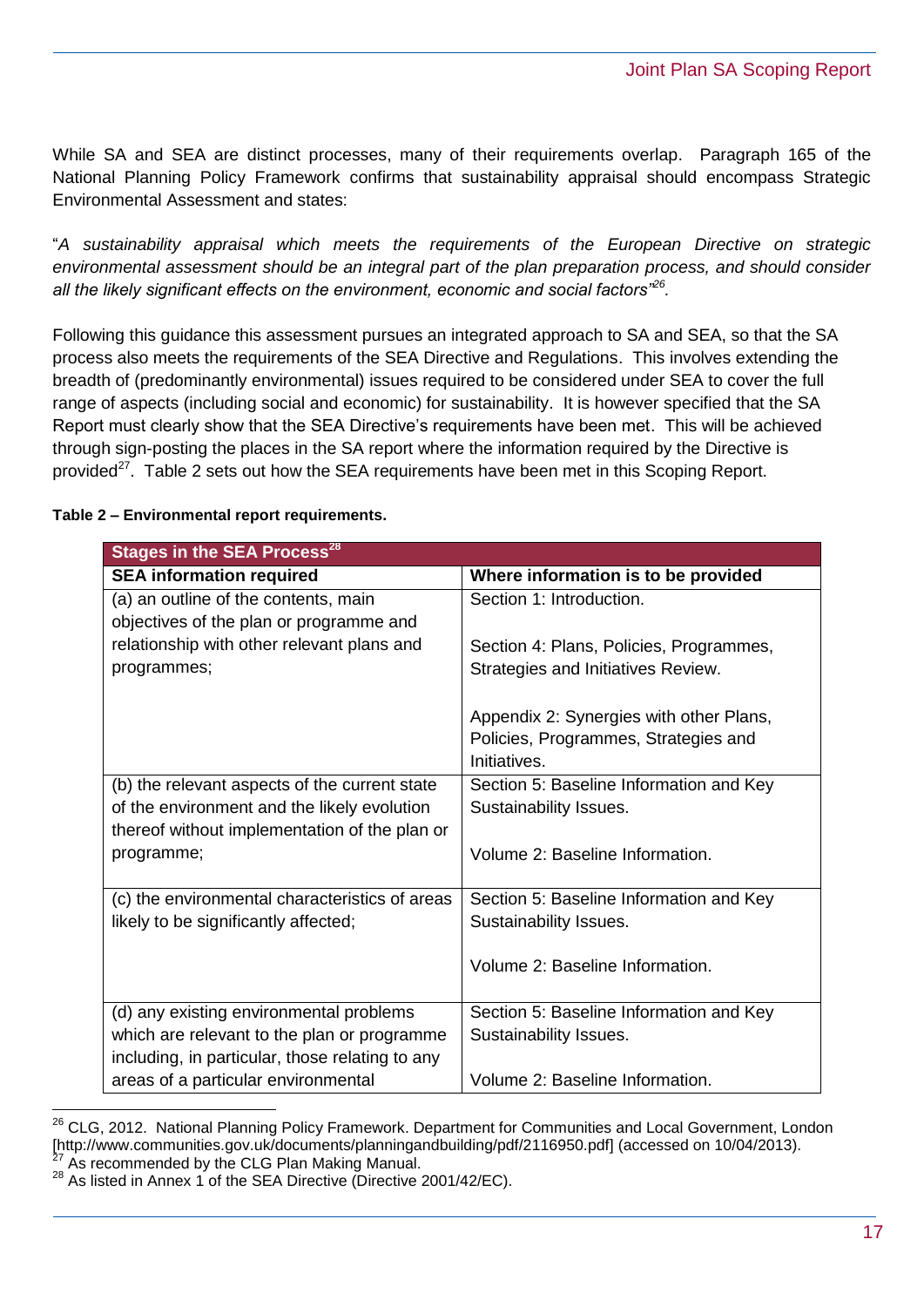While SA and SEA are distinct processes, many of their requirements overlap. Paragraph 165 of the National Planning Policy Framework confirms that sustainability appraisal should encompass Strategic Environmental Assessment and states:

"*A sustainability appraisal which meets the requirements of the European Directive on strategic environmental assessment should be an integral part of the plan preparation process, and should consider all the likely significant effects on the environment, economic and social factors*"[26].

Following this guidance this assessment pursues an integrated approach to SA and SEA, so that the SA process also meets the requirements of the SEA Directive and Regulations. This involves extending the breadth of (predominantly environmental) issues required to be considered under SEA to cover the full range of aspects (including social and economic) for sustainability. It is however specified that the SA Report must clearly show that the SEA Directive's requirements have been met. This will be achieved through sign-posting the places in the SA report where the information required by the Directive is provided[27]. Table 2 sets out how the SEA requirements have been met in this Scoping Report.

**Table 2 – Environmental report requirements.**

| **Stages in the SEA Process[28]** | |
|---|---|
| **SEA information required** | **Where information is to be provided** |
| (a) an outline of the contents, main objectives of the plan or programme and relationship with other relevant plans and programmes; | Section 1: Introduction.<br><br>Section 4: Plans, Policies, Programmes, Strategies and Initiatives Review.<br><br>Appendix 2: Synergies with other Plans, Policies, Programmes, Strategies and Initiatives. |
| (b) the relevant aspects of the current state of the environment and the likely evolution thereof without implementation of the plan or programme; | Section 5: Baseline Information and Key Sustainability Issues.<br><br>Volume 2: Baseline Information. |
| (c) the environmental characteristics of areas likely to be significantly affected; | Section 5: Baseline Information and Key Sustainability Issues.<br><br>Volume 2: Baseline Information. |
| (d) any existing environmental problems which are relevant to the plan or programme including, in particular, those relating to any areas of a particular environmental | Section 5: Baseline Information and Key Sustainability Issues.<br><br>Volume 2: Baseline Information. |

[26] CLG, 2012. National Planning Policy Framework. Department for Communities and Local Government, London [http://www.communities.gov.uk/documents/planningandbuilding/pdf/2116950.pdf] (accessed on 10/04/2013).

[27] As recommended by the CLG Plan Making Manual.

[28] As listed in Annex 1 of the SEA Directive (Directive 2001/42/EC).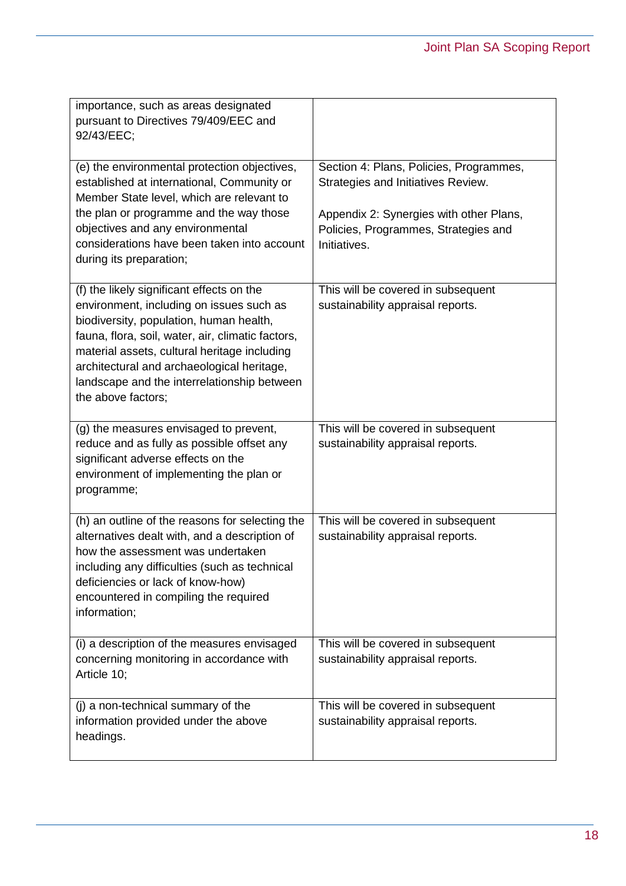| | |
|---|---|
| importance, such as areas designated pursuant to Directives 79/409/EEC and 92/43/EEC; | |
| (e) the environmental protection objectives, established at international, Community or Member State level, which are relevant to the plan or programme and the way those objectives and any environmental considerations have been taken into account during its preparation; | Section 4: Plans, Policies, Programmes, Strategies and Initiatives Review.<br><br>Appendix 2: Synergies with other Plans, Policies, Programmes, Strategies and Initiatives. |
| (f) the likely significant effects on the environment, including on issues such as biodiversity, population, human health, fauna, flora, soil, water, air, climatic factors, material assets, cultural heritage including architectural and archaeological heritage, landscape and the interrelationship between the above factors; | This will be covered in subsequent sustainability appraisal reports. |
| (g) the measures envisaged to prevent, reduce and as fully as possible offset any significant adverse effects on the environment of implementing the plan or programme; | This will be covered in subsequent sustainability appraisal reports. |
| (h) an outline of the reasons for selecting the alternatives dealt with, and a description of how the assessment was undertaken including any difficulties (such as technical deficiencies or lack of know-how) encountered in compiling the required information; | This will be covered in subsequent sustainability appraisal reports. |
| (i) a description of the measures envisaged concerning monitoring in accordance with Article 10; | This will be covered in subsequent sustainability appraisal reports. |
| (j) a non-technical summary of the information provided under the above headings. | This will be covered in subsequent sustainability appraisal reports. |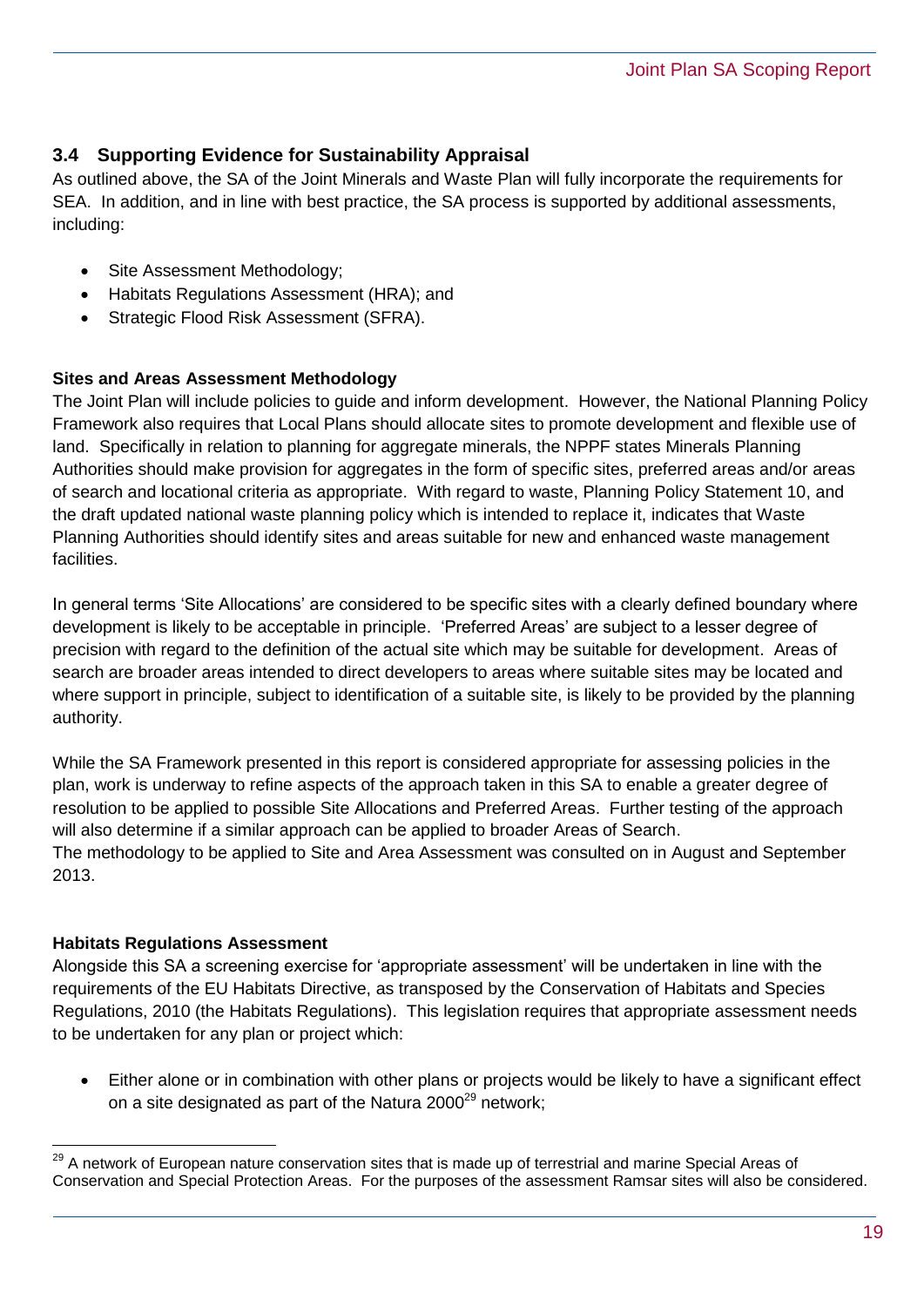## 3.4 Supporting Evidence for Sustainability Appraisal

As outlined above, the SA of the Joint Minerals and Waste Plan will fully incorporate the requirements for SEA. In addition, and in line with best practice, the SA process is supported by additional assessments, including:

- Site Assessment Methodology;
- Habitats Regulations Assessment (HRA); and
- Strategic Flood Risk Assessment (SFRA).

**Sites and Areas Assessment Methodology**

The Joint Plan will include policies to guide and inform development. However, the National Planning Policy Framework also requires that Local Plans should allocate sites to promote development and flexible use of land. Specifically in relation to planning for aggregate minerals, the NPPF states Minerals Planning Authorities should make provision for aggregates in the form of specific sites, preferred areas and/or areas of search and locational criteria as appropriate. With regard to waste, Planning Policy Statement 10, and the draft updated national waste planning policy which is intended to replace it, indicates that Waste Planning Authorities should identify sites and areas suitable for new and enhanced waste management facilities.

In general terms 'Site Allocations' are considered to be specific sites with a clearly defined boundary where development is likely to be acceptable in principle. 'Preferred Areas' are subject to a lesser degree of precision with regard to the definition of the actual site which may be suitable for development. Areas of search are broader areas intended to direct developers to areas where suitable sites may be located and where support in principle, subject to identification of a suitable site, is likely to be provided by the planning authority.

While the SA Framework presented in this report is considered appropriate for assessing policies in the plan, work is underway to refine aspects of the approach taken in this SA to enable a greater degree of resolution to be applied to possible Site Allocations and Preferred Areas. Further testing of the approach will also determine if a similar approach can be applied to broader Areas of Search.
The methodology to be applied to Site and Area Assessment was consulted on in August and September 2013.

**Habitats Regulations Assessment**

Alongside this SA a screening exercise for 'appropriate assessment' will be undertaken in line with the requirements of the EU Habitats Directive, as transposed by the Conservation of Habitats and Species Regulations, 2010 (the Habitats Regulations). This legislation requires that appropriate assessment needs to be undertaken for any plan or project which:

- Either alone or in combination with other plans or projects would be likely to have a significant effect on a site designated as part of the Natura 2000[29] network;

[29] A network of European nature conservation sites that is made up of terrestrial and marine Special Areas of Conservation and Special Protection Areas. For the purposes of the assessment Ramsar sites will also be considered.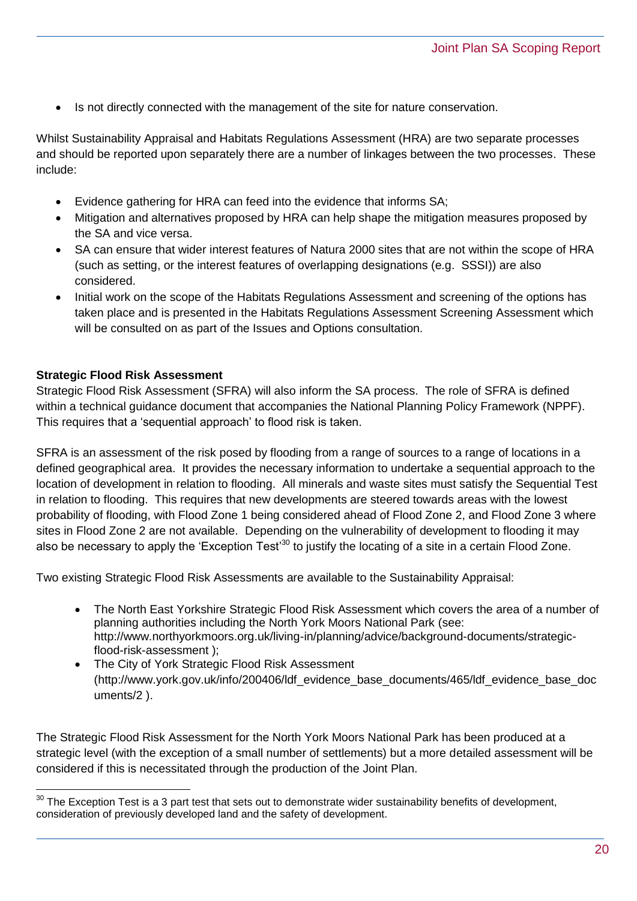- Is not directly connected with the management of the site for nature conservation.

Whilst Sustainability Appraisal and Habitats Regulations Assessment (HRA) are two separate processes and should be reported upon separately there are a number of linkages between the two processes. These include:

- Evidence gathering for HRA can feed into the evidence that informs SA;
- Mitigation and alternatives proposed by HRA can help shape the mitigation measures proposed by the SA and vice versa.
- SA can ensure that wider interest features of Natura 2000 sites that are not within the scope of HRA (such as setting, or the interest features of overlapping designations (e.g. SSSI)) are also considered.
- Initial work on the scope of the Habitats Regulations Assessment and screening of the options has taken place and is presented in the Habitats Regulations Assessment Screening Assessment which will be consulted on as part of the Issues and Options consultation.

**Strategic Flood Risk Assessment**

Strategic Flood Risk Assessment (SFRA) will also inform the SA process. The role of SFRA is defined within a technical guidance document that accompanies the National Planning Policy Framework (NPPF). This requires that a 'sequential approach' to flood risk is taken.

SFRA is an assessment of the risk posed by flooding from a range of sources to a range of locations in a defined geographical area. It provides the necessary information to undertake a sequential approach to the location of development in relation to flooding. All minerals and waste sites must satisfy the Sequential Test in relation to flooding. This requires that new developments are steered towards areas with the lowest probability of flooding, with Flood Zone 1 being considered ahead of Flood Zone 2, and Flood Zone 3 where sites in Flood Zone 2 are not available. Depending on the vulnerability of development to flooding it may also be necessary to apply the 'Exception Test'[30] to justify the locating of a site in a certain Flood Zone.

Two existing Strategic Flood Risk Assessments are available to the Sustainability Appraisal:

- The North East Yorkshire Strategic Flood Risk Assessment which covers the area of a number of planning authorities including the North York Moors National Park (see: http://www.northyorkmoors.org.uk/living-in/planning/advice/background-documents/strategic-flood-risk-assessment );
- The City of York Strategic Flood Risk Assessment (http://www.york.gov.uk/info/200406/ldf_evidence_base_documents/465/ldf_evidence_base_documents/2 ).

The Strategic Flood Risk Assessment for the North York Moors National Park has been produced at a strategic level (with the exception of a small number of settlements) but a more detailed assessment will be considered if this is necessitated through the production of the Joint Plan.

[30] The Exception Test is a 3 part test that sets out to demonstrate wider sustainability benefits of development, consideration of previously developed land and the safety of development.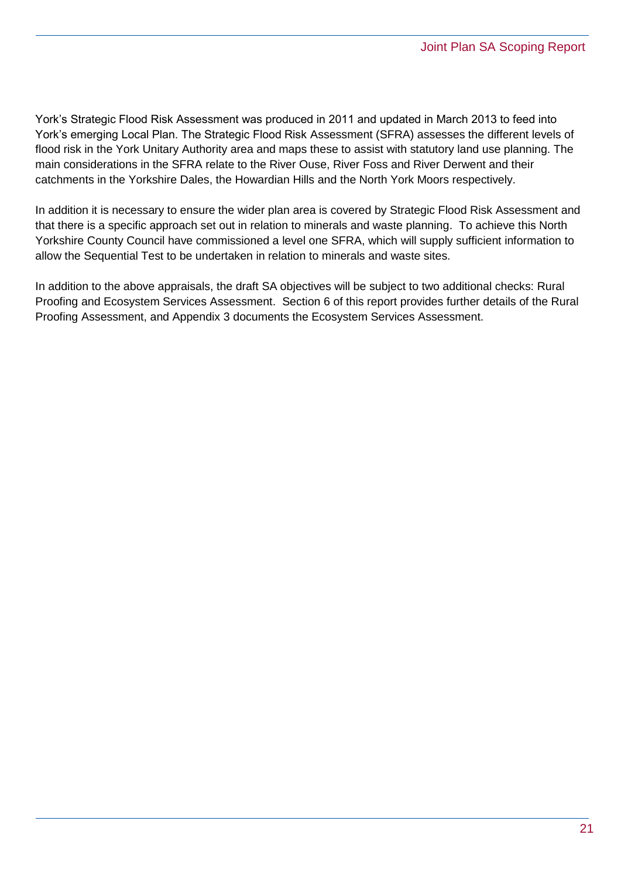York's Strategic Flood Risk Assessment was produced in 2011 and updated in March 2013 to feed into York's emerging Local Plan. The Strategic Flood Risk Assessment (SFRA) assesses the different levels of flood risk in the York Unitary Authority area and maps these to assist with statutory land use planning. The main considerations in the SFRA relate to the River Ouse, River Foss and River Derwent and their catchments in the Yorkshire Dales, the Howardian Hills and the North York Moors respectively.

In addition it is necessary to ensure the wider plan area is covered by Strategic Flood Risk Assessment and that there is a specific approach set out in relation to minerals and waste planning. To achieve this North Yorkshire County Council have commissioned a level one SFRA, which will supply sufficient information to allow the Sequential Test to be undertaken in relation to minerals and waste sites.

In addition to the above appraisals, the draft SA objectives will be subject to two additional checks: Rural Proofing and Ecosystem Services Assessment. Section 6 of this report provides further details of the Rural Proofing Assessment, and Appendix 3 documents the Ecosystem Services Assessment.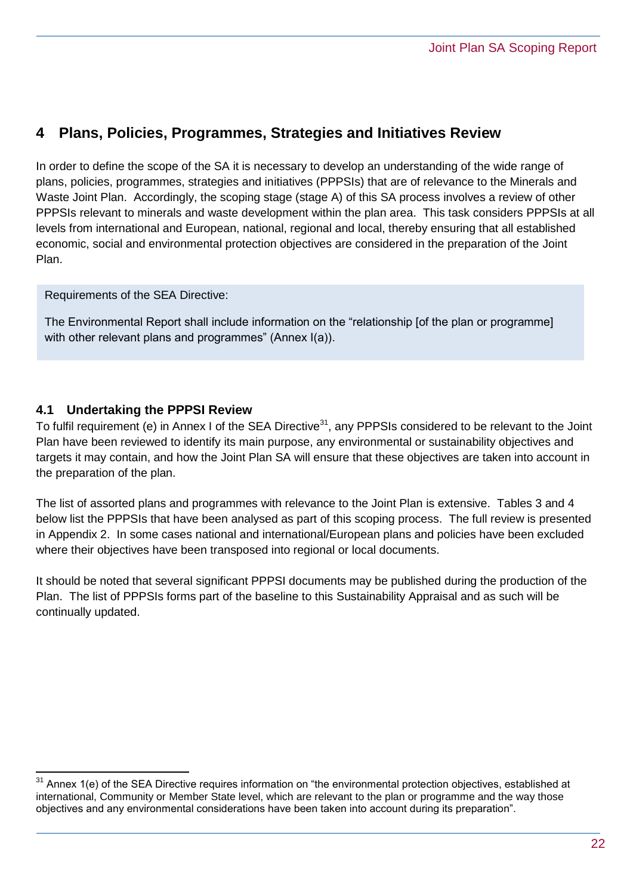# 4 Plans, Policies, Programmes, Strategies and Initiatives Review

In order to define the scope of the SA it is necessary to develop an understanding of the wide range of plans, policies, programmes, strategies and initiatives (PPPSIs) that are of relevance to the Minerals and Waste Joint Plan. Accordingly, the scoping stage (stage A) of this SA process involves a review of other PPPSIs relevant to minerals and waste development within the plan area. This task considers PPPSIs at all levels from international and European, national, regional and local, thereby ensuring that all established economic, social and environmental protection objectives are considered in the preparation of the Joint Plan.

> Requirements of the SEA Directive:
>
> The Environmental Report shall include information on the "relationship [of the plan or programme] with other relevant plans and programmes" (Annex I(a)).

## 4.1 Undertaking the PPPSI Review

To fulfil requirement (e) in Annex I of the SEA Directive[31], any PPPSIs considered to be relevant to the Joint Plan have been reviewed to identify its main purpose, any environmental or sustainability objectives and targets it may contain, and how the Joint Plan SA will ensure that these objectives are taken into account in the preparation of the plan.

The list of assorted plans and programmes with relevance to the Joint Plan is extensive. Tables 3 and 4 below list the PPPSIs that have been analysed as part of this scoping process. The full review is presented in Appendix 2. In some cases national and international/European plans and policies have been excluded where their objectives have been transposed into regional or local documents.

It should be noted that several significant PPPSI documents may be published during the production of the Plan. The list of PPPSIs forms part of the baseline to this Sustainability Appraisal and as such will be continually updated.

---

[31] Annex 1(e) of the SEA Directive requires information on "the environmental protection objectives, established at international, Community or Member State level, which are relevant to the plan or programme and the way those objectives and any environmental considerations have been taken into account during its preparation".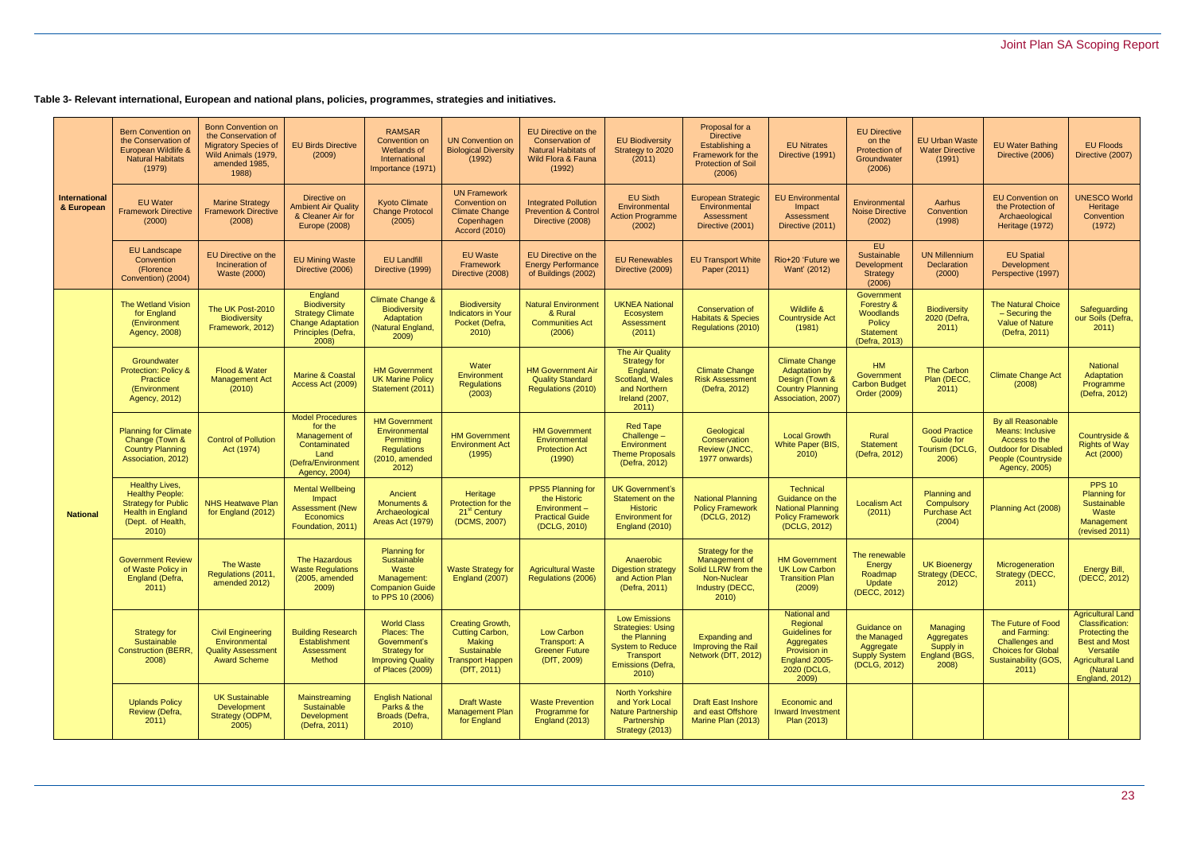**Table 3- Relevant international, European and national plans, policies, programmes, strategies and initiatives.**

| | | | | | | | | | | | | | |
|---|---|---|---|---|---|---|---|---|---|---|---|---|---|
| **International & European** | Bern Convention on the Conservation of European Wildlife & Natural Habitats (1979) | Bonn Convention on the Conservation of Migratory Species of Wild Animals (1979, amended 1985, 1988) | EU Birds Directive (2009) | RAMSAR Convention on Wetlands of International Importance (1971) | UN Convention on Biological Diversity (1992) | EU Directive on the Conservation of Natural Habitats of Wild Flora & Fauna (1992) | EU Biodiversity Strategy to 2020 (2011) | Proposal for a Directive Establishing a Framework for the Protection of Soil (2006) | EU Nitrates Directive (1991) | EU Directive on the Protection of Groundwater (2006) | EU Urban Waste Water Directive (1991) | EU Water Bathing Directive (2006) | EU Floods Directive (2007) |
| | EU Water Framework Directive (2000) | Marine Strategy Framework Directive (2008) | Directive on Ambient Air Quality & Cleaner Air for Europe (2008) | Kyoto Climate Change Protocol (2005) | UN Framework Convention on Climate Change Copenhagen Accord (2010) | Integrated Pollution Prevention & Control Directive (2008) | EU Sixth Environmental Action Programme (2002) | European Strategic Environmental Assessment Directive (2001) | EU Environmental Impact Assessment Directive (2011) | Environmental Noise Directive (2002) | Aarhus Convention (1998) | EU Convention on the Protection of Archaeological Heritage (1972) | UNESCO World Heritage Convention (1972) |
| | EU Landscape Convention (Florence Convention) (2004) | EU Directive on the Incineration of Waste (2000) | EU Mining Waste Directive (2006) | EU Landfill Directive (1999) | EU Waste Framework Directive (2008) | EU Directive on the Energy Performance of Buildings (2002) | EU Renewables Directive (2009) | EU Transport White Paper (2011) | Rio+20 'Future we Want' (2012) | EU Sustainable Development Strategy (2006) | UN Millennium Declaration (2000) | EU Spatial Development Perspective (1997) | |
| **National** | The Wetland Vision for England (Environment Agency, 2008) | The UK Post-2010 Biodiversity Framework, 2012) | England Biodiversity Strategy Climate Change Adaptation Principles (Defra, 2008) | Climate Change & Biodiversity Adaptation (Natural England, 2009) | Biodiversity Indicators in Your Pocket (Defra, 2010) | Natural Environment & Rural Communities Act (2006) | UKNEA National Ecosystem Assessment (2011) | Conservation of Habitats & Species Regulations (2010) | Wildlife & Countryside Act (1981) | Government Forestry & Woodlands Policy Statement (Defra, 2013) | Biodiversity 2020 (Defra, 2011) | The Natural Choice – Securing the Value of Nature (Defra, 2011) | Safeguarding our Soils (Defra, 2011) |
| | Groundwater Protection: Policy & Practice (Environment Agency, 2012) | Flood & Water Management Act (2010) | Marine & Coastal Access Act (2009) | HM Government UK Marine Policy Statement (2011) | Water Environment Regulations (2003) | HM Government Air Quality Standard Regulations (2010) | The Air Quality Strategy for England, Scotland, Wales and Northern Ireland (2007, 2011) | Climate Change Risk Assessment (Defra, 2012) | Climate Change Adaptation by Design (Town & Country Planning Association, 2007) | HM Government Carbon Budget Order (2009) | The Carbon Plan (DECC, 2011) | Climate Change Act (2008) | National Adaptation Programme (Defra, 2012) |
| | Planning for Climate Change (Town & Country Planning Association, 2012) | Control of Pollution Act (1974) | Model Procedures for the Management of Contaminated Land (Defra/Environment Agency, 2004) | HM Government Environmental Permitting Regulations (2010, amended 2012) | HM Government Environment Act (1995) | HM Government Environmental Protection Act (1990) | Red Tape Challenge – Environment Theme Proposals (Defra, 2012) | Geological Conservation Review (JNCC, 1977 onwards) | Local Growth White Paper (BIS, 2010) | Rural Statement (Defra, 2012) | Good Practice Guide for Tourism (DCLG, 2006) | By all Reasonable Means: Inclusive Access to the Outdoor for Disabled People (Countryside Agency, 2005) | Countryside & Rights of Way Act (2000) |
| | Healthy Lives, Healthy People: Strategy for Public Health in England (Dept. of Health, 2010) | NHS Heatwave Plan for England (2012) | Mental Wellbeing Impact Assessment (New Economics Foundation, 2011) | Ancient Monuments & Archaeological Areas Act (1979) | Heritage Protection for the 21[st] Century (DCMS, 2007) | PPS5 Planning for the Historic Environment – Practical Guide (DCLG, 2010) | UK Government's Statement on the Historic Environment for England (2010) | National Planning Policy Framework (DCLG, 2012) | Technical Guidance on the National Planning Policy Framework (DCLG, 2012) | Localism Act (2011) | Planning and Compulsory Purchase Act (2004) | Planning Act (2008) | PPS 10 Planning for Sustainable Waste Management (revised 2011) |
| | Government Review of Waste Policy in England (Defra, 2011) | The Waste Regulations (2011, amended 2012) | The Hazardous Waste Regulations (2005, amended 2009) | Planning for Sustainable Waste Management: Companion Guide to PPS 10 (2006) | Waste Strategy for England (2007) | Agricultural Waste Regulations (2006) | Anaerobic Digestion strategy and Action Plan (Defra, 2011) | Strategy for the Management of Solid LLRW from the Non-Nuclear Industry (DECC, 2010) | HM Government UK Low Carbon Transition Plan (2009) | The renewable Energy Roadmap Update (DECC, 2012) | UK Bioenergy Strategy (DECC, 2012) | Microgeneration Strategy (DECC, 2011) | Energy Bill, (DECC, 2012) |
| | Strategy for Sustainable Construction (BERR, 2008) | Civil Engineering Environmental Quality Assessment Award Scheme | Building Research Establishment Assessment Method | World Class Places: The Government's Strategy for Improving Quality of Places (2009) | Creating Growth, Cutting Carbon, Making Sustainable Transport Happen (DfT, 2011) | Low Carbon Transport: A Greener Future (DfT, 2009) | Low Emissions Strategies: Using the Planning System to Reduce Transport Emissions (Defra, 2010) | Expanding and Improving the Rail Network (DfT, 2012) | National and Regional Guidelines for Aggregates Provision in England 2005-2020 (DCLG, 2009) | Guidance on the Managed Aggregate Supply System (DCLG, 2012) | Managing Aggregates Supply in England (BGS, 2008) | The Future of Food and Farming: Challenges and Choices for Global Sustainability (GOS, 2011) | Agricultural Land Classification: Protecting the Best and Most Versatile Agricultural Land (Natural England, 2012) |
| | Uplands Policy Review (Defra, 2011) | UK Sustainable Development Strategy (ODPM, 2005) | Mainstreaming Sustainable Development (Defra, 2011) | English National Parks & the Broads (Defra, 2010) | Draft Waste Management Plan for England | Waste Prevention Programme for England (2013) | North Yorkshire and York Local Nature Partnership Partnership Strategy (2013) | Draft East Inshore and east Offshore Marine Plan (2013) | Economic and Inward Investment Plan (2013) | | | | |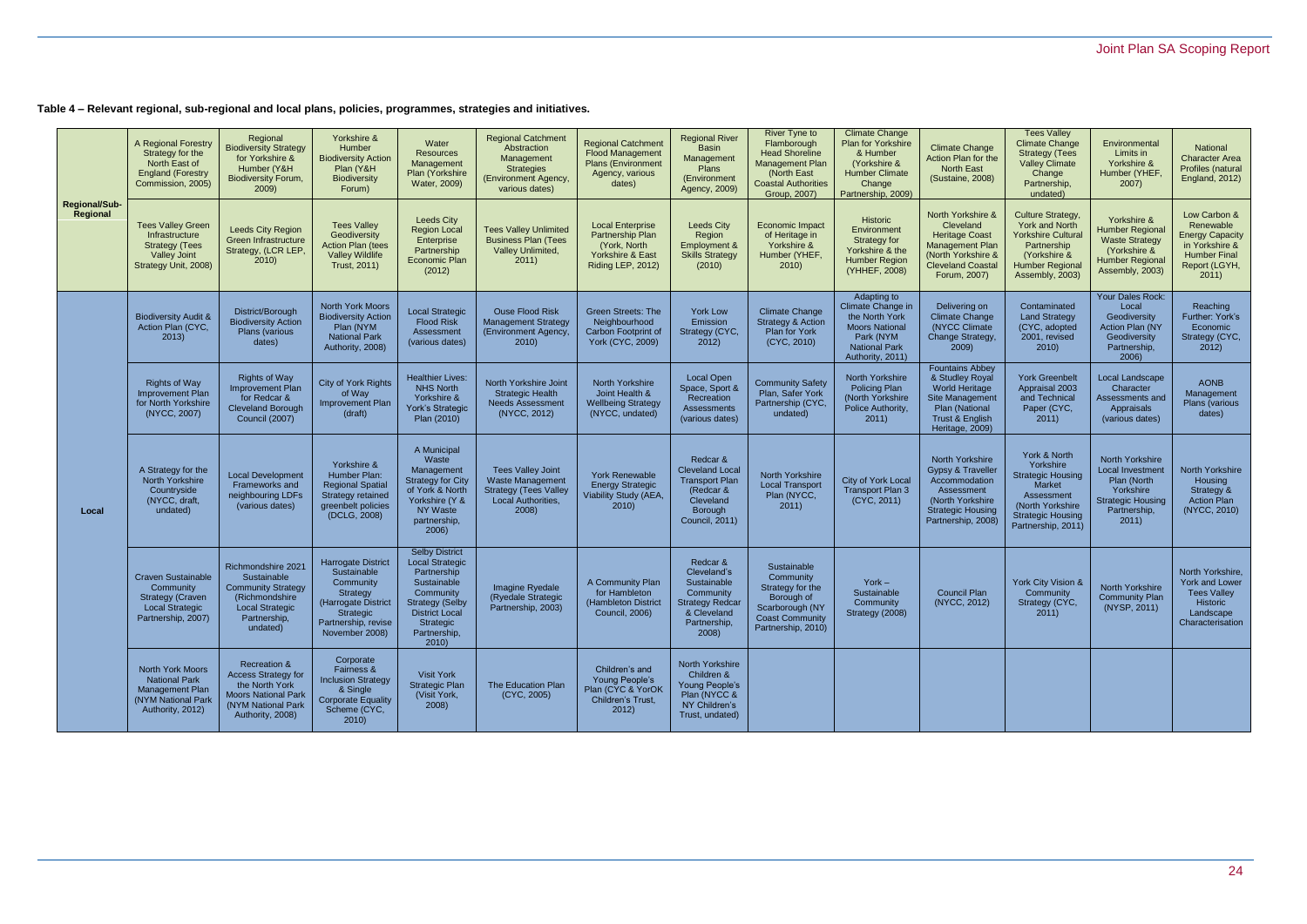**Table 4 – Relevant regional, sub-regional and local plans, policies, programmes, strategies and initiatives.**

| | | | | | | | | | | | | | | |
|---|---|---|---|---|---|---|---|---|---|---|---|---|---|---|
| **Regional/Sub-Regional** | A Regional Forestry Strategy for the North East of England (Forestry Commission, 2005) | Regional Biodiversity Strategy for Yorkshire & Humber (Y&H Biodiversity Forum, 2009) | Yorkshire & Humber Biodiversity Action Plan (Y&H Biodiversity Forum) | Water Resources Management Plan (Yorkshire Water, 2009) | Regional Catchment Abstraction Management Strategies (Environment Agency, various dates) | Regional Catchment Flood Management Plans (Environment Agency, various dates) | Regional River Basin Management Plans (Environment Agency, 2009) | River Tyne to Flamborough Head Shoreline Management Plan (North East Coastal Authorities Group, 2007) | Climate Change Plan for Yorkshire & Humber (Yorkshire & Humber Climate Change Partnership, 2009) | Climate Change Action Plan for the North East (Sustaine, 2008) | Tees Valley Climate Change Strategy (Tees Valley Climate Change Partnership, undated) | Environmental Limits in Yorkshire & Humber (YHEF, 2007) | National Character Area Profiles (natural England, 2012) |
| | Tees Valley Green Infrastructure Strategy (Tees Valley Joint Strategy Unit, 2008) | Leeds City Region Green Infrastructure Strategy, (LCR LEP, 2010) | Tees Valley Geodiversity Action Plan (tees Valley Wildlife Trust, 2011) | Leeds City Region Local Enterprise Partnership Economic Plan (2012) | Tees Valley Unlimited Business Plan (Tees Valley Unlimited, 2011) | Local Enterprise Partnership Plan (York, North Yorkshire & East Riding LEP, 2012) | Leeds City Region Employment & Skills Strategy (2010) | Economic Impact of Heritage in Yorkshire & Humber (YHEF, 2010) | Historic Environment Strategy for Yorkshire & the Humber Region (YHHEF, 2008) | North Yorkshire & Cleveland Heritage Coast Management Plan (North Yorkshire & Cleveland Coastal Forum, 2007) | Culture Strategy, York and North Yorkshire Cultural Partnership (Yorkshire & Humber Regional Assembly, 2003) | Yorkshire & Humber Regional Waste Strategy (Yorkshire & Humber Regional Assembly, 2003) | Low Carbon & Renewable Energy Capacity in Yorkshire & Humber Final Report (LGYH, 2011) |
| **Local** | Biodiversity Audit & Action Plan (CYC, 2013) | District/Borough Biodiversity Action Plans (various dates) | North York Moors Biodiversity Action Plan (NYM National Park Authority, 2008) | Local Strategic Flood Risk Assessment (various dates) | Ouse Flood Risk Management Strategy (Environment Agency, 2010) | Green Streets: The Neighbourhood Carbon Footprint of York (CYC, 2009) | York Low Emission Strategy (CYC, 2012) | Climate Change Strategy & Action Plan for York (CYC, 2010) | Adapting to Climate Change in the North York Moors National Park (NYM National Park Authority, 2011) | Delivering on Climate Change (NYCC Climate Change Strategy, 2009) | Contaminated Land Strategy (CYC, adopted 2001, revised 2010) | Your Dales Rock: Local Geodiversity Action Plan (NY Geodiversity Partnership, 2006) | Reaching Further: York's Economic Strategy (CYC, 2012) |
| | Rights of Way Improvement Plan for North Yorkshire (NYCC, 2007) | Rights of Way Improvement Plan for Redcar & Cleveland Borough Council (2007) | City of York Rights of Way Improvement Plan (draft) | Healthier Lives: NHS North Yorkshire & York's Strategic Plan (2010) | North Yorkshire Joint Strategic Health Needs Assessment (NYCC, 2012) | North Yorkshire Joint Health & Wellbeing Strategy (NYCC, undated) | Local Open Space, Sport & Recreation Assessments (various dates) | Community Safety Plan, Safer York Partnership (CYC, undated) | North Yorkshire Policing Plan (North Yorkshire Police Authority, 2011) | Fountains Abbey & Studley Royal World Heritage Site Management Plan (National Trust & English Heritage, 2009) | York Greenbelt Appraisal 2003 and Technical Paper (CYC, 2011) | Local Landscape Character Assessments and Appraisals (various dates) | AONB Management Plans (various dates) |
| | A Strategy for the North Yorkshire Countryside (NYCC, draft, undated) | Local Development Frameworks and neighbouring LDFs (various dates) | Yorkshire & Humber Plan: Regional Spatial Strategy retained greenbelt policies (DCLG, 2008) | A Municipal Waste Management Strategy for City of York & North Yorkshire (Y & NY Waste partnership, 2006) | Tees Valley Joint Waste Management Strategy (Tees Valley Local Authorities, 2008) | York Renewable Energy Strategic Viability Study (AEA, 2010) | Redcar & Cleveland Local Transport Plan (Redcar & Cleveland Borough Council, 2011) | North Yorkshire Local Transport Plan (NYCC, 2011) | City of York Local Transport Plan 3 (CYC, 2011) | North Yorkshire Gypsy & Traveller Accommodation Assessment (North Yorkshire Strategic Housing Partnership, 2008) | York & North Yorkshire Strategic Housing Market Assessment (North Yorkshire Strategic Housing Partnership, 2011) | North Yorkshire Local Investment Plan (North Yorkshire Strategic Housing Partnership, 2011) | North Yorkshire Housing Strategy & Action Plan (NYCC, 2010) |
| | Craven Sustainable Community Strategy (Craven Local Strategic Partnership, 2007) | Richmondshire 2021 Sustainable Community Strategy (Richmondshire Local Strategic Partnership, undated) | Harrogate District Sustainable Community Strategy (Harrogate District Strategic Partnership, revise November 2008) | Selby District Local Strategic Partnership Sustainable Community Strategy (Selby District Local Strategic Partnership, 2010) | Imagine Ryedale (Ryedale Strategic Partnership, 2003) | A Community Plan for Hambleton (Hambleton District Council, 2006) | Redcar & Cleveland's Sustainable Community Strategy Redcar & Cleveland Partnership, 2008) | Sustainable Community Strategy for the Borough of Scarborough (NY Coast Community Partnership, 2010) | York – Sustainable Community Strategy (2008) | Council Plan (NYCC, 2012) | York City Vision & Community Strategy (CYC, 2011) | North Yorkshire Community Plan (NYSP, 2011) | North Yorkshire, York and Lower Tees Valley Historic Landscape Characterisation |
| | North York Moors National Park Management Plan (NYM National Park Authority, 2012) | Recreation & Access Strategy for the North York Moors National Park (NYM National Park Authority, 2008) | Corporate Fairness & Inclusion Strategy & Single Corporate Equality Scheme (CYC, 2010) | Visit York Strategic Plan (Visit York, 2008) | The Education Plan (CYC, 2005) | Children's and Young People's Plan (CYC & YorOK Children's Trust, 2012) | North Yorkshire Children & Young People's Plan (NYCC & NY Children's Trust, undated) | | | | | | |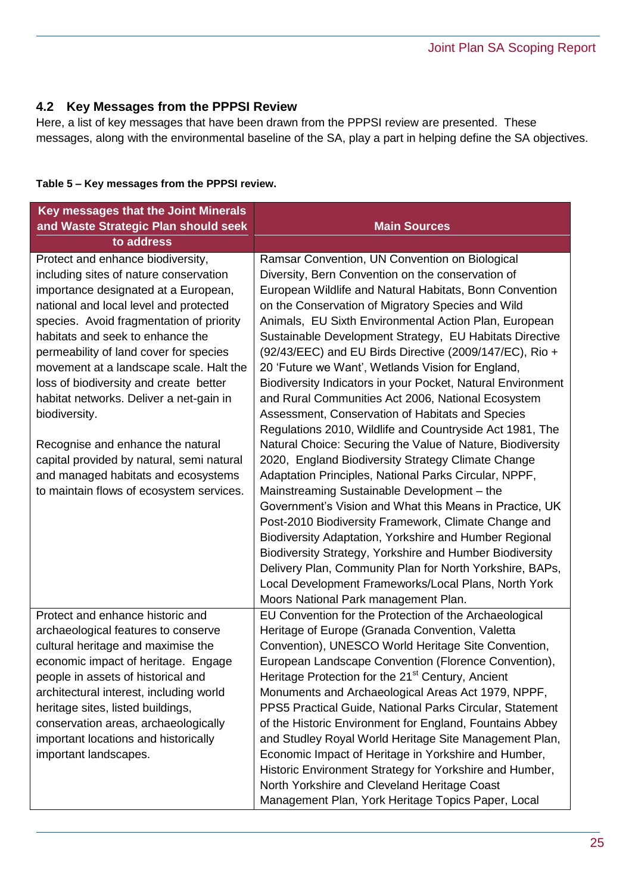## 4.2 Key Messages from the PPPSI Review

Here, a list of key messages that have been drawn from the PPPSI review are presented. These messages, along with the environmental baseline of the SA, play a part in helping define the SA objectives.

**Table 5 – Key messages from the PPPSI review.**

| Key messages that the Joint Minerals and Waste Strategic Plan should seek to address | Main Sources |
|---|---|
| Protect and enhance biodiversity, including sites of nature conservation importance designated at a European, national and local level and protected species. Avoid fragmentation of priority habitats and seek to enhance the permeability of land cover for species movement at a landscape scale. Halt the loss of biodiversity and create better habitat networks. Deliver a net-gain in biodiversity.<br><br>Recognise and enhance the natural capital provided by natural, semi natural and managed habitats and ecosystems to maintain flows of ecosystem services. | Ramsar Convention, UN Convention on Biological Diversity, Bern Convention on the conservation of European Wildlife and Natural Habitats, Bonn Convention on the Conservation of Migratory Species and Wild Animals, EU Sixth Environmental Action Plan, European Sustainable Development Strategy, EU Habitats Directive (92/43/EEC) and EU Birds Directive (2009/147/EC), Rio + 20 'Future we Want', Wetlands Vision for England, Biodiversity Indicators in your Pocket, Natural Environment and Rural Communities Act 2006, National Ecosystem Assessment, Conservation of Habitats and Species Regulations 2010, Wildlife and Countryside Act 1981, The Natural Choice: Securing the Value of Nature, Biodiversity 2020, England Biodiversity Strategy Climate Change Adaptation Principles, National Parks Circular, NPPF, Mainstreaming Sustainable Development – the Government's Vision and What this Means in Practice, UK Post-2010 Biodiversity Framework, Climate Change and Biodiversity Adaptation, Yorkshire and Humber Regional Biodiversity Strategy, Yorkshire and Humber Biodiversity Delivery Plan, Community Plan for North Yorkshire, BAPs, Local Development Frameworks/Local Plans, North York Moors National Park management Plan. |
| Protect and enhance historic and archaeological features to conserve cultural heritage and maximise the economic impact of heritage. Engage people in assets of historical and architectural interest, including world heritage sites, listed buildings, conservation areas, archaeologically important locations and historically important landscapes. | EU Convention for the Protection of the Archaeological Heritage of Europe (Granada Convention, Valetta Convention), UNESCO World Heritage Site Convention, European Landscape Convention (Florence Convention), Heritage Protection for the 21st Century, Ancient Monuments and Archaeological Areas Act 1979, NPPF, PPS5 Practical Guide, National Parks Circular, Statement of the Historic Environment for England, Fountains Abbey and Studley Royal World Heritage Site Management Plan, Economic Impact of Heritage in Yorkshire and Humber, Historic Environment Strategy for Yorkshire and Humber, North Yorkshire and Cleveland Heritage Coast Management Plan, York Heritage Topics Paper, Local |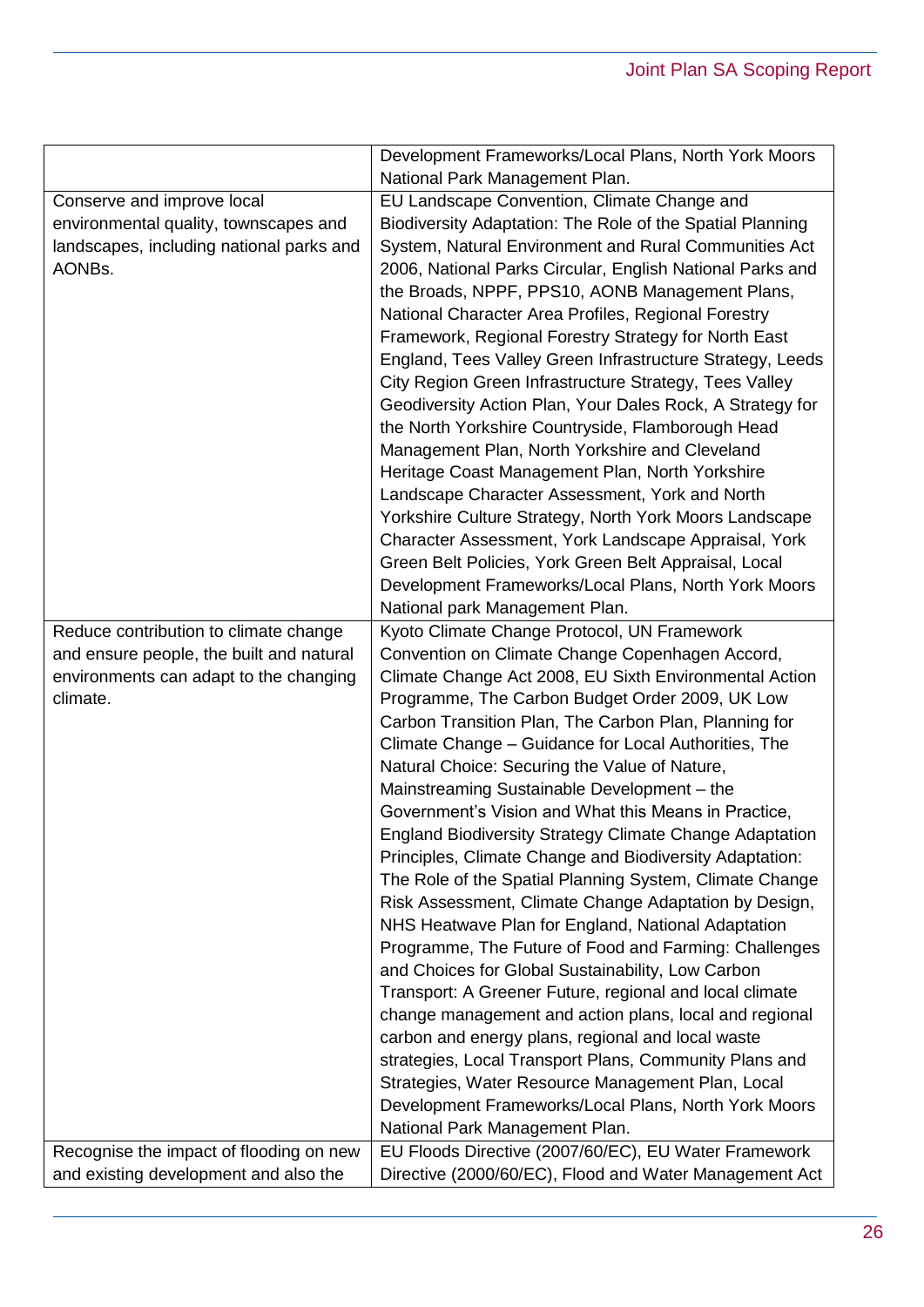| | |
|---|---|
| | Development Frameworks/Local Plans, North York Moors National Park Management Plan. |
| Conserve and improve local environmental quality, townscapes and landscapes, including national parks and AONBs. | EU Landscape Convention, Climate Change and Biodiversity Adaptation: The Role of the Spatial Planning System, Natural Environment and Rural Communities Act 2006, National Parks Circular, English National Parks and the Broads, NPPF, PPS10, AONB Management Plans, National Character Area Profiles, Regional Forestry Framework, Regional Forestry Strategy for North East England, Tees Valley Green Infrastructure Strategy, Leeds City Region Green Infrastructure Strategy, Tees Valley Geodiversity Action Plan, Your Dales Rock, A Strategy for the North Yorkshire Countryside, Flamborough Head Management Plan, North Yorkshire and Cleveland Heritage Coast Management Plan, North Yorkshire Landscape Character Assessment, York and North Yorkshire Culture Strategy, North York Moors Landscape Character Assessment, York Landscape Appraisal, York Green Belt Policies, York Green Belt Appraisal, Local Development Frameworks/Local Plans, North York Moors National park Management Plan. |
| Reduce contribution to climate change and ensure people, the built and natural environments can adapt to the changing climate. | Kyoto Climate Change Protocol, UN Framework Convention on Climate Change Copenhagen Accord, Climate Change Act 2008, EU Sixth Environmental Action Programme, The Carbon Budget Order 2009, UK Low Carbon Transition Plan, The Carbon Plan, Planning for Climate Change – Guidance for Local Authorities, The Natural Choice: Securing the Value of Nature, Mainstreaming Sustainable Development – the Government's Vision and What this Means in Practice, England Biodiversity Strategy Climate Change Adaptation Principles, Climate Change and Biodiversity Adaptation: The Role of the Spatial Planning System, Climate Change Risk Assessment, Climate Change Adaptation by Design, NHS Heatwave Plan for England, National Adaptation Programme, The Future of Food and Farming: Challenges and Choices for Global Sustainability, Low Carbon Transport: A Greener Future, regional and local climate change management and action plans, local and regional carbon and energy plans, regional and local waste strategies, Local Transport Plans, Community Plans and Strategies, Water Resource Management Plan, Local Development Frameworks/Local Plans, North York Moors National Park Management Plan. |
| Recognise the impact of flooding on new and existing development and also the | EU Floods Directive (2007/60/EC), EU Water Framework Directive (2000/60/EC), Flood and Water Management Act |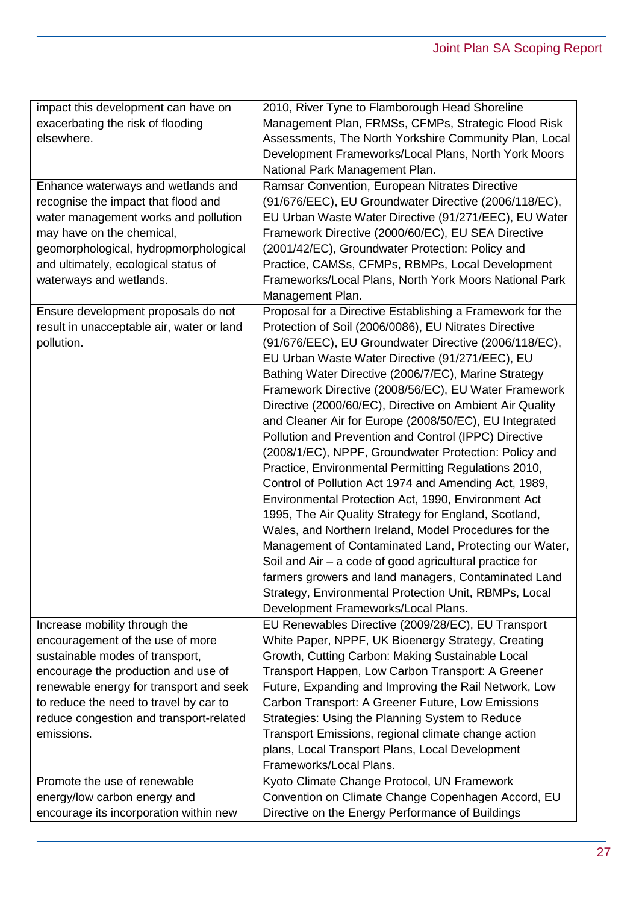| | |
|---|---|
| impact this development can have on exacerbating the risk of flooding elsewhere. | 2010, River Tyne to Flamborough Head Shoreline Management Plan, FRMSs, CFMPs, Strategic Flood Risk Assessments, The North Yorkshire Community Plan, Local Development Frameworks/Local Plans, North York Moors National Park Management Plan. |
| Enhance waterways and wetlands and recognise the impact that flood and water management works and pollution may have on the chemical, geomorphological, hydropmorphological and ultimately, ecological status of waterways and wetlands. | Ramsar Convention, European Nitrates Directive (91/676/EEC), EU Groundwater Directive (2006/118/EC), EU Urban Waste Water Directive (91/271/EEC), EU Water Framework Directive (2000/60/EC), EU SEA Directive (2001/42/EC), Groundwater Protection: Policy and Practice, CAMSs, CFMPs, RBMPs, Local Development Frameworks/Local Plans, North York Moors National Park Management Plan. |
| Ensure development proposals do not result in unacceptable air, water or land pollution. | Proposal for a Directive Establishing a Framework for the Protection of Soil (2006/0086), EU Nitrates Directive (91/676/EEC), EU Groundwater Directive (2006/118/EC), EU Urban Waste Water Directive (91/271/EEC), EU Bathing Water Directive (2006/7/EC), Marine Strategy Framework Directive (2008/56/EC), EU Water Framework Directive (2000/60/EC), Directive on Ambient Air Quality and Cleaner Air for Europe (2008/50/EC), EU Integrated Pollution and Prevention and Control (IPPC) Directive (2008/1/EC), NPPF, Groundwater Protection: Policy and Practice, Environmental Permitting Regulations 2010, Control of Pollution Act 1974 and Amending Act, 1989, Environmental Protection Act, 1990, Environment Act 1995, The Air Quality Strategy for England, Scotland, Wales, and Northern Ireland, Model Procedures for the Management of Contaminated Land, Protecting our Water, Soil and Air – a code of good agricultural practice for farmers growers and land managers, Contaminated Land Strategy, Environmental Protection Unit, RBMPs, Local Development Frameworks/Local Plans. |
| Increase mobility through the encouragement of the use of more sustainable modes of transport, encourage the production and use of renewable energy for transport and seek to reduce the need to travel by car to reduce congestion and transport-related emissions. | EU Renewables Directive (2009/28/EC), EU Transport White Paper, NPPF, UK Bioenergy Strategy, Creating Growth, Cutting Carbon: Making Sustainable Local Transport Happen, Low Carbon Transport: A Greener Future, Expanding and Improving the Rail Network, Low Carbon Transport: A Greener Future, Low Emissions Strategies: Using the Planning System to Reduce Transport Emissions, regional climate change action plans, Local Transport Plans, Local Development Frameworks/Local Plans. |
| Promote the use of renewable energy/low carbon energy and encourage its incorporation within new | Kyoto Climate Change Protocol, UN Framework Convention on Climate Change Copenhagen Accord, EU Directive on the Energy Performance of Buildings |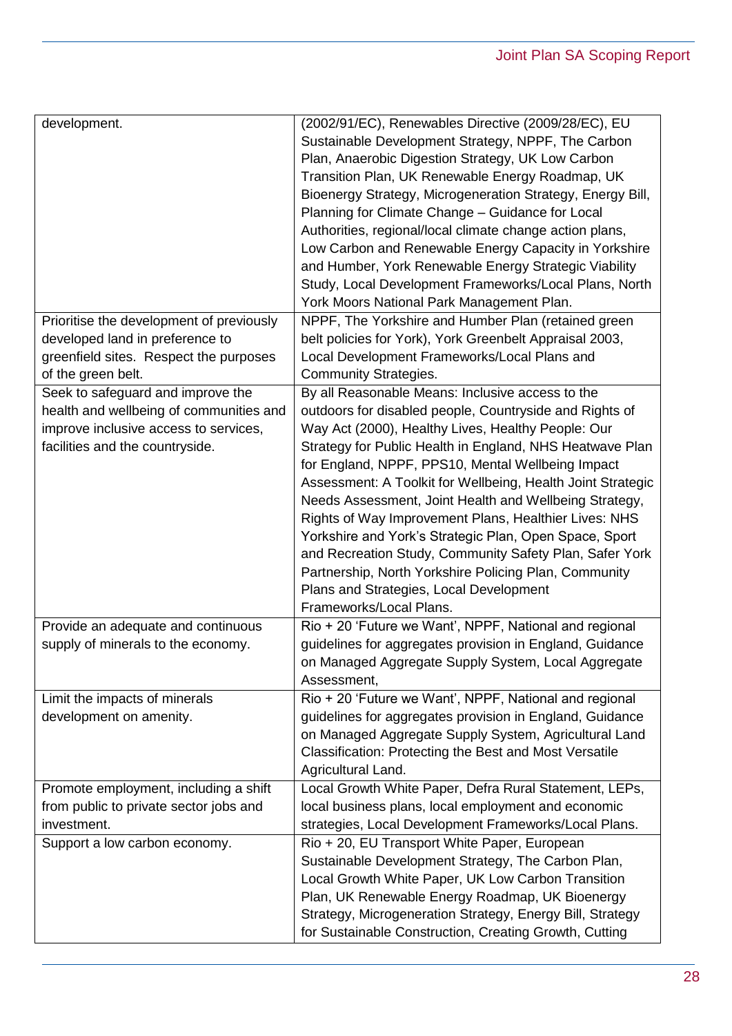| | |
|---|---|
| development. | (2002/91/EC), Renewables Directive (2009/28/EC), EU Sustainable Development Strategy, NPPF, The Carbon Plan, Anaerobic Digestion Strategy, UK Low Carbon Transition Plan, UK Renewable Energy Roadmap, UK Bioenergy Strategy, Microgeneration Strategy, Energy Bill, Planning for Climate Change – Guidance for Local Authorities, regional/local climate change action plans, Low Carbon and Renewable Energy Capacity in Yorkshire and Humber, York Renewable Energy Strategic Viability Study, Local Development Frameworks/Local Plans, North York Moors National Park Management Plan. |
| Prioritise the development of previously developed land in preference to greenfield sites. Respect the purposes of the green belt. | NPPF, The Yorkshire and Humber Plan (retained green belt policies for York), York Greenbelt Appraisal 2003, Local Development Frameworks/Local Plans and Community Strategies. |
| Seek to safeguard and improve the health and wellbeing of communities and improve inclusive access to services, facilities and the countryside. | By all Reasonable Means: Inclusive access to the outdoors for disabled people, Countryside and Rights of Way Act (2000), Healthy Lives, Healthy People: Our Strategy for Public Health in England, NHS Heatwave Plan for England, NPPF, PPS10, Mental Wellbeing Impact Assessment: A Toolkit for Wellbeing, Health Joint Strategic Needs Assessment, Joint Health and Wellbeing Strategy, Rights of Way Improvement Plans, Healthier Lives: NHS Yorkshire and York's Strategic Plan, Open Space, Sport and Recreation Study, Community Safety Plan, Safer York Partnership, North Yorkshire Policing Plan, Community Plans and Strategies, Local Development Frameworks/Local Plans. |
| Provide an adequate and continuous supply of minerals to the economy. | Rio + 20 'Future we Want', NPPF, National and regional guidelines for aggregates provision in England, Guidance on Managed Aggregate Supply System, Local Aggregate Assessment, |
| Limit the impacts of minerals development on amenity. | Rio + 20 'Future we Want', NPPF, National and regional guidelines for aggregates provision in England, Guidance on Managed Aggregate Supply System, Agricultural Land Classification: Protecting the Best and Most Versatile Agricultural Land. |
| Promote employment, including a shift from public to private sector jobs and investment. | Local Growth White Paper, Defra Rural Statement, LEPs, local business plans, local employment and economic strategies, Local Development Frameworks/Local Plans. |
| Support a low carbon economy. | Rio + 20, EU Transport White Paper, European Sustainable Development Strategy, The Carbon Plan, Local Growth White Paper, UK Low Carbon Transition Plan, UK Renewable Energy Roadmap, UK Bioenergy Strategy, Microgeneration Strategy, Energy Bill, Strategy for Sustainable Construction, Creating Growth, Cutting |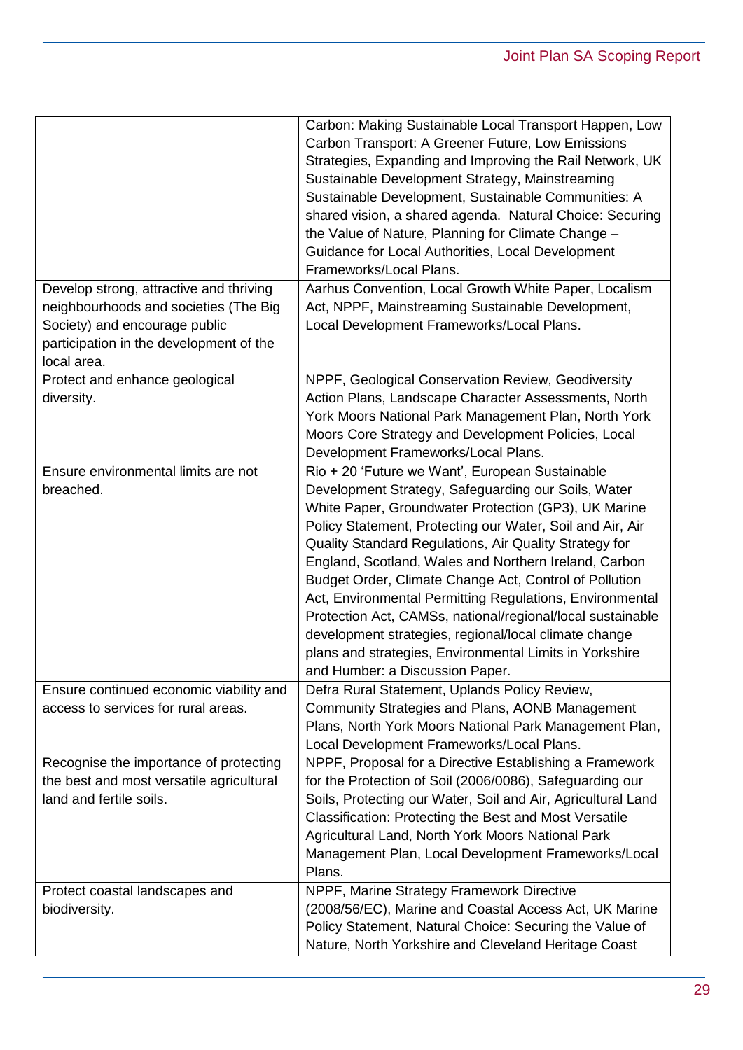| | |
|---|---|
| | Carbon: Making Sustainable Local Transport Happen, Low Carbon Transport: A Greener Future, Low Emissions Strategies, Expanding and Improving the Rail Network, UK Sustainable Development Strategy, Mainstreaming Sustainable Development, Sustainable Communities: A shared vision, a shared agenda. Natural Choice: Securing the Value of Nature, Planning for Climate Change – Guidance for Local Authorities, Local Development Frameworks/Local Plans. |
| Develop strong, attractive and thriving neighbourhoods and societies (The Big Society) and encourage public participation in the development of the local area. | Aarhus Convention, Local Growth White Paper, Localism Act, NPPF, Mainstreaming Sustainable Development, Local Development Frameworks/Local Plans. |
| Protect and enhance geological diversity. | NPPF, Geological Conservation Review, Geodiversity Action Plans, Landscape Character Assessments, North York Moors National Park Management Plan, North York Moors Core Strategy and Development Policies, Local Development Frameworks/Local Plans. |
| Ensure environmental limits are not breached. | Rio + 20 'Future we Want', European Sustainable Development Strategy, Safeguarding our Soils, Water White Paper, Groundwater Protection (GP3), UK Marine Policy Statement, Protecting our Water, Soil and Air, Air Quality Standard Regulations, Air Quality Strategy for England, Scotland, Wales and Northern Ireland, Carbon Budget Order, Climate Change Act, Control of Pollution Act, Environmental Permitting Regulations, Environmental Protection Act, CAMSs, national/regional/local sustainable development strategies, regional/local climate change plans and strategies, Environmental Limits in Yorkshire and Humber: a Discussion Paper. |
| Ensure continued economic viability and access to services for rural areas. | Defra Rural Statement, Uplands Policy Review, Community Strategies and Plans, AONB Management Plans, North York Moors National Park Management Plan, Local Development Frameworks/Local Plans. |
| Recognise the importance of protecting the best and most versatile agricultural land and fertile soils. | NPPF, Proposal for a Directive Establishing a Framework for the Protection of Soil (2006/0086), Safeguarding our Soils, Protecting our Water, Soil and Air, Agricultural Land Classification: Protecting the Best and Most Versatile Agricultural Land, North York Moors National Park Management Plan, Local Development Frameworks/Local Plans. |
| Protect coastal landscapes and biodiversity. | NPPF, Marine Strategy Framework Directive (2008/56/EC), Marine and Coastal Access Act, UK Marine Policy Statement, Natural Choice: Securing the Value of Nature, North Yorkshire and Cleveland Heritage Coast |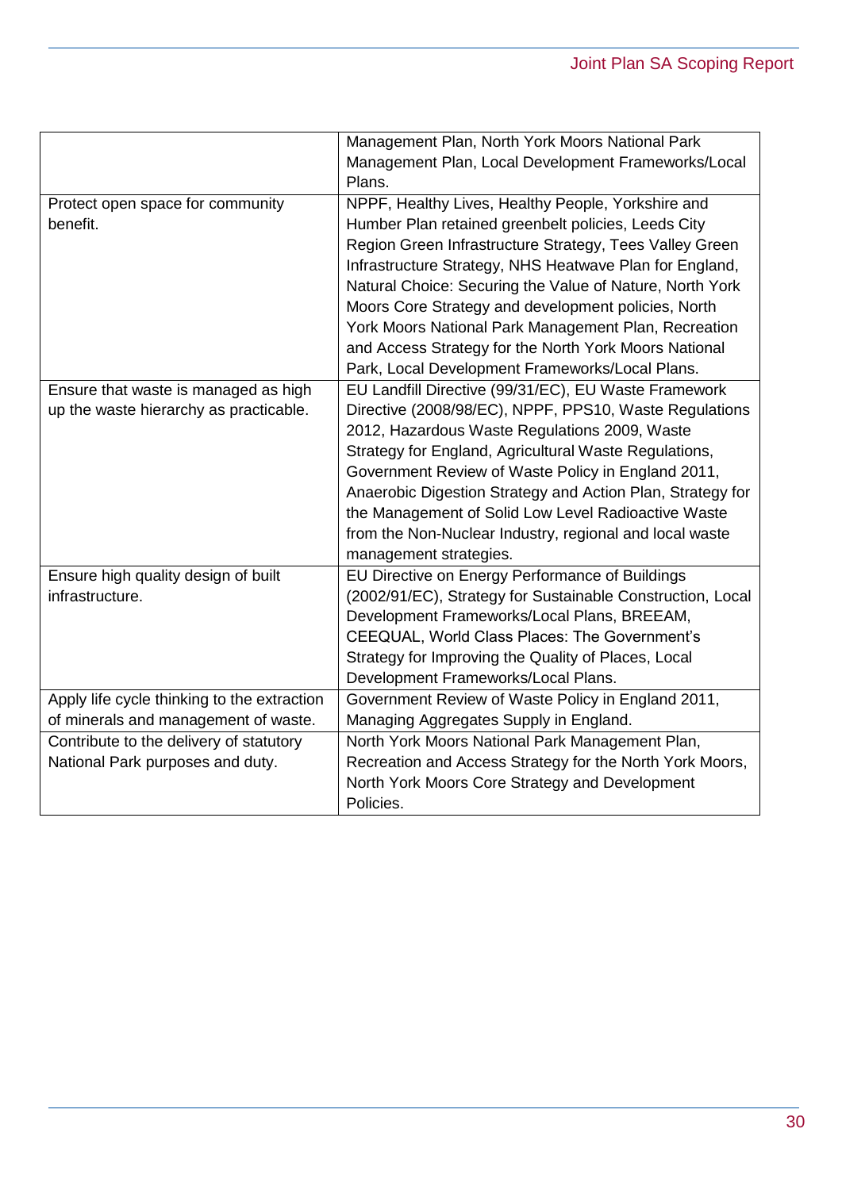| | |
|---|---|
| | Management Plan, North York Moors National Park Management Plan, Local Development Frameworks/Local Plans. |
| Protect open space for community benefit. | NPPF, Healthy Lives, Healthy People, Yorkshire and Humber Plan retained greenbelt policies, Leeds City Region Green Infrastructure Strategy, Tees Valley Green Infrastructure Strategy, NHS Heatwave Plan for England, Natural Choice: Securing the Value of Nature, North York Moors Core Strategy and development policies, North York Moors National Park Management Plan, Recreation and Access Strategy for the North York Moors National Park, Local Development Frameworks/Local Plans. |
| Ensure that waste is managed as high up the waste hierarchy as practicable. | EU Landfill Directive (99/31/EC), EU Waste Framework Directive (2008/98/EC), NPPF, PPS10, Waste Regulations 2012, Hazardous Waste Regulations 2009, Waste Strategy for England, Agricultural Waste Regulations, Government Review of Waste Policy in England 2011, Anaerobic Digestion Strategy and Action Plan, Strategy for the Management of Solid Low Level Radioactive Waste from the Non-Nuclear Industry, regional and local waste management strategies. |
| Ensure high quality design of built infrastructure. | EU Directive on Energy Performance of Buildings (2002/91/EC), Strategy for Sustainable Construction, Local Development Frameworks/Local Plans, BREEAM, CEEQUAL, World Class Places: The Government's Strategy for Improving the Quality of Places, Local Development Frameworks/Local Plans. |
| Apply life cycle thinking to the extraction of minerals and management of waste. | Government Review of Waste Policy in England 2011, Managing Aggregates Supply in England. |
| Contribute to the delivery of statutory National Park purposes and duty. | North York Moors National Park Management Plan, Recreation and Access Strategy for the North York Moors, North York Moors Core Strategy and Development Policies. |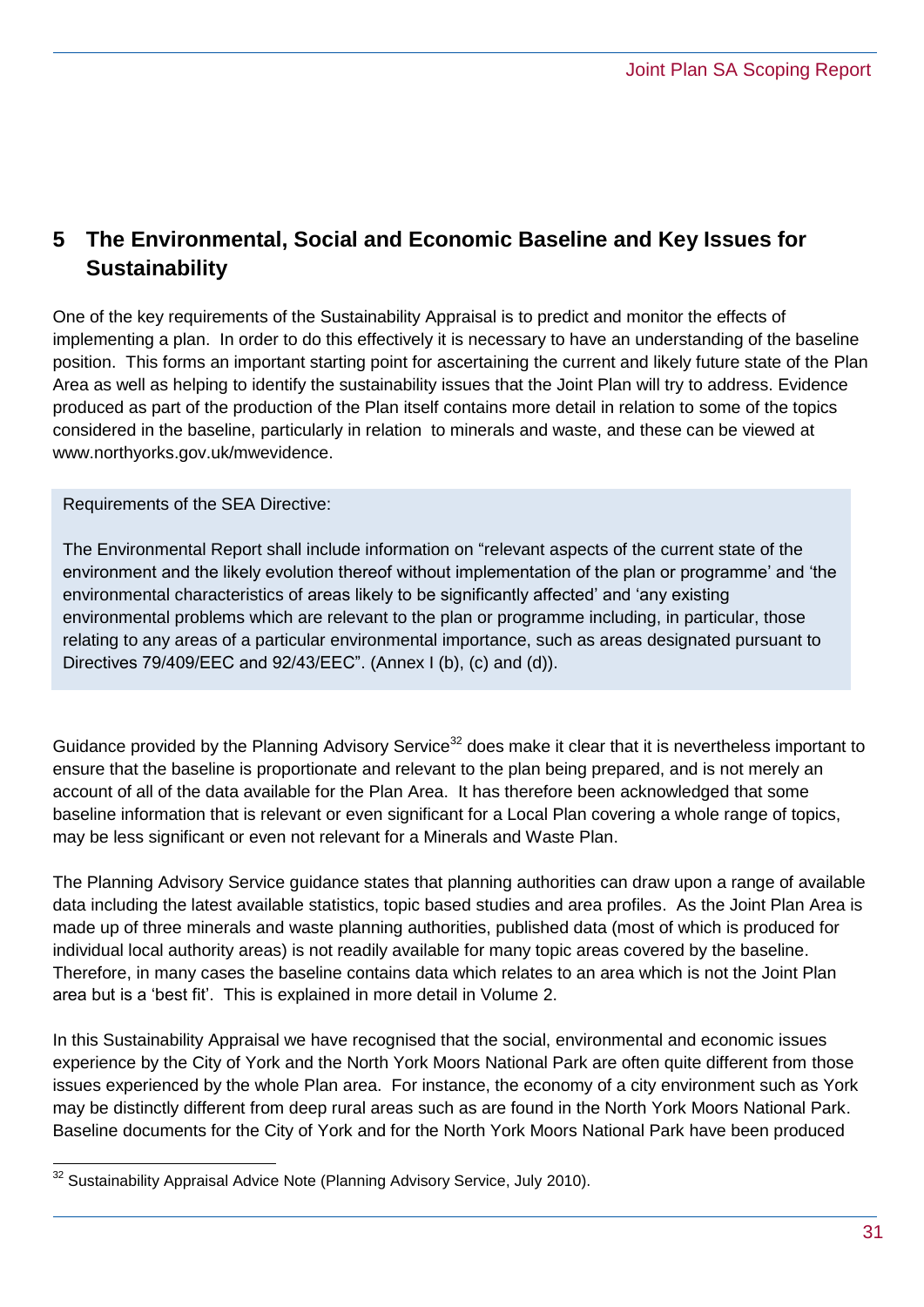# 5 The Environmental, Social and Economic Baseline and Key Issues for Sustainability

One of the key requirements of the Sustainability Appraisal is to predict and monitor the effects of implementing a plan. In order to do this effectively it is necessary to have an understanding of the baseline position. This forms an important starting point for ascertaining the current and likely future state of the Plan Area as well as helping to identify the sustainability issues that the Joint Plan will try to address. Evidence produced as part of the production of the Plan itself contains more detail in relation to some of the topics considered in the baseline, particularly in relation to minerals and waste, and these can be viewed at www.northyorks.gov.uk/mwevidence.

> Requirements of the SEA Directive:
>
> The Environmental Report shall include information on "relevant aspects of the current state of the environment and the likely evolution thereof without implementation of the plan or programme' and 'the environmental characteristics of areas likely to be significantly affected' and 'any existing environmental problems which are relevant to the plan or programme including, in particular, those relating to any areas of a particular environmental importance, such as areas designated pursuant to Directives 79/409/EEC and 92/43/EEC". (Annex I (b), (c) and (d)).

Guidance provided by the Planning Advisory Service[32] does make it clear that it is nevertheless important to ensure that the baseline is proportionate and relevant to the plan being prepared, and is not merely an account of all of the data available for the Plan Area. It has therefore been acknowledged that some baseline information that is relevant or even significant for a Local Plan covering a whole range of topics, may be less significant or even not relevant for a Minerals and Waste Plan.

The Planning Advisory Service guidance states that planning authorities can draw upon a range of available data including the latest available statistics, topic based studies and area profiles. As the Joint Plan Area is made up of three minerals and waste planning authorities, published data (most of which is produced for individual local authority areas) is not readily available for many topic areas covered by the baseline. Therefore, in many cases the baseline contains data which relates to an area which is not the Joint Plan area but is a 'best fit'. This is explained in more detail in Volume 2.

In this Sustainability Appraisal we have recognised that the social, environmental and economic issues experience by the City of York and the North York Moors National Park are often quite different from those issues experienced by the whole Plan area. For instance, the economy of a city environment such as York may be distinctly different from deep rural areas such as are found in the North York Moors National Park. Baseline documents for the City of York and for the North York Moors National Park have been produced

[32] Sustainability Appraisal Advice Note (Planning Advisory Service, July 2010).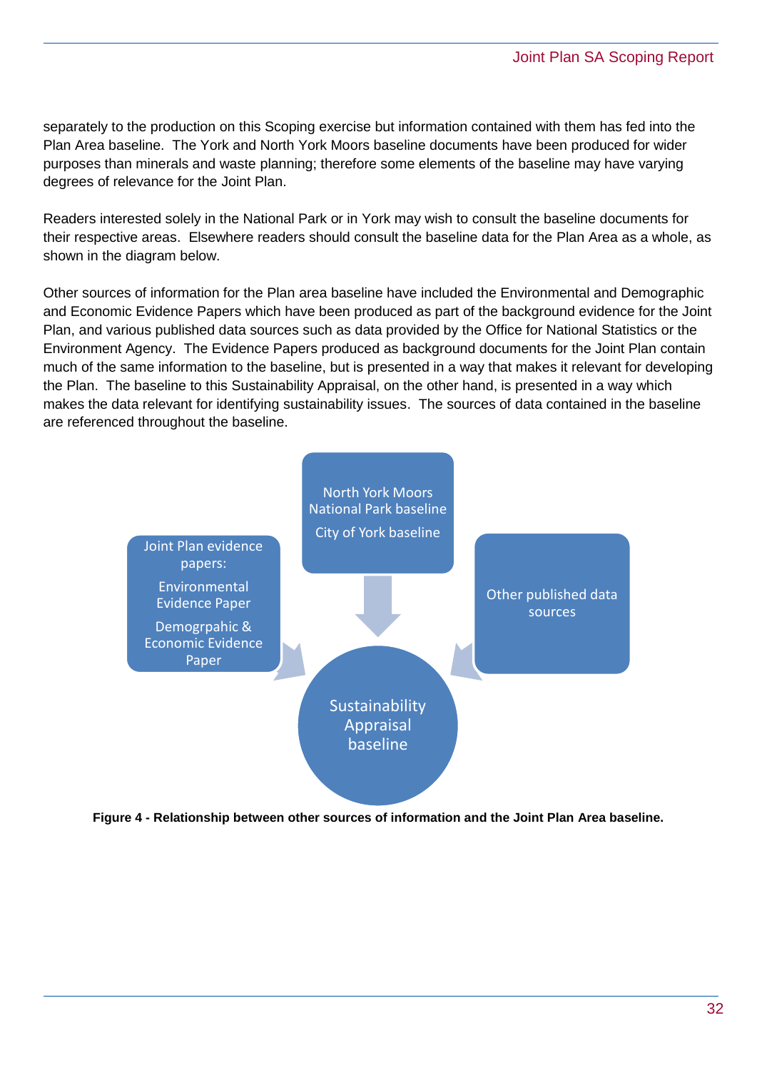separately to the production on this Scoping exercise but information contained with them has fed into the Plan Area baseline. The York and North York Moors baseline documents have been produced for wider purposes than minerals and waste planning; therefore some elements of the baseline may have varying degrees of relevance for the Joint Plan.

Readers interested solely in the National Park or in York may wish to consult the baseline documents for their respective areas. Elsewhere readers should consult the baseline data for the Plan Area as a whole, as shown in the diagram below.

Other sources of information for the Plan area baseline have included the Environmental and Demographic and Economic Evidence Papers which have been produced as part of the background evidence for the Joint Plan, and various published data sources such as data provided by the Office for National Statistics or the Environment Agency. The Evidence Papers produced as background documents for the Joint Plan contain much of the same information to the baseline, but is presented in a way that makes it relevant for developing the Plan. The baseline to this Sustainability Appraisal, on the other hand, is presented in a way which makes the data relevant for identifying sustainability issues. The sources of data contained in the baseline are referenced throughout the baseline.

Joint Plan evidence papers:
Environmental Evidence Paper
Demogrpahic & Economic Evidence Paper

North York Moors National Park baseline
City of York baseline

Other published data sources

Sustainability Appraisal baseline

**Figure 4 - Relationship between other sources of information and the Joint Plan Area baseline.**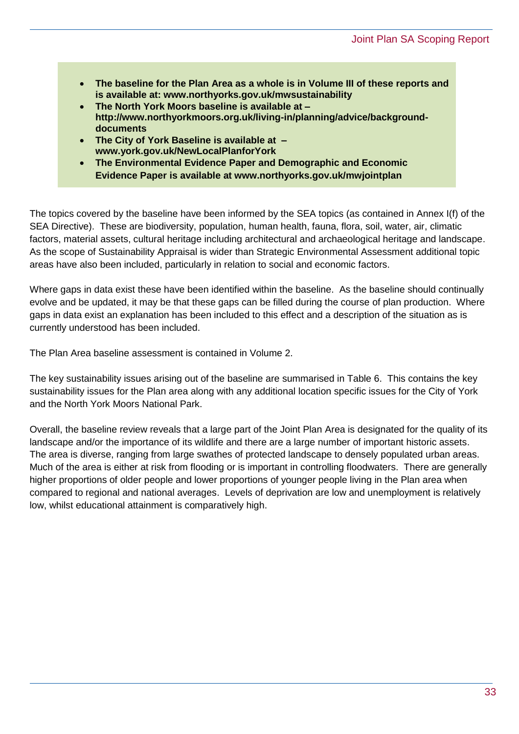- **The baseline for the Plan Area as a whole is in Volume III of these reports and is available at: www.northyorks.gov.uk/mwsustainability**
- **The North York Moors baseline is available at – http://www.northyorkmoors.org.uk/living-in/planning/advice/background-documents**
- **The City of York Baseline is available at – www.york.gov.uk/NewLocalPlanforYork**
- **The Environmental Evidence Paper and Demographic and Economic Evidence Paper is available at www.northyorks.gov.uk/mwjointplan**

The topics covered by the baseline have been informed by the SEA topics (as contained in Annex I(f) of the SEA Directive). These are biodiversity, population, human health, fauna, flora, soil, water, air, climatic factors, material assets, cultural heritage including architectural and archaeological heritage and landscape. As the scope of Sustainability Appraisal is wider than Strategic Environmental Assessment additional topic areas have also been included, particularly in relation to social and economic factors.

Where gaps in data exist these have been identified within the baseline. As the baseline should continually evolve and be updated, it may be that these gaps can be filled during the course of plan production. Where gaps in data exist an explanation has been included to this effect and a description of the situation as is currently understood has been included.

The Plan Area baseline assessment is contained in Volume 2.

The key sustainability issues arising out of the baseline are summarised in Table 6. This contains the key sustainability issues for the Plan area along with any additional location specific issues for the City of York and the North York Moors National Park.

Overall, the baseline review reveals that a large part of the Joint Plan Area is designated for the quality of its landscape and/or the importance of its wildlife and there are a large number of important historic assets. The area is diverse, ranging from large swathes of protected landscape to densely populated urban areas. Much of the area is either at risk from flooding or is important in controlling floodwaters. There are generally higher proportions of older people and lower proportions of younger people living in the Plan area when compared to regional and national averages. Levels of deprivation are low and unemployment is relatively low, whilst educational attainment is comparatively high.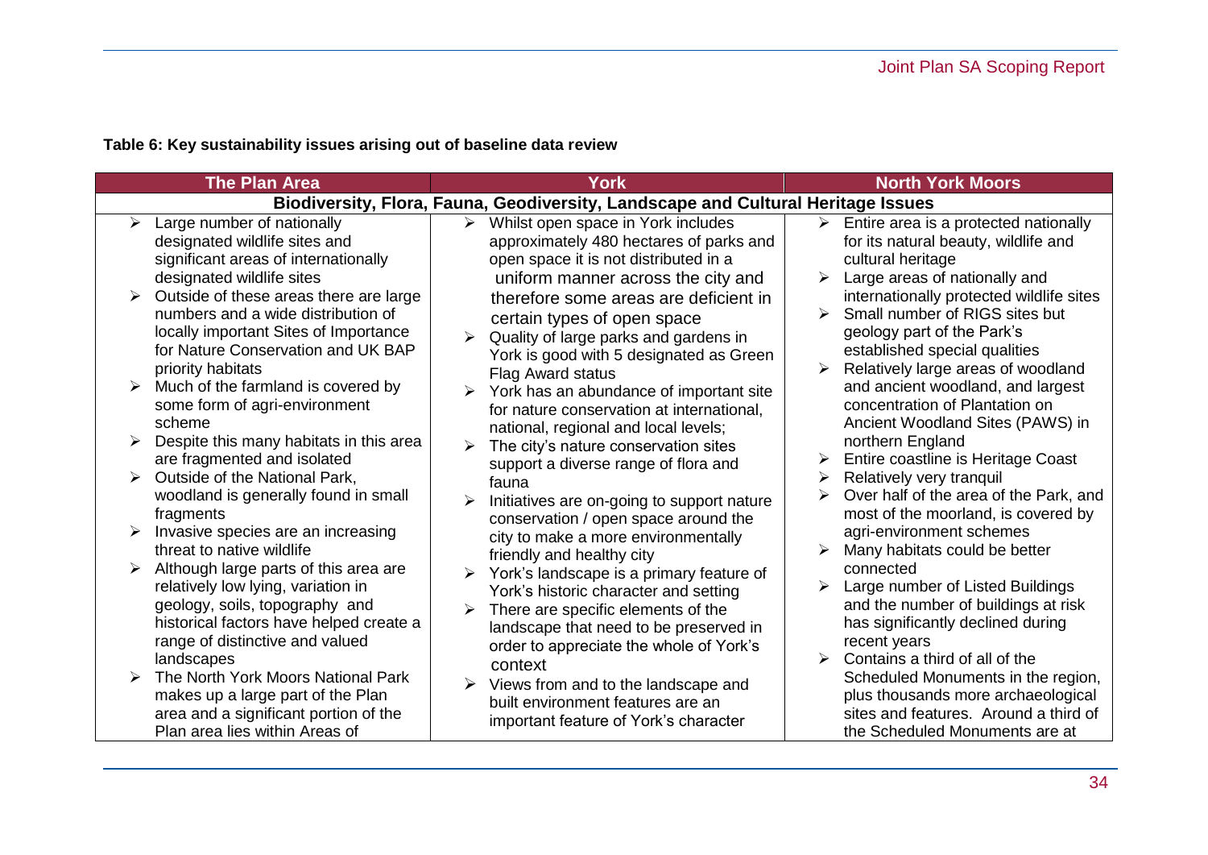**Table 6: Key sustainability issues arising out of baseline data review**

| The Plan Area | York | North York Moors |
|---|---|---|
| **Biodiversity, Flora, Fauna, Geodiversity, Landscape and Cultural Heritage Issues** | | |
| ➢ Large number of nationally designated wildlife sites and significant areas of internationally designated wildlife sites<br>➢ Outside of these areas there are large numbers and a wide distribution of locally important Sites of Importance for Nature Conservation and UK BAP priority habitats<br>➢ Much of the farmland is covered by some form of agri-environment scheme<br>➢ Despite this many habitats in this area are fragmented and isolated<br>➢ Outside of the National Park, woodland is generally found in small fragments<br>➢ Invasive species are an increasing threat to native wildlife<br>➢ Although large parts of this area are relatively low lying, variation in geology, soils, topography and historical factors have helped create a range of distinctive and valued landscapes<br>➢ The North York Moors National Park makes up a large part of the Plan area and a significant portion of the Plan area lies within Areas of | ➢ Whilst open space in York includes approximately 480 hectares of parks and open space it is not distributed in a uniform manner across the city and therefore some areas are deficient in certain types of open space<br>➢ Quality of large parks and gardens in York is good with 5 designated as Green Flag Award status<br>➢ York has an abundance of important site for nature conservation at international, national, regional and local levels;<br>➢ The city's nature conservation sites support a diverse range of flora and fauna<br>➢ Initiatives are on-going to support nature conservation / open space around the city to make a more environmentally friendly and healthy city<br>➢ York's landscape is a primary feature of York's historic character and setting<br>➢ There are specific elements of the landscape that need to be preserved in order to appreciate the whole of York's context<br>➢ Views from and to the landscape and built environment features are an important feature of York's character | ➢ Entire area is a protected nationally for its natural beauty, wildlife and cultural heritage<br>➢ Large areas of nationally and internationally protected wildlife sites<br>➢ Small number of RIGS sites but geology part of the Park's established special qualities<br>➢ Relatively large areas of woodland and ancient woodland, and largest concentration of Plantation on Ancient Woodland Sites (PAWS) in northern England<br>➢ Entire coastline is Heritage Coast<br>➢ Relatively very tranquil<br>➢ Over half of the area of the Park, and most of the moorland, is covered by agri-environment schemes<br>➢ Many habitats could be better connected<br>➢ Large number of Listed Buildings and the number of buildings at risk has significantly declined during recent years<br>➢ Contains a third of all of the Scheduled Monuments in the region, plus thousands more archaeological sites and features. Around a third of the Scheduled Monuments are at |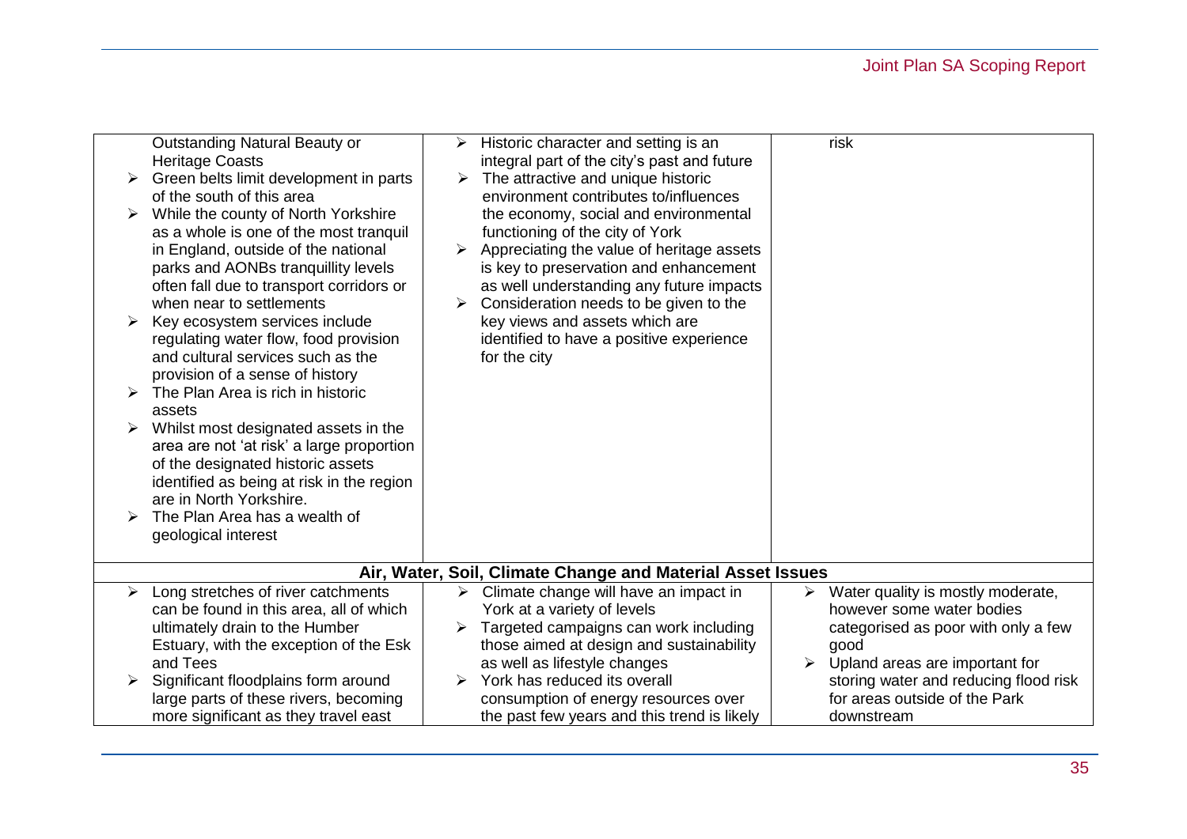| | | |
|---|---|---|
| Outstanding Natural Beauty or Heritage Coasts<br>➢ Green belts limit development in parts of the south of this area<br>➢ While the county of North Yorkshire as a whole is one of the most tranquil in England, outside of the national parks and AONBs tranquillity levels often fall due to transport corridors or when near to settlements<br>➢ Key ecosystem services include regulating water flow, food provision and cultural services such as the provision of a sense of history<br>➢ The Plan Area is rich in historic assets<br>➢ Whilst most designated assets in the area are not 'at risk' a large proportion of the designated historic assets identified as being at risk in the region are in North Yorkshire.<br>➢ The Plan Area has a wealth of geological interest | ➢ Historic character and setting is an integral part of the city's past and future<br>➢ The attractive and unique historic environment contributes to/influences the economy, social and environmental functioning of the city of York<br>➢ Appreciating the value of heritage assets is key to preservation and enhancement as well understanding any future impacts<br>➢ Consideration needs to be given to the key views and assets which are identified to have a positive experience for the city | risk |
| **Air, Water, Soil, Climate Change and Material Asset Issues** | | |
| ➢ Long stretches of river catchments can be found in this area, all of which ultimately drain to the Humber Estuary, with the exception of the Esk and Tees<br>➢ Significant floodplains form around large parts of these rivers, becoming more significant as they travel east | ➢ Climate change will have an impact in York at a variety of levels<br>➢ Targeted campaigns can work including those aimed at design and sustainability as well as lifestyle changes<br>➢ York has reduced its overall consumption of energy resources over the past few years and this trend is likely | ➢ Water quality is mostly moderate, however some water bodies categorised as poor with only a few good<br>➢ Upland areas are important for storing water and reducing flood risk for areas outside of the Park downstream |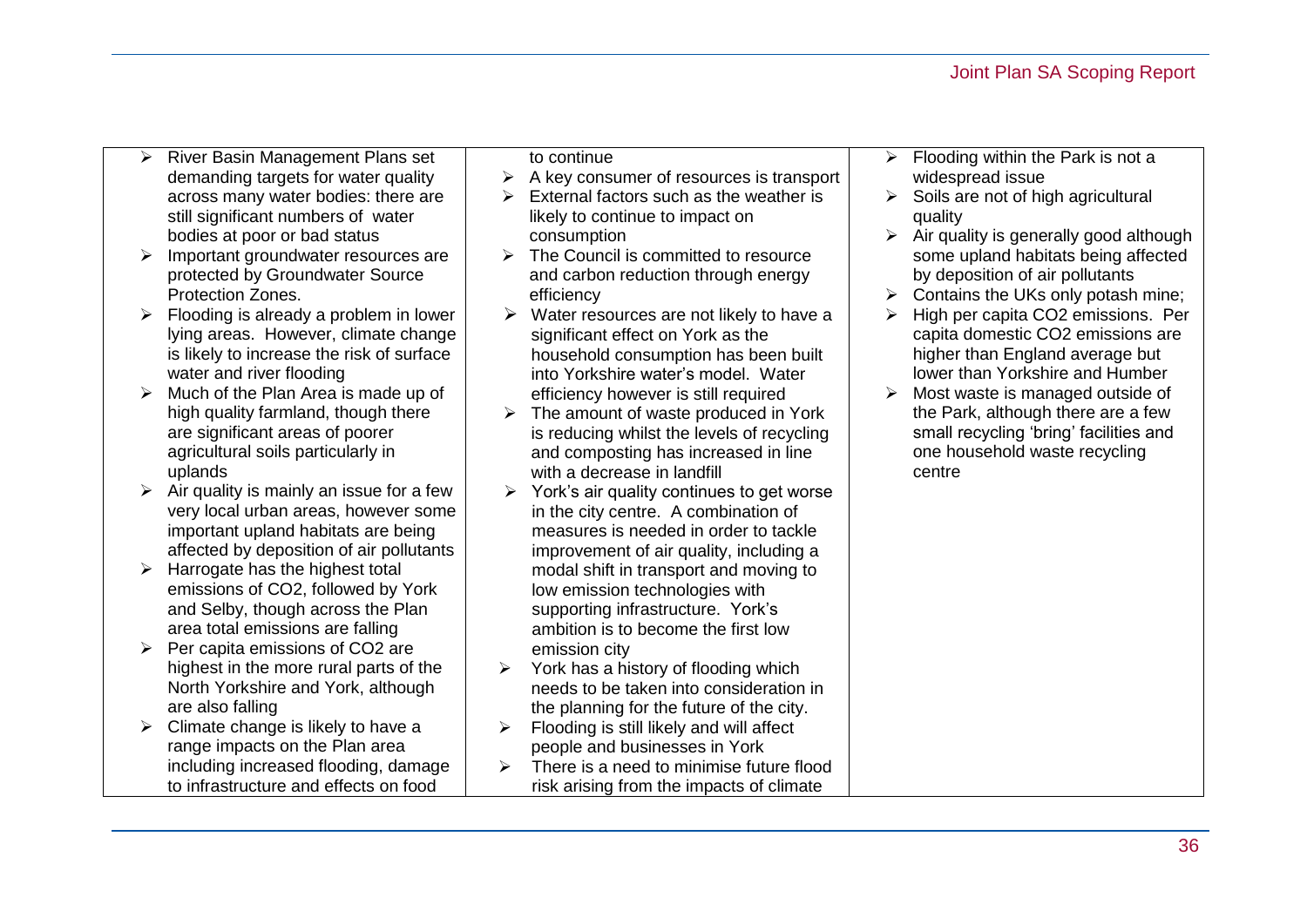| | | |
|---|---|---|
| - River Basin Management Plans set demanding targets for water quality across many water bodies: there are still significant numbers of water bodies at poor or bad status<br>- Important groundwater resources are protected by Groundwater Source Protection Zones.<br>- Flooding is already a problem in lower lying areas. However, climate change is likely to increase the risk of surface water and river flooding<br>- Much of the Plan Area is made up of high quality farmland, though there are significant areas of poorer agricultural soils particularly in uplands<br>- Air quality is mainly an issue for a few very local urban areas, however some important upland habitats are being affected by deposition of air pollutants<br>- Harrogate has the highest total emissions of CO2, followed by York and Selby, though across the Plan area total emissions are falling<br>- Per capita emissions of CO2 are highest in the more rural parts of the North Yorkshire and York, although are also falling<br>- Climate change is likely to have a range impacts on the Plan area including increased flooding, damage to infrastructure and effects on food | to continue<br>- A key consumer of resources is transport<br>- External factors such as the weather is likely to continue to impact on consumption<br>- The Council is committed to resource and carbon reduction through energy efficiency<br>- Water resources are not likely to have a significant effect on York as the household consumption has been built into Yorkshire water's model. Water efficiency however is still required<br>- The amount of waste produced in York is reducing whilst the levels of recycling and composting has increased in line with a decrease in landfill<br>- York's air quality continues to get worse in the city centre. A combination of measures is needed in order to tackle improvement of air quality, including a modal shift in transport and moving to low emission technologies with supporting infrastructure. York's ambition is to become the first low emission city<br>- York has a history of flooding which needs to be taken into consideration in the planning for the future of the city.<br>- Flooding is still likely and will affect people and businesses in York<br>- There is a need to minimise future flood risk arising from the impacts of climate | - Flooding within the Park is not a widespread issue<br>- Soils are not of high agricultural quality<br>- Air quality is generally good although some upland habitats being affected by deposition of air pollutants<br>- Contains the UKs only potash mine;<br>- High per capita CO2 emissions. Per capita domestic CO2 emissions are higher than England average but lower than Yorkshire and Humber<br>- Most waste is managed outside of the Park, although there are a few small recycling 'bring' facilities and one household waste recycling centre |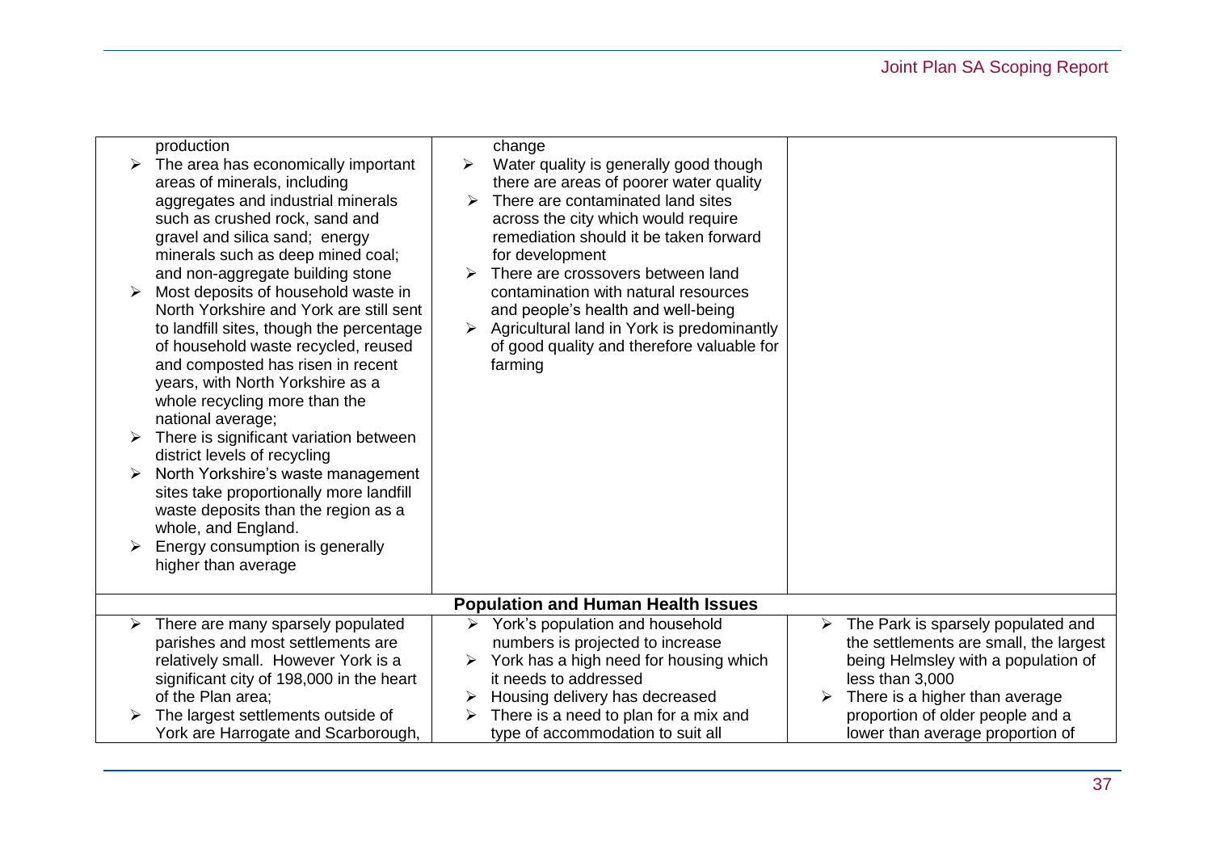| | | |
|---|---|---|
| production<br>➢ The area has economically important areas of minerals, including aggregates and industrial minerals such as crushed rock, sand and gravel and silica sand; energy minerals such as deep mined coal; and non-aggregate building stone<br>➢ Most deposits of household waste in North Yorkshire and York are still sent to landfill sites, though the percentage of household waste recycled, reused and composted has risen in recent years, with North Yorkshire as a whole recycling more than the national average;<br>➢ There is significant variation between district levels of recycling<br>➢ North Yorkshire's waste management sites take proportionally more landfill waste deposits than the region as a whole, and England.<br>➢ Energy consumption is generally higher than average | change<br>➢ Water quality is generally good though there are areas of poorer water quality<br>➢ There are contaminated land sites across the city which would require remediation should it be taken forward for development<br>➢ There are crossovers between land contamination with natural resources and people's health and well-being<br>➢ Agricultural land in York is predominantly of good quality and therefore valuable for farming | |
| **Population and Human Health Issues** | | |
| ➢ There are many sparsely populated parishes and most settlements are relatively small. However York is a significant city of 198,000 in the heart of the Plan area;<br>➢ The largest settlements outside of York are Harrogate and Scarborough, | ➢ York's population and household numbers is projected to increase<br>➢ York has a high need for housing which it needs to addressed<br>➢ Housing delivery has decreased<br>➢ There is a need to plan for a mix and type of accommodation to suit all | ➢ The Park is sparsely populated and the settlements are small, the largest being Helmsley with a population of less than 3,000<br>➢ There is a higher than average proportion of older people and a lower than average proportion of |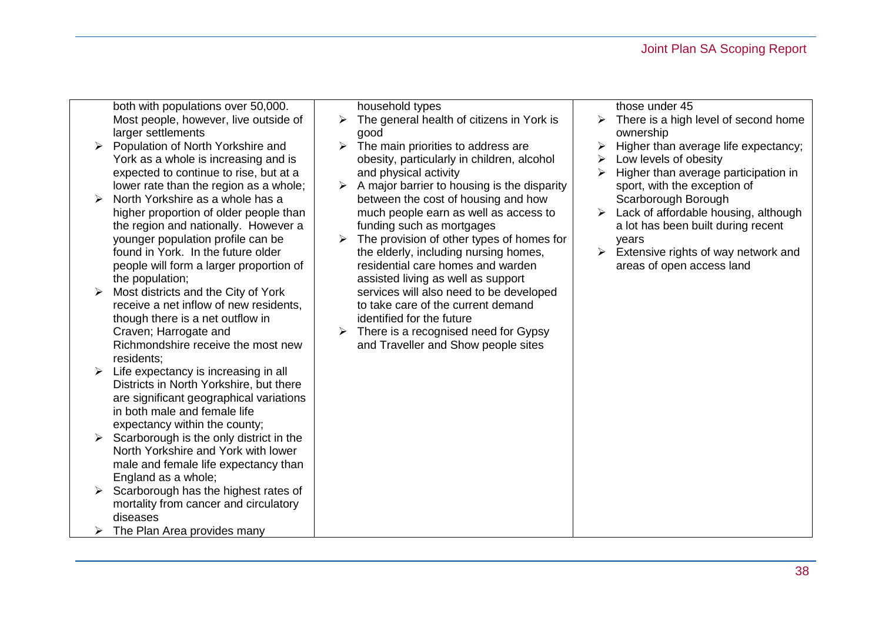| | | |
|---|---|---|
| both with populations over 50,000. Most people, however, live outside of larger settlements<br>➢ Population of North Yorkshire and York as a whole is increasing and is expected to continue to rise, but at a lower rate than the region as a whole;<br>➢ North Yorkshire as a whole has a higher proportion of older people than the region and nationally. However a younger population profile can be found in York. In the future older people will form a larger proportion of the population;<br>➢ Most districts and the City of York receive a net inflow of new residents, though there is a net outflow in Craven; Harrogate and Richmondshire receive the most new residents;<br>➢ Life expectancy is increasing in all Districts in North Yorkshire, but there are significant geographical variations in both male and female life expectancy within the county;<br>➢ Scarborough is the only district in the North Yorkshire and York with lower male and female life expectancy than England as a whole;<br>➢ Scarborough has the highest rates of mortality from cancer and circulatory diseases<br>➢ The Plan Area provides many | household types<br>➢ The general health of citizens in York is good<br>➢ The main priorities to address are obesity, particularly in children, alcohol and physical activity<br>➢ A major barrier to housing is the disparity between the cost of housing and how much people earn as well as access to funding such as mortgages<br>➢ The provision of other types of homes for the elderly, including nursing homes, residential care homes and warden assisted living as well as support services will also need to be developed to take care of the current demand identified for the future<br>➢ There is a recognised need for Gypsy and Traveller and Show people sites | those under 45<br>➢ There is a high level of second home ownership<br>➢ Higher than average life expectancy;<br>➢ Low levels of obesity<br>➢ Higher than average participation in sport, with the exception of Scarborough Borough<br>➢ Lack of affordable housing, although a lot has been built during recent years<br>➢ Extensive rights of way network and areas of open access land |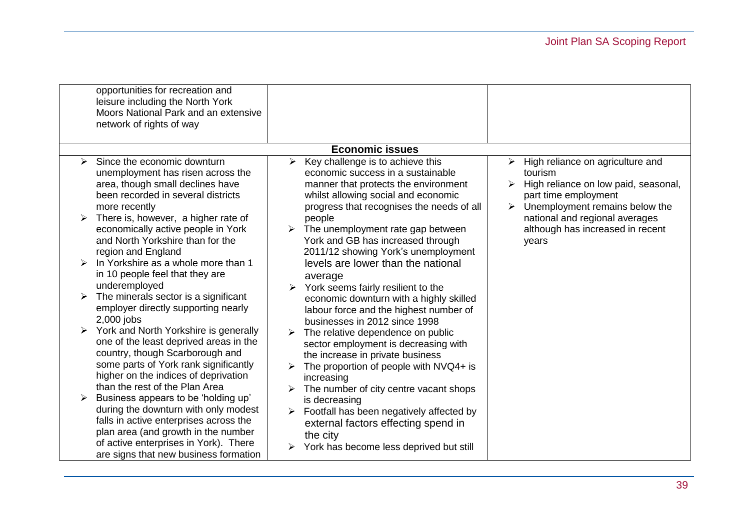| | | |
|---|---|---|
| opportunities for recreation and leisure including the North York Moors National Park and an extensive network of rights of way | | |
| **Economic issues** | | |
| ➢ Since the economic downturn unemployment has risen across the area, though small declines have been recorded in several districts more recently<br>➢ There is, however, a higher rate of economically active people in York and North Yorkshire than for the region and England<br>➢ In Yorkshire as a whole more than 1 in 10 people feel that they are underemployed<br>➢ The minerals sector is a significant employer directly supporting nearly 2,000 jobs<br>➢ York and North Yorkshire is generally one of the least deprived areas in the country, though Scarborough and some parts of York rank significantly higher on the indices of deprivation than the rest of the Plan Area<br>➢ Business appears to be 'holding up' during the downturn with only modest falls in active enterprises across the plan area (and growth in the number of active enterprises in York). There are signs that new business formation | ➢ Key challenge is to achieve this economic success in a sustainable manner that protects the environment whilst allowing social and economic progress that recognises the needs of all people<br>➢ The unemployment rate gap between York and GB has increased through 2011/12 showing York's unemployment levels are lower than the national average<br>➢ York seems fairly resilient to the economic downturn with a highly skilled labour force and the highest number of businesses in 2012 since 1998<br>➢ The relative dependence on public sector employment is decreasing with the increase in private business<br>➢ The proportion of people with NVQ4+ is increasing<br>➢ The number of city centre vacant shops is decreasing<br>➢ Footfall has been negatively affected by external factors effecting spend in the city<br>➢ York has become less deprived but still | ➢ High reliance on agriculture and tourism<br>➢ High reliance on low paid, seasonal, part time employment<br>➢ Unemployment remains below the national and regional averages although has increased in recent years |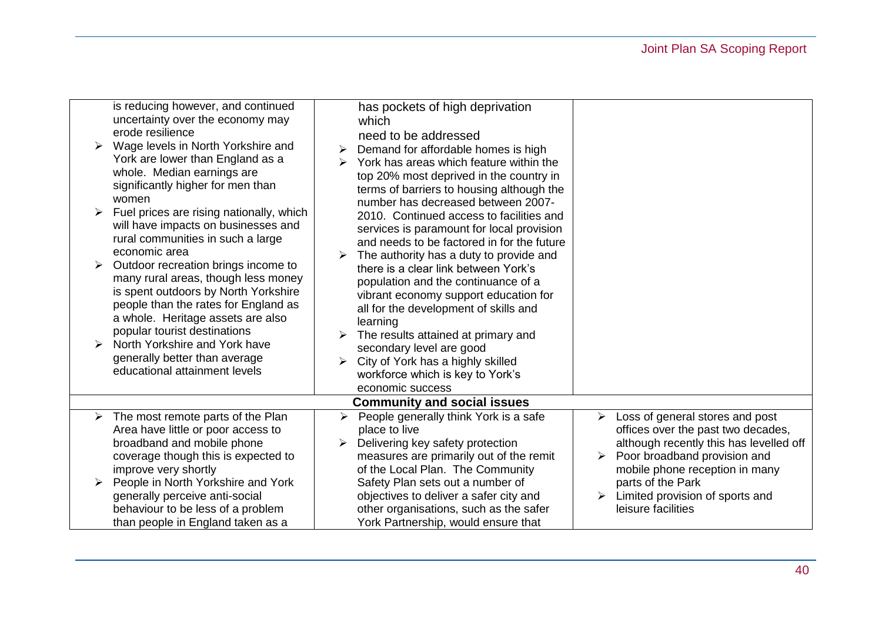| | | |
|---|---|---|
| is reducing however, and continued uncertainty over the economy may erode resilience<br>➢ Wage levels in North Yorkshire and York are lower than England as a whole. Median earnings are significantly higher for men than women<br>➢ Fuel prices are rising nationally, which will have impacts on businesses and rural communities in such a large economic area<br>➢ Outdoor recreation brings income to many rural areas, though less money is spent outdoors by North Yorkshire people than the rates for England as a whole. Heritage assets are also popular tourist destinations<br>➢ North Yorkshire and York have generally better than average educational attainment levels | has pockets of high deprivation which need to be addressed<br>➢ Demand for affordable homes is high<br>➢ York has areas which feature within the top 20% most deprived in the country in terms of barriers to housing although the number has decreased between 2007-2010. Continued access to facilities and services is paramount for local provision and needs to be factored in for the future<br>➢ The authority has a duty to provide and there is a clear link between York's population and the continuance of a vibrant economy support education for all for the development of skills and learning<br>➢ The results attained at primary and secondary level are good<br>➢ City of York has a highly skilled workforce which is key to York's economic success | |
| **Community and social issues** | | |
| ➢ The most remote parts of the Plan Area have little or poor access to broadband and mobile phone coverage though this is expected to improve very shortly<br>➢ People in North Yorkshire and York generally perceive anti-social behaviour to be less of a problem than people in England taken as a | ➢ People generally think York is a safe place to live<br>➢ Delivering key safety protection measures are primarily out of the remit of the Local Plan. The Community Safety Plan sets out a number of objectives to deliver a safer city and other organisations, such as the safer York Partnership, would ensure that | ➢ Loss of general stores and post offices over the past two decades, although recently this has levelled off<br>➢ Poor broadband provision and mobile phone reception in many parts of the Park<br>➢ Limited provision of sports and leisure facilities |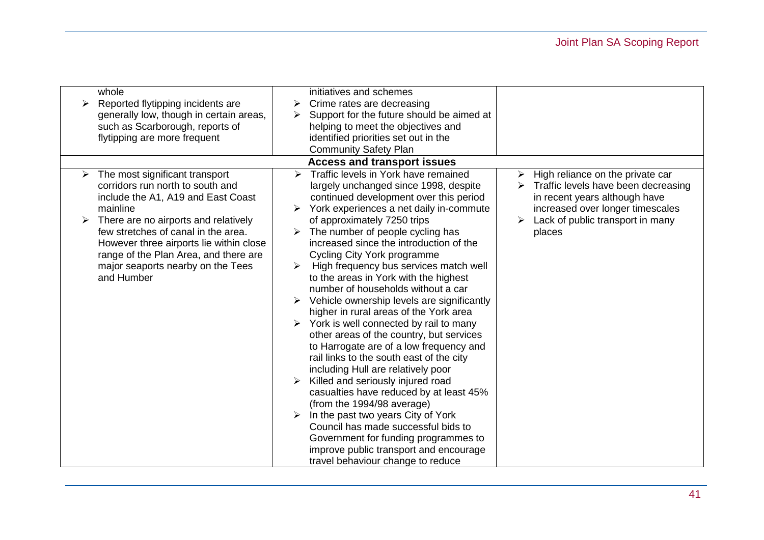| | | |
|---|---|---|
| whole<br>➢ Reported flytipping incidents are generally low, though in certain areas, such as Scarborough, reports of flytipping are more frequent | initiatives and schemes<br>➢ Crime rates are decreasing<br>➢ Support for the future should be aimed at helping to meet the objectives and identified priorities set out in the Community Safety Plan | |
| **Access and transport issues** | | |
| ➢ The most significant transport corridors run north to south and include the A1, A19 and East Coast mainline<br>➢ There are no airports and relatively few stretches of canal in the area. However three airports lie within close range of the Plan Area, and there are major seaports nearby on the Tees and Humber | ➢ Traffic levels in York have remained largely unchanged since 1998, despite continued development over this period<br>➢ York experiences a net daily in-commute of approximately 7250 trips<br>➢ The number of people cycling has increased since the introduction of the Cycling City York programme<br>➢ High frequency bus services match well to the areas in York with the highest number of households without a car<br>➢ Vehicle ownership levels are significantly higher in rural areas of the York area<br>➢ York is well connected by rail to many other areas of the country, but services to Harrogate are of a low frequency and rail links to the south east of the city including Hull are relatively poor<br>➢ Killed and seriously injured road casualties have reduced by at least 45% (from the 1994/98 average)<br>➢ In the past two years City of York Council has made successful bids to Government for funding programmes to improve public transport and encourage travel behaviour change to reduce | ➢ High reliance on the private car<br>➢ Traffic levels have been decreasing in recent years although have increased over longer timescales<br>➢ Lack of public transport in many places |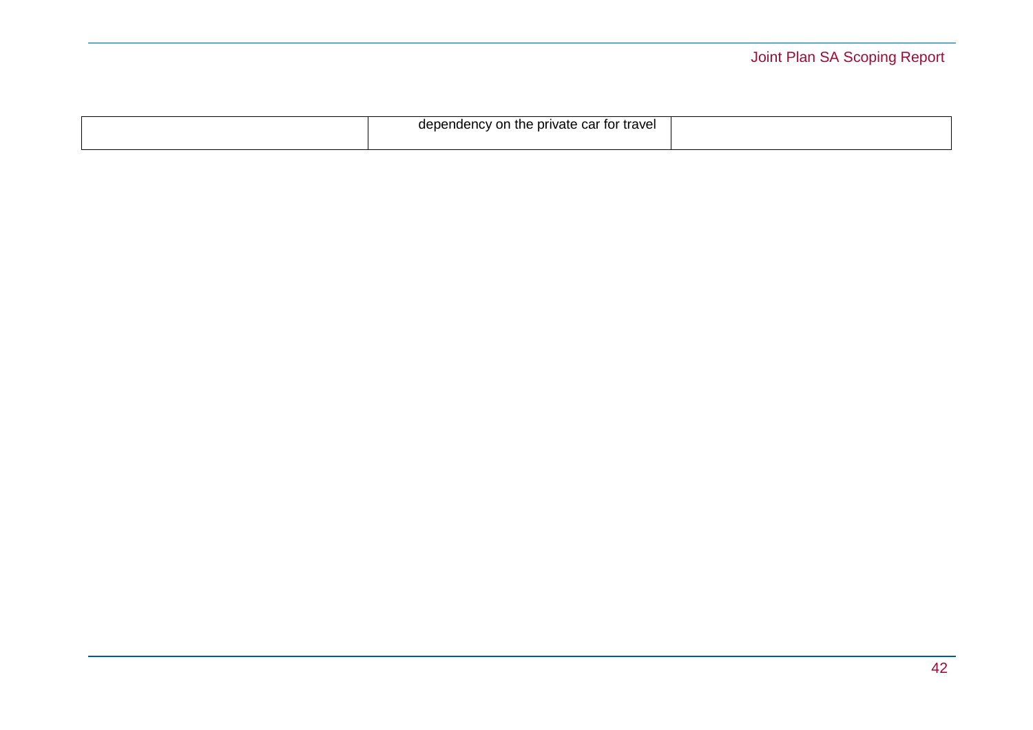| | | |
|---|---|---|
| | dependency on the private car for travel | |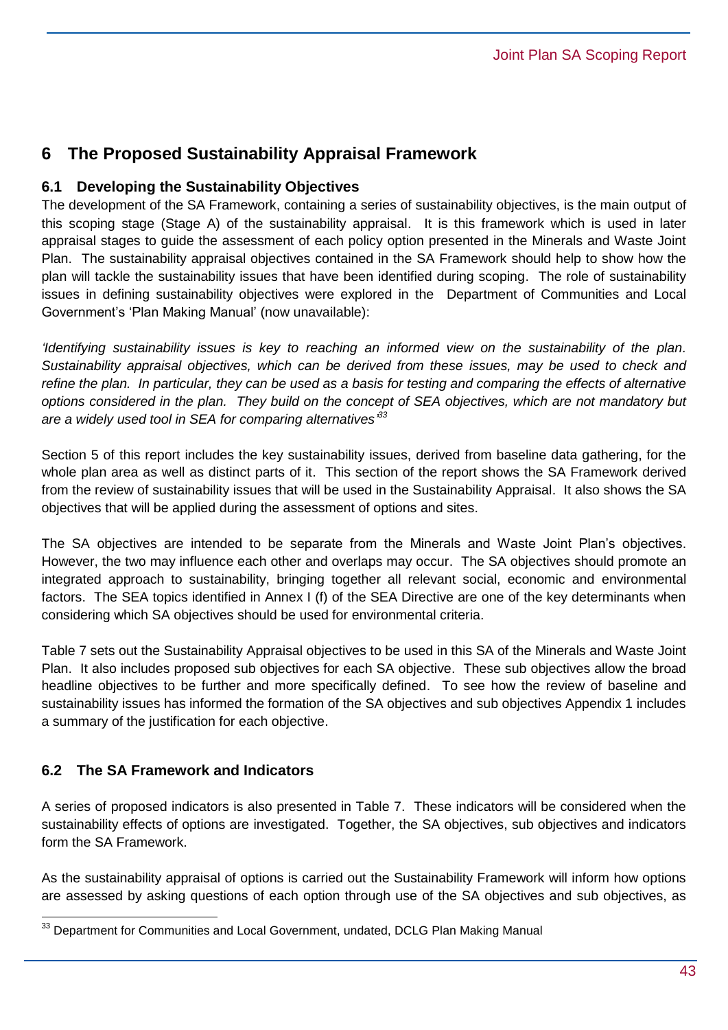# 6 The Proposed Sustainability Appraisal Framework

## 6.1 Developing the Sustainability Objectives

The development of the SA Framework, containing a series of sustainability objectives, is the main output of this scoping stage (Stage A) of the sustainability appraisal. It is this framework which is used in later appraisal stages to guide the assessment of each policy option presented in the Minerals and Waste Joint Plan. The sustainability appraisal objectives contained in the SA Framework should help to show how the plan will tackle the sustainability issues that have been identified during scoping. The role of sustainability issues in defining sustainability objectives were explored in the Department of Communities and Local Government's 'Plan Making Manual' (now unavailable):

*'Identifying sustainability issues is key to reaching an informed view on the sustainability of the plan. Sustainability appraisal objectives, which can be derived from these issues, may be used to check and refine the plan. In particular, they can be used as a basis for testing and comparing the effects of alternative options considered in the plan. They build on the concept of SEA objectives, which are not mandatory but are a widely used tool in SEA for comparing alternatives'*[33]

Section 5 of this report includes the key sustainability issues, derived from baseline data gathering, for the whole plan area as well as distinct parts of it. This section of the report shows the SA Framework derived from the review of sustainability issues that will be used in the Sustainability Appraisal. It also shows the SA objectives that will be applied during the assessment of options and sites.

The SA objectives are intended to be separate from the Minerals and Waste Joint Plan's objectives. However, the two may influence each other and overlaps may occur. The SA objectives should promote an integrated approach to sustainability, bringing together all relevant social, economic and environmental factors. The SEA topics identified in Annex I (f) of the SEA Directive are one of the key determinants when considering which SA objectives should be used for environmental criteria.

Table 7 sets out the Sustainability Appraisal objectives to be used in this SA of the Minerals and Waste Joint Plan. It also includes proposed sub objectives for each SA objective. These sub objectives allow the broad headline objectives to be further and more specifically defined. To see how the review of baseline and sustainability issues has informed the formation of the SA objectives and sub objectives Appendix 1 includes a summary of the justification for each objective.

## 6.2 The SA Framework and Indicators

A series of proposed indicators is also presented in Table 7. These indicators will be considered when the sustainability effects of options are investigated. Together, the SA objectives, sub objectives and indicators form the SA Framework.

As the sustainability appraisal of options is carried out the Sustainability Framework will inform how options are assessed by asking questions of each option through use of the SA objectives and sub objectives, as

[33] Department for Communities and Local Government, undated, DCLG Plan Making Manual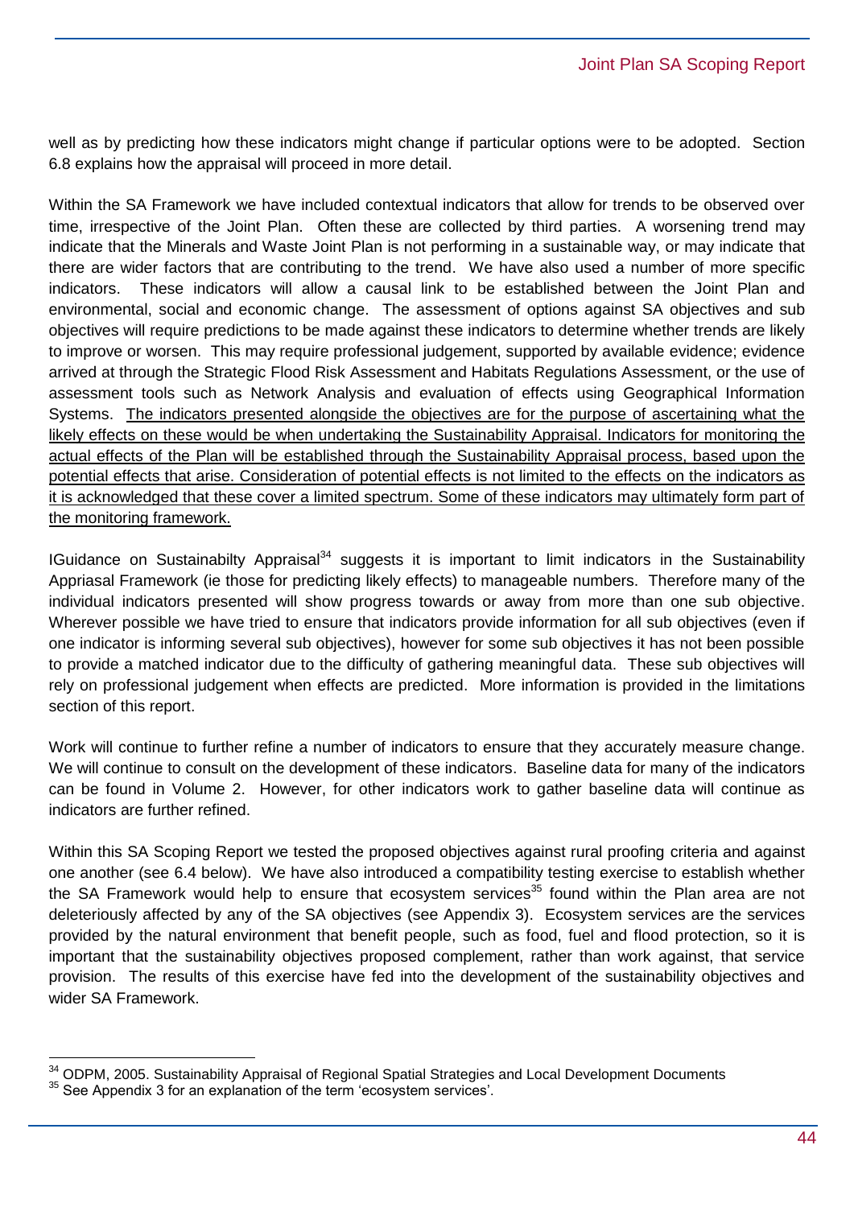well as by predicting how these indicators might change if particular options were to be adopted. Section 6.8 explains how the appraisal will proceed in more detail.

Within the SA Framework we have included contextual indicators that allow for trends to be observed over time, irrespective of the Joint Plan. Often these are collected by third parties. A worsening trend may indicate that the Minerals and Waste Joint Plan is not performing in a sustainable way, or may indicate that there are wider factors that are contributing to the trend. We have also used a number of more specific indicators. These indicators will allow a causal link to be established between the Joint Plan and environmental, social and economic change. The assessment of options against SA objectives and sub objectives will require predictions to be made against these indicators to determine whether trends are likely to improve or worsen. This may require professional judgement, supported by available evidence; evidence arrived at through the Strategic Flood Risk Assessment and Habitats Regulations Assessment, or the use of assessment tools such as Network Analysis and evaluation of effects using Geographical Information Systems. <u>The indicators presented alongside the objectives are for the purpose of ascertaining what the likely effects on these would be when undertaking the Sustainability Appraisal. Indicators for monitoring the actual effects of the Plan will be established through the Sustainability Appraisal process, based upon the potential effects that arise. Consideration of potential effects is not limited to the effects on the indicators as it is acknowledged that these cover a limited spectrum. Some of these indicators may ultimately form part of the monitoring framework.</u>

IGuidance on Sustainabilty Appraisal[34] suggests it is important to limit indicators in the Sustainability Appriasal Framework (ie those for predicting likely effects) to manageable numbers. Therefore many of the individual indicators presented will show progress towards or away from more than one sub objective. Wherever possible we have tried to ensure that indicators provide information for all sub objectives (even if one indicator is informing several sub objectives), however for some sub objectives it has not been possible to provide a matched indicator due to the difficulty of gathering meaningful data. These sub objectives will rely on professional judgement when effects are predicted. More information is provided in the limitations section of this report.

Work will continue to further refine a number of indicators to ensure that they accurately measure change. We will continue to consult on the development of these indicators. Baseline data for many of the indicators can be found in Volume 2. However, for other indicators work to gather baseline data will continue as indicators are further refined.

Within this SA Scoping Report we tested the proposed objectives against rural proofing criteria and against one another (see 6.4 below). We have also introduced a compatibility testing exercise to establish whether the SA Framework would help to ensure that ecosystem services[35] found within the Plan area are not deleteriously affected by any of the SA objectives (see Appendix 3). Ecosystem services are the services provided by the natural environment that benefit people, such as food, fuel and flood protection, so it is important that the sustainability objectives proposed complement, rather than work against, that service provision. The results of this exercise have fed into the development of the sustainability objectives and wider SA Framework.

---

[34] ODPM, 2005. Sustainability Appraisal of Regional Spatial Strategies and Local Development Documents

[35] See Appendix 3 for an explanation of the term 'ecosystem services'.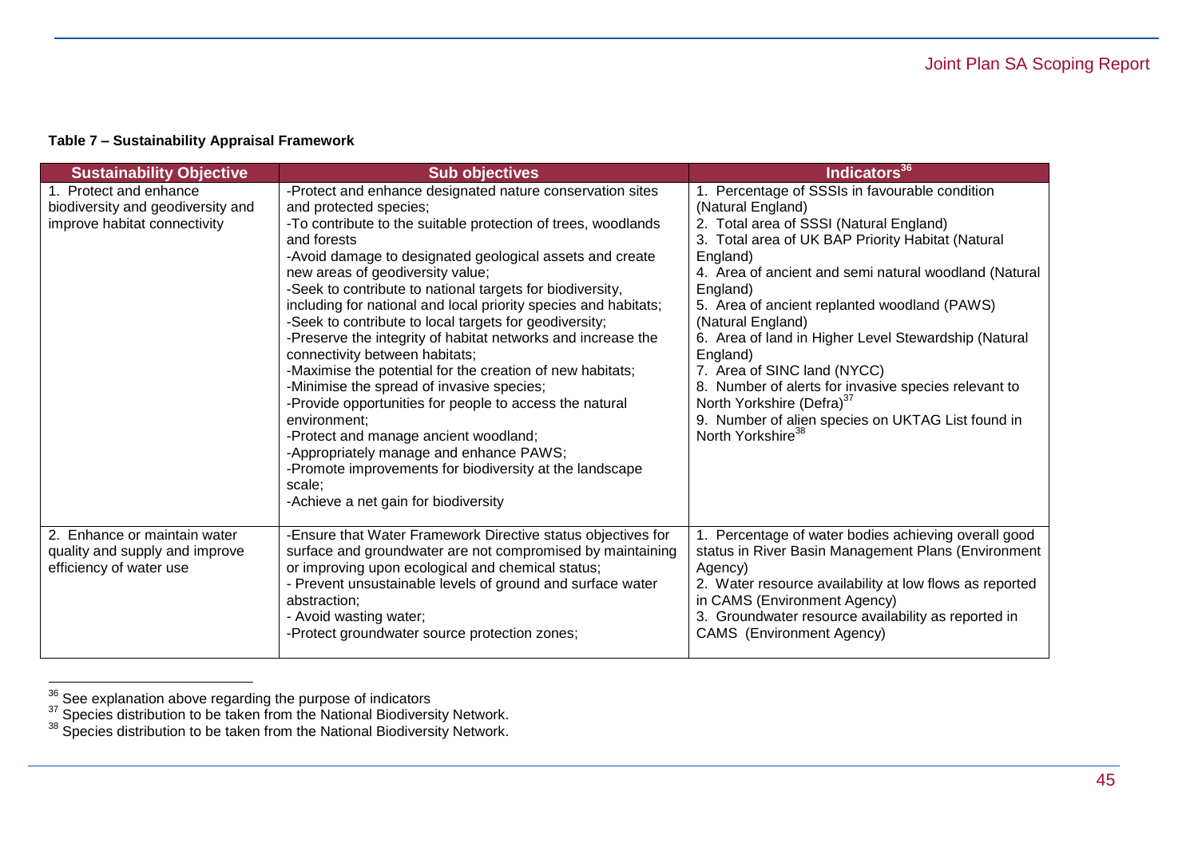**Table 7 – Sustainability Appraisal Framework**

| Sustainability Objective | Sub objectives | Indicators[36] |
|---|---|---|
| 1. Protect and enhance biodiversity and geodiversity and improve habitat connectivity | -Protect and enhance designated nature conservation sites and protected species;<br>-To contribute to the suitable protection of trees, woodlands and forests<br>-Avoid damage to designated geological assets and create new areas of geodiversity value;<br>-Seek to contribute to national targets for biodiversity, including for national and local priority species and habitats;<br>-Seek to contribute to local targets for geodiversity;<br>-Preserve the integrity of habitat networks and increase the connectivity between habitats;<br>-Maximise the potential for the creation of new habitats;<br>-Minimise the spread of invasive species;<br>-Provide opportunities for people to access the natural environment;<br>-Protect and manage ancient woodland;<br>-Appropriately manage and enhance PAWS;<br>-Promote improvements for biodiversity at the landscape scale;<br>-Achieve a net gain for biodiversity | 1. Percentage of SSSIs in favourable condition (Natural England)<br>2. Total area of SSSI (Natural England)<br>3. Total area of UK BAP Priority Habitat (Natural England)<br>4. Area of ancient and semi natural woodland (Natural England)<br>5. Area of ancient replanted woodland (PAWS) (Natural England)<br>6. Area of land in Higher Level Stewardship (Natural England)<br>7. Area of SINC land (NYCC)<br>8. Number of alerts for invasive species relevant to North Yorkshire (Defra)[37]<br>9. Number of alien species on UKTAG List found in North Yorkshire[38] |
| 2. Enhance or maintain water quality and supply and improve efficiency of water use | -Ensure that Water Framework Directive status objectives for surface and groundwater are not compromised by maintaining or improving upon ecological and chemical status;<br>- Prevent unsustainable levels of ground and surface water abstraction;<br>- Avoid wasting water;<br>-Protect groundwater source protection zones; | 1. Percentage of water bodies achieving overall good status in River Basin Management Plans (Environment Agency)<br>2. Water resource availability at low flows as reported in CAMS (Environment Agency)<br>3. Groundwater resource availability as reported in CAMS (Environment Agency) |

[36] See explanation above regarding the purpose of indicators

[37] Species distribution to be taken from the National Biodiversity Network.

[38] Species distribution to be taken from the National Biodiversity Network.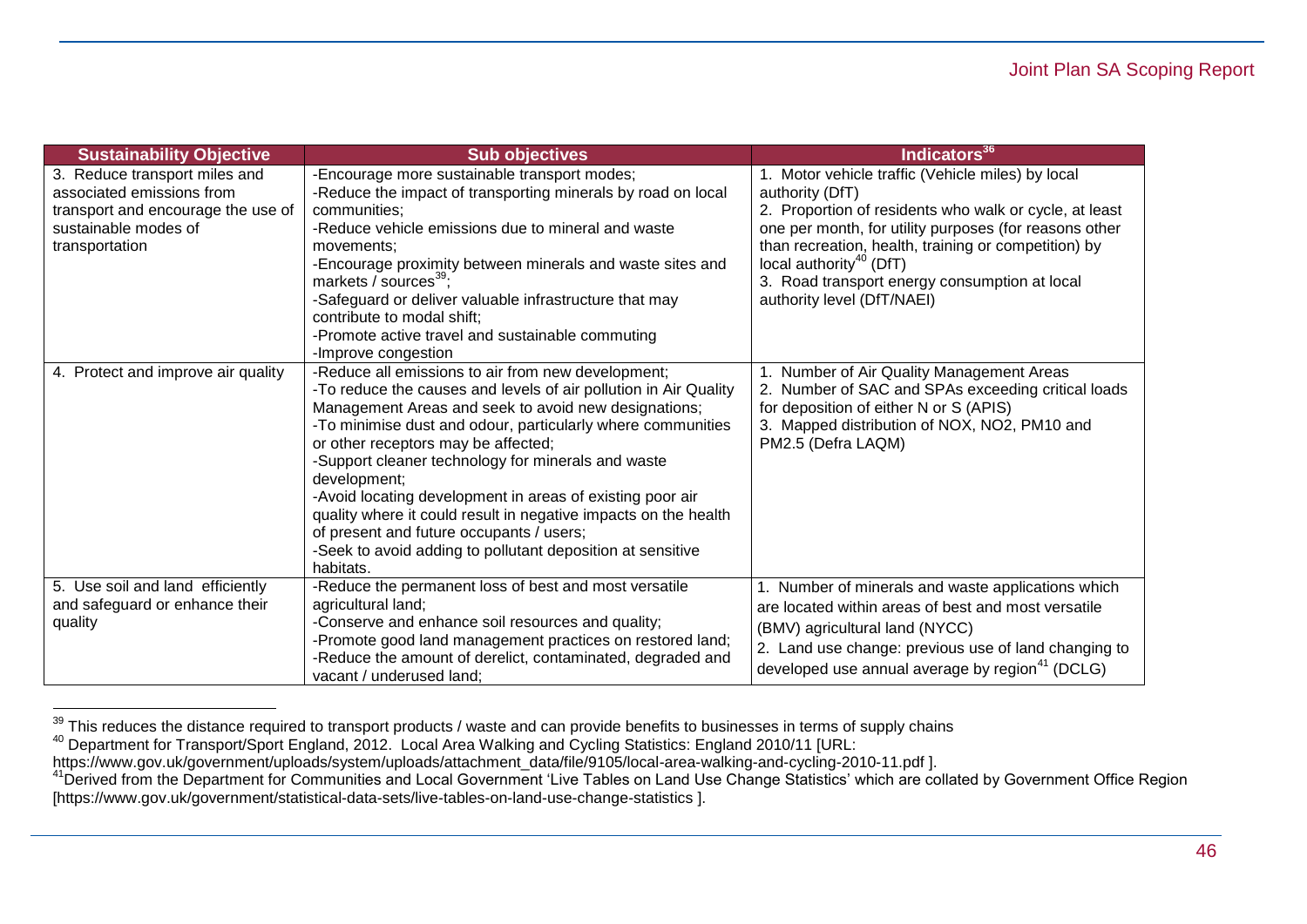| Sustainability Objective | Sub objectives | Indicators[36] |
|---|---|---|
| 3. Reduce transport miles and associated emissions from transport and encourage the use of sustainable modes of transportation | -Encourage more sustainable transport modes;<br>-Reduce the impact of transporting minerals by road on local communities;<br>-Reduce vehicle emissions due to mineral and waste movements;<br>-Encourage proximity between minerals and waste sites and markets / sources[39];<br>-Safeguard or deliver valuable infrastructure that may contribute to modal shift;<br>-Promote active travel and sustainable commuting<br>-Improve congestion | 1. Motor vehicle traffic (Vehicle miles) by local authority (DfT)<br>2. Proportion of residents who walk or cycle, at least one per month, for utility purposes (for reasons other than recreation, health, training or competition) by local authority[40] (DfT)<br>3. Road transport energy consumption at local authority level (DfT/NAEI) |
| 4. Protect and improve air quality | -Reduce all emissions to air from new development;<br>-To reduce the causes and levels of air pollution in Air Quality Management Areas and seek to avoid new designations;<br>-To minimise dust and odour, particularly where communities or other receptors may be affected;<br>-Support cleaner technology for minerals and waste development;<br>-Avoid locating development in areas of existing poor air quality where it could result in negative impacts on the health of present and future occupants / users;<br>-Seek to avoid adding to pollutant deposition at sensitive habitats. | 1. Number of Air Quality Management Areas<br>2. Number of SAC and SPAs exceeding critical loads for deposition of either N or S (APIS)<br>3. Mapped distribution of NOX, NO2, PM10 and PM2.5 (Defra LAQM) |
| 5. Use soil and land efficiently and safeguard or enhance their quality | -Reduce the permanent loss of best and most versatile agricultural land;<br>-Conserve and enhance soil resources and quality;<br>-Promote good land management practices on restored land;<br>-Reduce the amount of derelict, contaminated, degraded and vacant / underused land; | 1. Number of minerals and waste applications which are located within areas of best and most versatile (BMV) agricultural land (NYCC)<br>2. Land use change: previous use of land changing to developed use annual average by region[41] (DCLG) |

[39] This reduces the distance required to transport products / waste and can provide benefits to businesses in terms of supply chains

[40] Department for Transport/Sport England, 2012. Local Area Walking and Cycling Statistics: England 2010/11 [URL: https://www.gov.uk/government/uploads/system/uploads/attachment_data/file/9105/local-area-walking-and-cycling-2010-11.pdf ].

[41] Derived from the Department for Communities and Local Government 'Live Tables on Land Use Change Statistics' which are collated by Government Office Region [https://www.gov.uk/government/statistical-data-sets/live-tables-on-land-use-change-statistics ].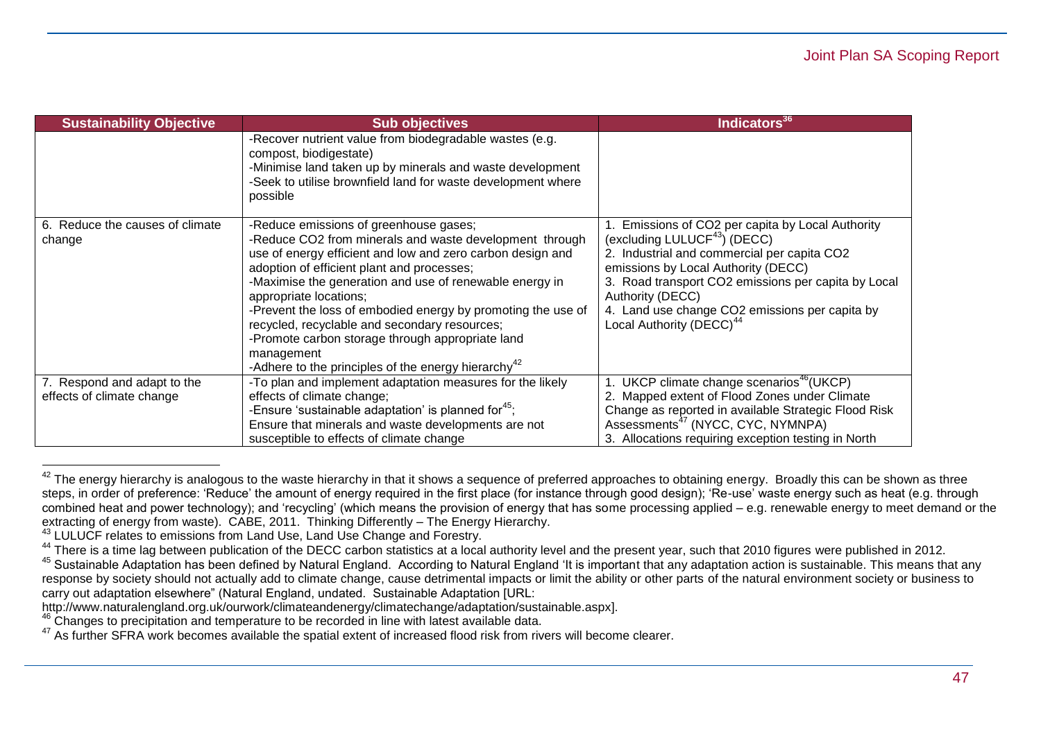| Sustainability Objective | Sub objectives | Indicators[36] |
|---|---|---|
| | -Recover nutrient value from biodegradable wastes (e.g. compost, biodigestate)<br>-Minimise land taken up by minerals and waste development<br>-Seek to utilise brownfield land for waste development where possible | |
| 6. Reduce the causes of climate change | -Reduce emissions of greenhouse gases;<br>-Reduce $CO_2$ from minerals and waste development through use of energy efficient and low and zero carbon design and adoption of efficient plant and processes;<br>-Maximise the generation and use of renewable energy in appropriate locations;<br>-Prevent the loss of embodied energy by promoting the use of recycled, recyclable and secondary resources;<br>-Promote carbon storage through appropriate land management<br>-Adhere to the principles of the energy hierarchy[42] | 1. Emissions of $CO_2$ per capita by Local Authority (excluding LULUCF[43]) (DECC)<br>2. Industrial and commercial per capita $CO_2$ emissions by Local Authority (DECC)<br>3. Road transport $CO_2$ emissions per capita by Local Authority (DECC)<br>4. Land use change $CO_2$ emissions per capita by Local Authority (DECC)[44] |
| 7. Respond and adapt to the effects of climate change | -To plan and implement adaptation measures for the likely effects of climate change;<br>-Ensure 'sustainable adaptation' is planned for[45];<br>Ensure that minerals and waste developments are not susceptible to effects of climate change | 1. UKCP climate change scenarios[46] (UKCP)<br>2. Mapped extent of Flood Zones under Climate Change as reported in available Strategic Flood Risk Assessments[47] (NYCC, CYC, NYMNPA)<br>3. Allocations requiring exception testing in North |

[42] The energy hierarchy is analogous to the waste hierarchy in that it shows a sequence of preferred approaches to obtaining energy. Broadly this can be shown as three steps, in order of preference: 'Reduce' the amount of energy required in the first place (for instance through good design); 'Re-use' waste energy such as heat (e.g. through combined heat and power technology); and 'recycling' (which means the provision of energy that has some processing applied – e.g. renewable energy to meet demand or the extracting of energy from waste). CABE, 2011. Thinking Differently – The Energy Hierarchy.

[43] LULUCF relates to emissions from Land Use, Land Use Change and Forestry.

[44] There is a time lag between publication of the DECC carbon statistics at a local authority level and the present year, such that 2010 figures were published in 2012.

[45] Sustainable Adaptation has been defined by Natural England. According to Natural England 'It is important that any adaptation action is sustainable. This means that any response by society should not actually add to climate change, cause detrimental impacts or limit the ability or other parts of the natural environment society or business to carry out adaptation elsewhere" (Natural England, undated. Sustainable Adaptation [URL: http://www.naturalengland.org.uk/ourwork/climateandenergy/climatechange/adaptation/sustainable.aspx].

[46] Changes to precipitation and temperature to be recorded in line with latest available data.

[47] As further SFRA work becomes available the spatial extent of increased flood risk from rivers will become clearer.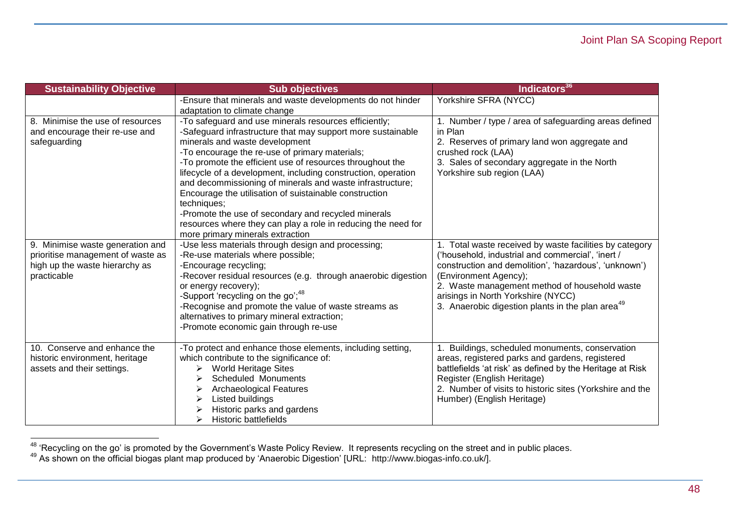| Sustainability Objective | Sub objectives | Indicators[36] |
|---|---|---|
| | -Ensure that minerals and waste developments do not hinder adaptation to climate change | Yorkshire SFRA (NYCC) |
| 8. Minimise the use of resources and encourage their re-use and safeguarding | -To safeguard and use minerals resources efficiently;<br>-Safeguard infrastructure that may support more sustainable minerals and waste development<br>-To encourage the re-use of primary materials;<br>-To promote the efficient use of resources throughout the lifecycle of a development, including construction, operation and decommissioning of minerals and waste infrastructure; Encourage the utilisation of suistainable construction techniques;<br>-Promote the use of secondary and recycled minerals resources where they can play a role in reducing the need for more primary minerals extraction | 1. Number / type / area of safeguarding areas defined in Plan<br>2. Reserves of primary land won aggregate and crushed rock (LAA)<br>3. Sales of secondary aggregate in the North Yorkshire sub region (LAA) |
| 9. Minimise waste generation and prioritise management of waste as high up the waste hierarchy as practicable | -Use less materials through design and processing;<br>-Re-use materials where possible;<br>-Encourage recycling;<br>-Recover residual resources (e.g. through anaerobic digestion or energy recovery);<br>-Support 'recycling on the go';[48]<br>-Recognise and promote the value of waste streams as alternatives to primary mineral extraction;<br>-Promote economic gain through re-use | 1. Total waste received by waste facilities by category ('household, industrial and commercial', 'inert / construction and demolition', 'hazardous', 'unknown') (Environment Agency);<br>2. Waste management method of household waste arisings in North Yorkshire (NYCC)<br>3. Anaerobic digestion plants in the plan area[49] |
| 10. Conserve and enhance the historic environment, heritage assets and their settings. | -To protect and enhance those elements, including setting, which contribute to the significance of:<br>➢ World Heritage Sites<br>➢ Scheduled Monuments<br>➢ Archaeological Features<br>➢ Listed buildings<br>➢ Historic parks and gardens<br>➢ Historic battlefields | 1. Buildings, scheduled monuments, conservation areas, registered parks and gardens, registered battlefields 'at risk' as defined by the Heritage at Risk Register (English Heritage)<br>2. Number of visits to historic sites (Yorkshire and the Humber) (English Heritage) |

[48] 'Recycling on the go' is promoted by the Government's Waste Policy Review. It represents recycling on the street and in public places.

[49] As shown on the official biogas plant map produced by 'Anaerobic Digestion' [URL: http://www.biogas-info.co.uk/].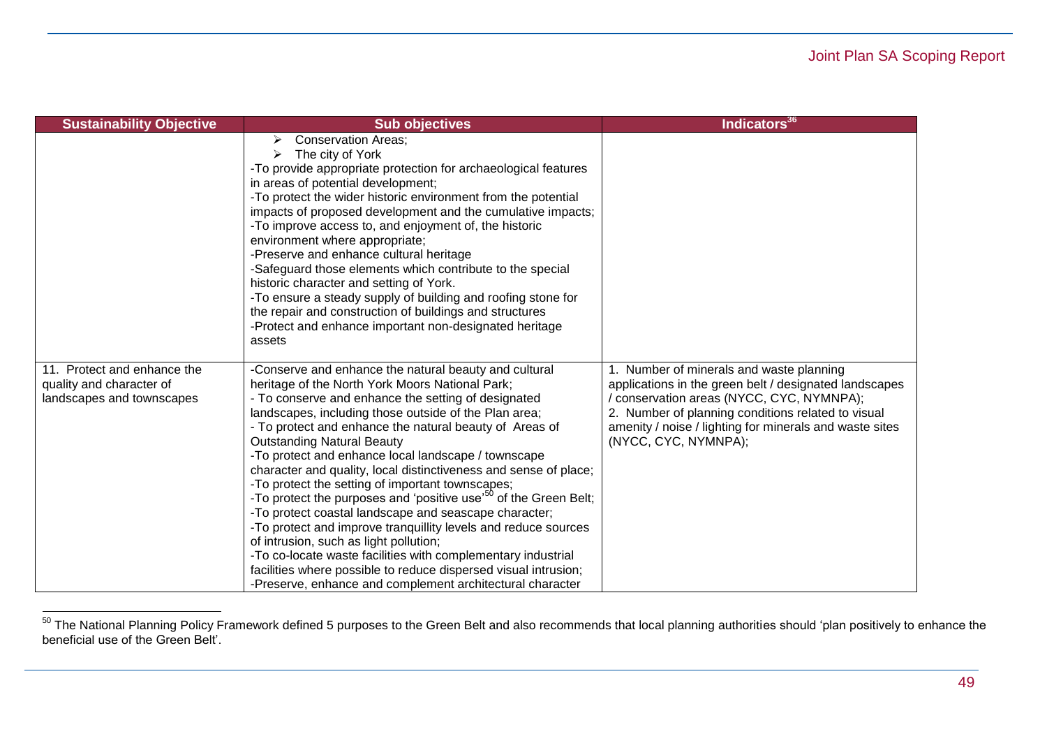| Sustainability Objective | Sub objectives | Indicators[36] |
|---|---|---|
| | ➢ Conservation Areas;<br>➢ The city of York<br>-To provide appropriate protection for archaeological features in areas of potential development;<br>-To protect the wider historic environment from the potential impacts of proposed development and the cumulative impacts;<br>-To improve access to, and enjoyment of, the historic environment where appropriate;<br>-Preserve and enhance cultural heritage<br>-Safeguard those elements which contribute to the special historic character and setting of York.<br>-To ensure a steady supply of building and roofing stone for the repair and construction of buildings and structures<br>-Protect and enhance important non-designated heritage assets | |
| 11. Protect and enhance the quality and character of landscapes and townscapes | -Conserve and enhance the natural beauty and cultural heritage of the North York Moors National Park;<br>- To conserve and enhance the setting of designated landscapes, including those outside of the Plan area;<br>- To protect and enhance the natural beauty of Areas of Outstanding Natural Beauty<br>-To protect and enhance local landscape / townscape character and quality, local distinctiveness and sense of place;<br>-To protect the setting of important townscapes;<br>-To protect the purposes and 'positive use'[50] of the Green Belt;<br>-To protect coastal landscape and seascape character;<br>-To protect and improve tranquillity levels and reduce sources of intrusion, such as light pollution;<br>-To co-locate waste facilities with complementary industrial facilities where possible to reduce dispersed visual intrusion;<br>-Preserve, enhance and complement architectural character | 1. Number of minerals and waste planning applications in the green belt / designated landscapes / conservation areas (NYCC, CYC, NYMNPA);<br>2. Number of planning conditions related to visual amenity / noise / lighting for minerals and waste sites (NYCC, CYC, NYMNPA); |

[50] The National Planning Policy Framework defined 5 purposes to the Green Belt and also recommends that local planning authorities should 'plan positively to enhance the beneficial use of the Green Belt'.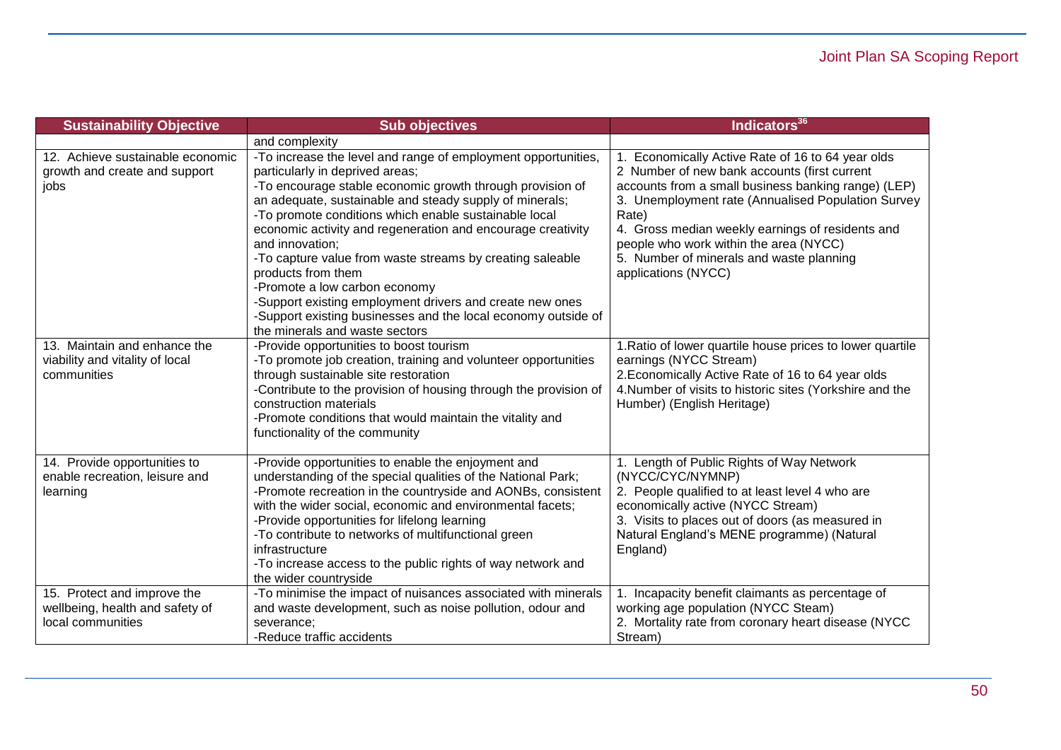| Sustainability Objective | Sub objectives | Indicators[36] |
|---|---|---|
| | and complexity | |
| 12. Achieve sustainable economic growth and create and support jobs | -To increase the level and range of employment opportunities, particularly in deprived areas;<br>-To encourage stable economic growth through provision of an adequate, sustainable and steady supply of minerals;<br>-To promote conditions which enable sustainable local economic activity and regeneration and encourage creativity and innovation;<br>-To capture value from waste streams by creating saleable products from them<br>-Promote a low carbon economy<br>-Support existing employment drivers and create new ones<br>-Support existing businesses and the local economy outside of the minerals and waste sectors | 1. Economically Active Rate of 16 to 64 year olds<br>2 Number of new bank accounts (first current accounts from a small business banking range) (LEP)<br>3. Unemployment rate (Annualised Population Survey Rate)<br>4. Gross median weekly earnings of residents and people who work within the area (NYCC)<br>5. Number of minerals and waste planning applications (NYCC) |
| 13. Maintain and enhance the viability and vitality of local communities | -Provide opportunities to boost tourism<br>-To promote job creation, training and volunteer opportunities through sustainable site restoration<br>-Contribute to the provision of housing through the provision of construction materials<br>-Promote conditions that would maintain the vitality and functionality of the community | 1.Ratio of lower quartile house prices to lower quartile earnings (NYCC Stream)<br>2.Economically Active Rate of 16 to 64 year olds<br>4.Number of visits to historic sites (Yorkshire and the Humber) (English Heritage) |
| 14. Provide opportunities to enable recreation, leisure and learning | -Provide opportunities to enable the enjoyment and understanding of the special qualities of the National Park;<br>-Promote recreation in the countryside and AONBs, consistent with the wider social, economic and environmental facets;<br>-Provide opportunities for lifelong learning<br>-To contribute to networks of multifunctional green infrastructure<br>-To increase access to the public rights of way network and the wider countryside | 1. Length of Public Rights of Way Network (NYCC/CYC/NYMNP)<br>2. People qualified to at least level 4 who are economically active (NYCC Stream)<br>3. Visits to places out of doors (as measured in Natural England's MENE programme) (Natural England) |
| 15. Protect and improve the wellbeing, health and safety of local communities | -To minimise the impact of nuisances associated with minerals and waste development, such as noise pollution, odour and severance;<br>-Reduce traffic accidents | 1. Incapacity benefit claimants as percentage of working age population (NYCC Steam)<br>2. Mortality rate from coronary heart disease (NYCC Stream) |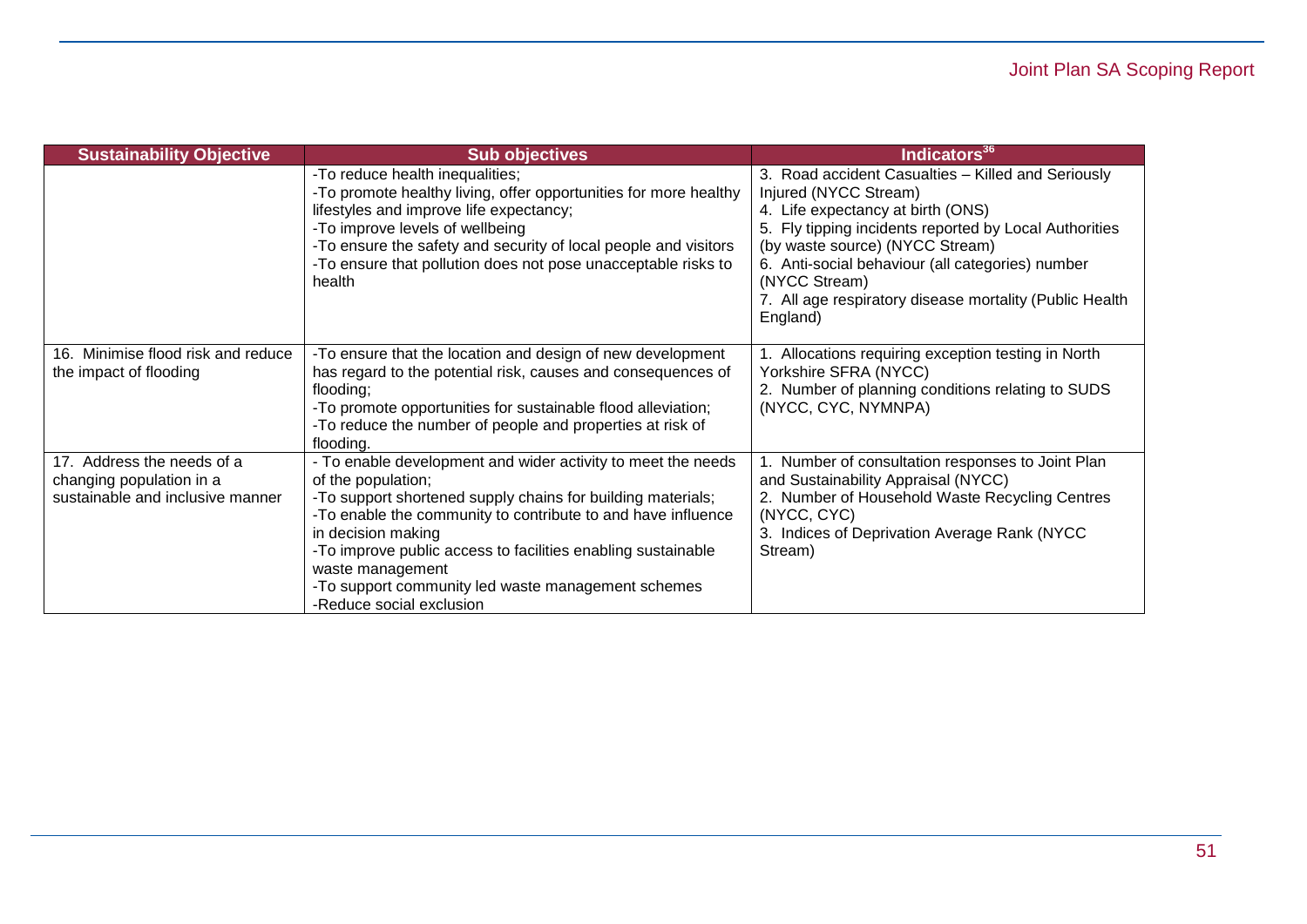| Sustainability Objective | Sub objectives | Indicators[36] |
|---|---|---|
| | -To reduce health inequalities;<br>-To promote healthy living, offer opportunities for more healthy lifestyles and improve life expectancy;<br>-To improve levels of wellbeing<br>-To ensure the safety and security of local people and visitors<br>-To ensure that pollution does not pose unacceptable risks to health | 3. Road accident Casualties – Killed and Seriously Injured (NYCC Stream)<br>4. Life expectancy at birth (ONS)<br>5. Fly tipping incidents reported by Local Authorities (by waste source) (NYCC Stream)<br>6. Anti-social behaviour (all categories) number (NYCC Stream)<br>7. All age respiratory disease mortality (Public Health England) |
| 16. Minimise flood risk and reduce the impact of flooding | -To ensure that the location and design of new development has regard to the potential risk, causes and consequences of flooding;<br>-To promote opportunities for sustainable flood alleviation;<br>-To reduce the number of people and properties at risk of flooding. | 1. Allocations requiring exception testing in North Yorkshire SFRA (NYCC)<br>2. Number of planning conditions relating to SUDS (NYCC, CYC, NYMNPA) |
| 17. Address the needs of a changing population in a sustainable and inclusive manner | - To enable development and wider activity to meet the needs of the population;<br>-To support shortened supply chains for building materials;<br>-To enable the community to contribute to and have influence in decision making<br>-To improve public access to facilities enabling sustainable waste management<br>-To support community led waste management schemes<br>-Reduce social exclusion | 1. Number of consultation responses to Joint Plan and Sustainability Appraisal (NYCC)<br>2. Number of Household Waste Recycling Centres (NYCC, CYC)<br>3. Indices of Deprivation Average Rank (NYCC Stream) |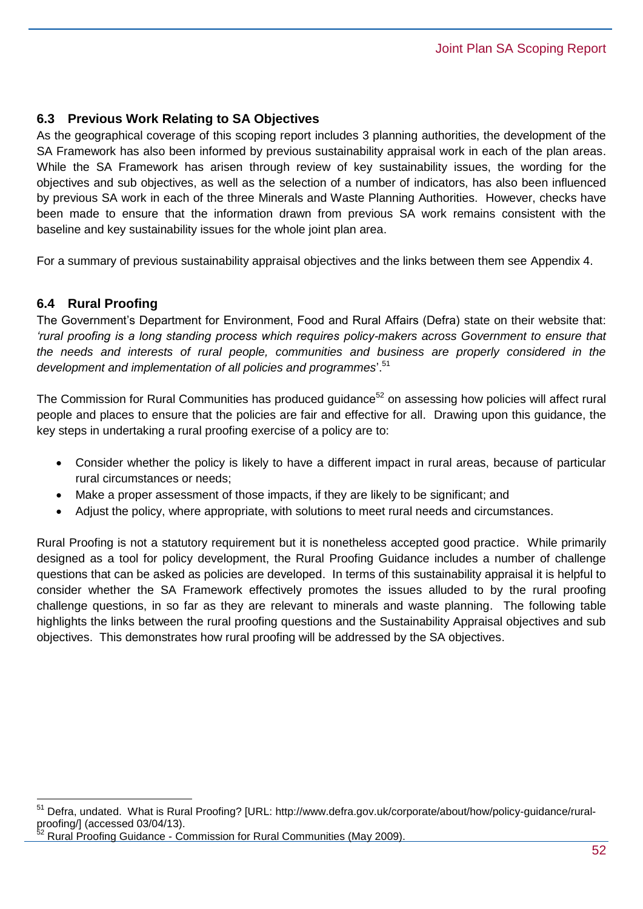### 6.3 Previous Work Relating to SA Objectives

As the geographical coverage of this scoping report includes 3 planning authorities, the development of the SA Framework has also been informed by previous sustainability appraisal work in each of the plan areas. While the SA Framework has arisen through review of key sustainability issues, the wording for the objectives and sub objectives, as well as the selection of a number of indicators, has also been influenced by previous SA work in each of the three Minerals and Waste Planning Authorities. However, checks have been made to ensure that the information drawn from previous SA work remains consistent with the baseline and key sustainability issues for the whole joint plan area.

For a summary of previous sustainability appraisal objectives and the links between them see Appendix 4.

### 6.4 Rural Proofing

The Government's Department for Environment, Food and Rural Affairs (Defra) state on their website that: *'rural proofing is a long standing process which requires policy-makers across Government to ensure that the needs and interests of rural people, communities and business are properly considered in the development and implementation of all policies and programmes*'.[51]

The Commission for Rural Communities has produced guidance[52] on assessing how policies will affect rural people and places to ensure that the policies are fair and effective for all. Drawing upon this guidance, the key steps in undertaking a rural proofing exercise of a policy are to:

- Consider whether the policy is likely to have a different impact in rural areas, because of particular rural circumstances or needs;
- Make a proper assessment of those impacts, if they are likely to be significant; and
- Adjust the policy, where appropriate, with solutions to meet rural needs and circumstances.

Rural Proofing is not a statutory requirement but it is nonetheless accepted good practice. While primarily designed as a tool for policy development, the Rural Proofing Guidance includes a number of challenge questions that can be asked as policies are developed. In terms of this sustainability appraisal it is helpful to consider whether the SA Framework effectively promotes the issues alluded to by the rural proofing challenge questions, in so far as they are relevant to minerals and waste planning. The following table highlights the links between the rural proofing questions and the Sustainability Appraisal objectives and sub objectives. This demonstrates how rural proofing will be addressed by the SA objectives.

---

[51] Defra, undated. What is Rural Proofing? [URL: http://www.defra.gov.uk/corporate/about/how/policy-guidance/rural-proofing/] (accessed 03/04/13).

[52] Rural Proofing Guidance - Commission for Rural Communities (May 2009).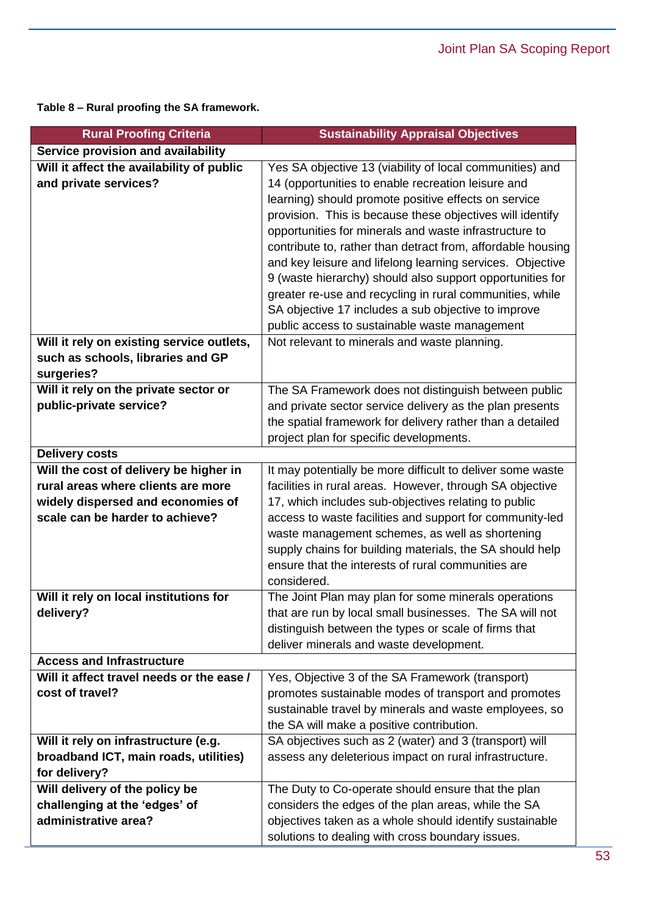**Table 8 – Rural proofing the SA framework.**

| Rural Proofing Criteria | Sustainability Appraisal Objectives |
|---|---|
| **Service provision and availability** | |
| **Will it affect the availability of public and private services?** | Yes SA objective 13 (viability of local communities) and 14 (opportunities to enable recreation leisure and learning) should promote positive effects on service provision. This is because these objectives will identify opportunities for minerals and waste infrastructure to contribute to, rather than detract from, affordable housing and key leisure and lifelong learning services. Objective 9 (waste hierarchy) should also support opportunities for greater re-use and recycling in rural communities, while SA objective 17 includes a sub objective to improve public access to sustainable waste management |
| **Will it rely on existing service outlets, such as schools, libraries and GP surgeries?** | Not relevant to minerals and waste planning. |
| **Will it rely on the private sector or public-private service?** | The SA Framework does not distinguish between public and private sector service delivery as the plan presents the spatial framework for delivery rather than a detailed project plan for specific developments. |
| **Delivery costs** | |
| **Will the cost of delivery be higher in rural areas where clients are more widely dispersed and economies of scale can be harder to achieve?** | It may potentially be more difficult to deliver some waste facilities in rural areas. However, through SA objective 17, which includes sub-objectives relating to public access to waste facilities and support for community-led waste management schemes, as well as shortening supply chains for building materials, the SA should help ensure that the interests of rural communities are considered. |
| **Will it rely on local institutions for delivery?** | The Joint Plan may plan for some minerals operations that are run by local small businesses. The SA will not distinguish between the types or scale of firms that deliver minerals and waste development. |
| **Access and Infrastructure** | |
| **Will it affect travel needs or the ease / cost of travel?** | Yes, Objective 3 of the SA Framework (transport) promotes sustainable modes of transport and promotes sustainable travel by minerals and waste employees, so the SA will make a positive contribution. |
| **Will it rely on infrastructure (e.g. broadband ICT, main roads, utilities) for delivery?** | SA objectives such as 2 (water) and 3 (transport) will assess any deleterious impact on rural infrastructure. |
| **Will delivery of the policy be challenging at the 'edges' of administrative area?** | The Duty to Co-operate should ensure that the plan considers the edges of the plan areas, while the SA objectives taken as a whole should identify sustainable solutions to dealing with cross boundary issues. |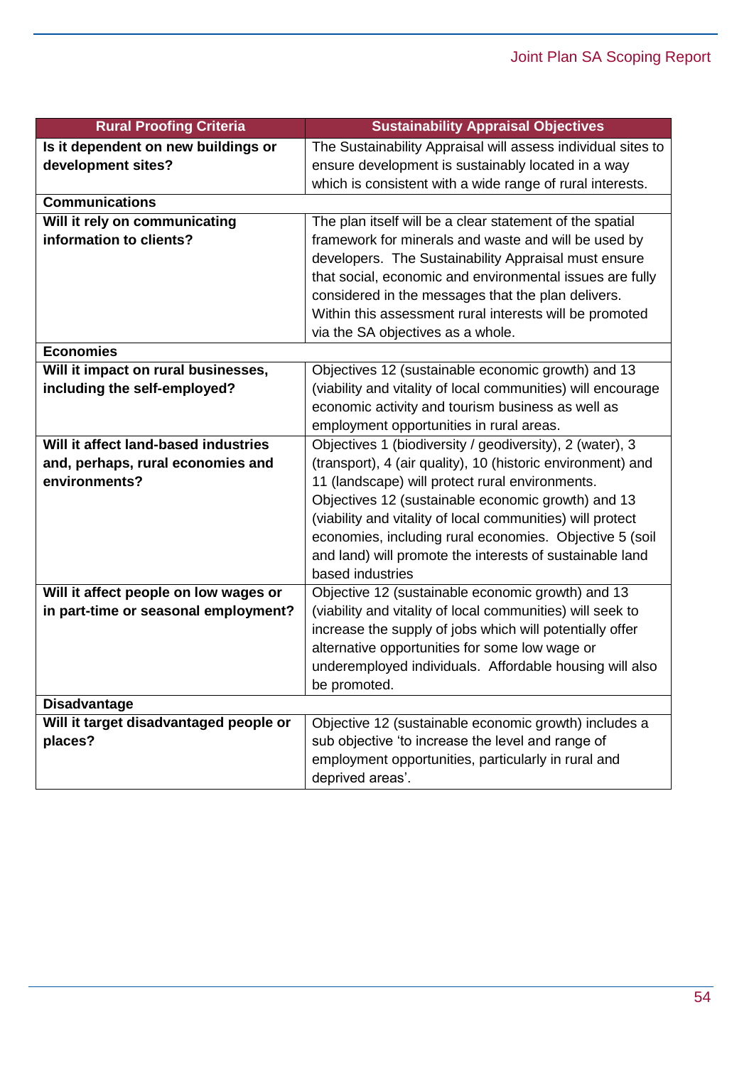| Rural Proofing Criteria | Sustainability Appraisal Objectives |
|---|---|
| **Is it dependent on new buildings or development sites?** | The Sustainability Appraisal will assess individual sites to ensure development is sustainably located in a way which is consistent with a wide range of rural interests. |
| **Communications** | |
| **Will it rely on communicating information to clients?** | The plan itself will be a clear statement of the spatial framework for minerals and waste and will be used by developers. The Sustainability Appraisal must ensure that social, economic and environmental issues are fully considered in the messages that the plan delivers. Within this assessment rural interests will be promoted via the SA objectives as a whole. |
| **Economies** | |
| **Will it impact on rural businesses, including the self-employed?** | Objectives 12 (sustainable economic growth) and 13 (viability and vitality of local communities) will encourage economic activity and tourism business as well as employment opportunities in rural areas. |
| **Will it affect land-based industries and, perhaps, rural economies and environments?** | Objectives 1 (biodiversity / geodiversity), 2 (water), 3 (transport), 4 (air quality), 10 (historic environment) and 11 (landscape) will protect rural environments. Objectives 12 (sustainable economic growth) and 13 (viability and vitality of local communities) will protect economies, including rural economies. Objective 5 (soil and land) will promote the interests of sustainable land based industries |
| **Will it affect people on low wages or in part-time or seasonal employment?** | Objective 12 (sustainable economic growth) and 13 (viability and vitality of local communities) will seek to increase the supply of jobs which will potentially offer alternative opportunities for some low wage or underemployed individuals. Affordable housing will also be promoted. |
| **Disadvantage** | |
| **Will it target disadvantaged people or places?** | Objective 12 (sustainable economic growth) includes a sub objective 'to increase the level and range of employment opportunities, particularly in rural and deprived areas'. |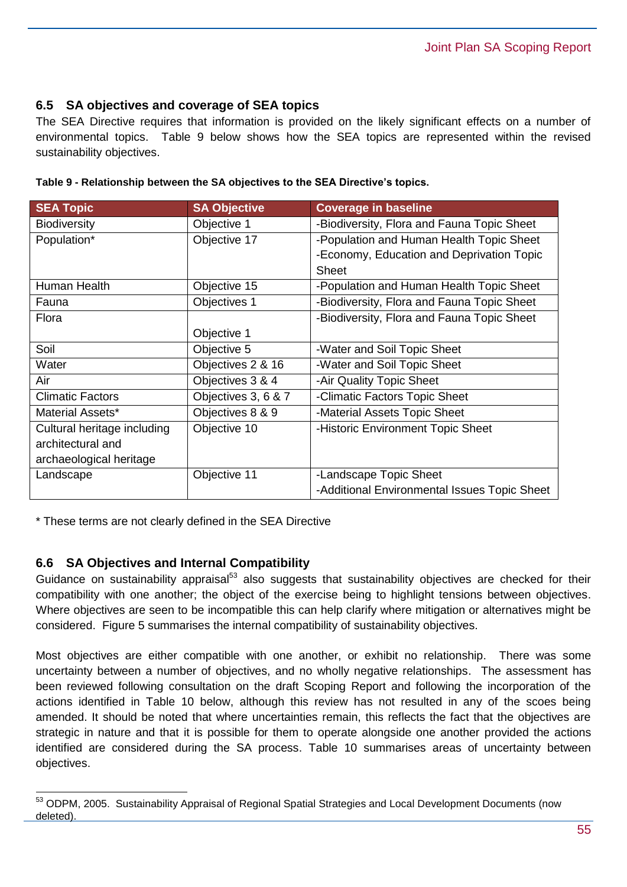## 6.5 SA objectives and coverage of SEA topics

The SEA Directive requires that information is provided on the likely significant effects on a number of environmental topics. Table 9 below shows how the SEA topics are represented within the revised sustainability objectives.

**Table 9 - Relationship between the SA objectives to the SEA Directive's topics.**

| SEA Topic | SA Objective | Coverage in baseline |
|---|---|---|
| Biodiversity | Objective 1 | -Biodiversity, Flora and Fauna Topic Sheet |
| Population* | Objective 17 | -Population and Human Health Topic Sheet<br>-Economy, Education and Deprivation Topic Sheet |
| Human Health | Objective 15 | -Population and Human Health Topic Sheet |
| Fauna | Objectives 1 | -Biodiversity, Flora and Fauna Topic Sheet |
| Flora | Objective 1 | -Biodiversity, Flora and Fauna Topic Sheet |
| Soil | Objective 5 | -Water and Soil Topic Sheet |
| Water | Objectives 2 & 16 | -Water and Soil Topic Sheet |
| Air | Objectives 3 & 4 | -Air Quality Topic Sheet |
| Climatic Factors | Objectives 3, 6 & 7 | -Climatic Factors Topic Sheet |
| Material Assets* | Objectives 8 & 9 | -Material Assets Topic Sheet |
| Cultural heritage including architectural and archaeological heritage | Objective 10 | -Historic Environment Topic Sheet |
| Landscape | Objective 11 | -Landscape Topic Sheet<br>-Additional Environmental Issues Topic Sheet |

\* These terms are not clearly defined in the SEA Directive

## 6.6 SA Objectives and Internal Compatibility

Guidance on sustainability appraisal[53] also suggests that sustainability objectives are checked for their compatibility with one another; the object of the exercise being to highlight tensions between objectives. Where objectives are seen to be incompatible this can help clarify where mitigation or alternatives might be considered. Figure 5 summarises the internal compatibility of sustainability objectives.

Most objectives are either compatible with one another, or exhibit no relationship. There was some uncertainty between a number of objectives, and no wholly negative relationships. The assessment has been reviewed following consultation on the draft Scoping Report and following the incorporation of the actions identified in Table 10 below, although this review has not resulted in any of the scoes being amended. It should be noted that where uncertainties remain, this reflects the fact that the objectives are strategic in nature and that it is possible for them to operate alongside one another provided the actions identified are considered during the SA process. Table 10 summarises areas of uncertainty between objectives.

[53] ODPM, 2005. Sustainability Appraisal of Regional Spatial Strategies and Local Development Documents (now deleted).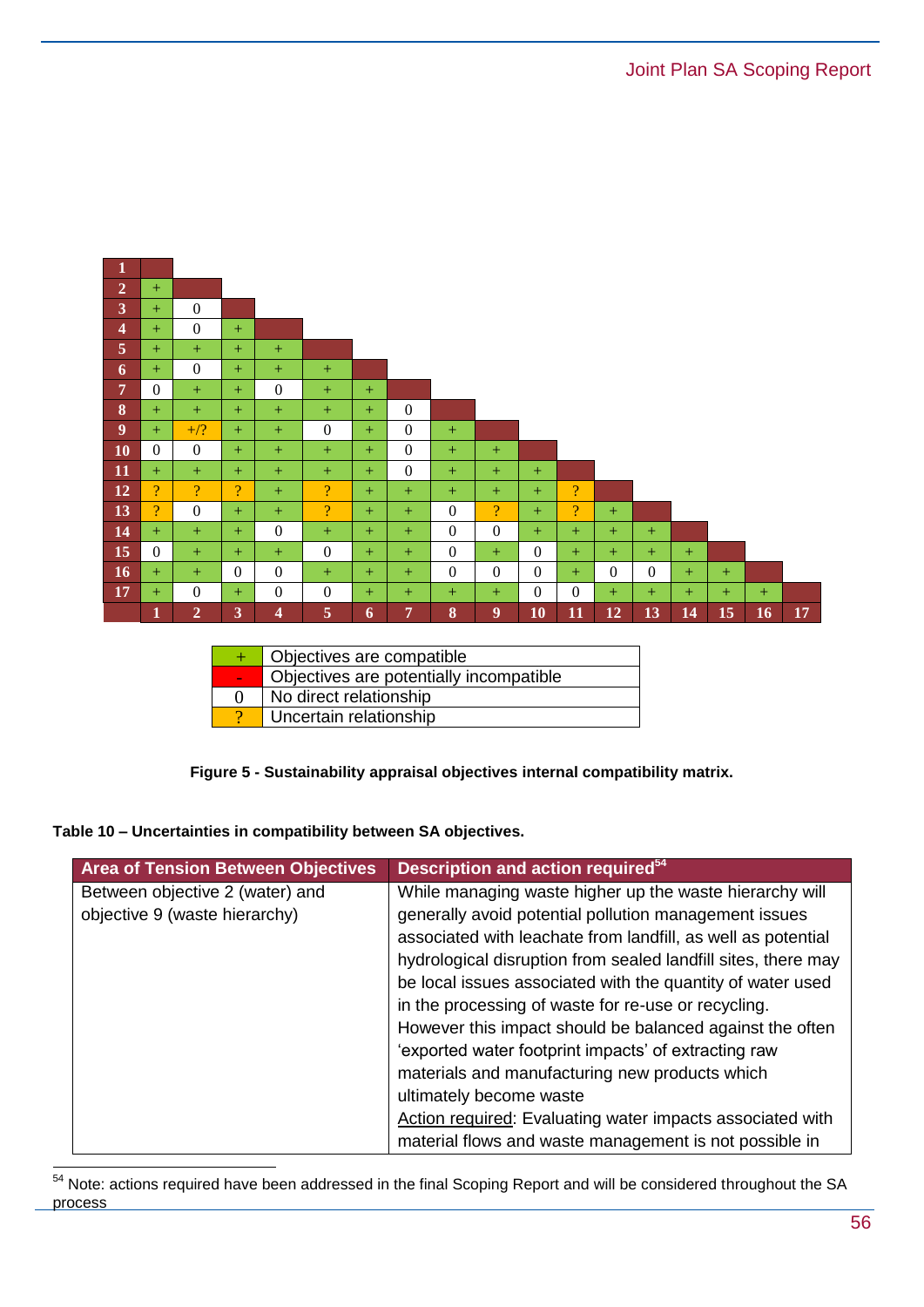|  | 1 | 2 | 3 | 4 | 5 | 6 | 7 | 8 | 9 | 10 | 11 | 12 | 13 | 14 | 15 | 16 | 17 |
|---|---|---|---|---|---|---|---|---|---|---|---|---|---|---|---|---|---|
| **1** |  |  |  |  |  |  |  |  |  |  |  |  |  |  |  |  |  |
| **2** | + |  |  |  |  |  |  |  |  |  |  |  |  |  |  |  |  |
| **3** | + | 0 |  |  |  |  |  |  |  |  |  |  |  |  |  |  |  |
| **4** | + | 0 | + |  |  |  |  |  |  |  |  |  |  |  |  |  |  |
| **5** | + | + | + | + |  |  |  |  |  |  |  |  |  |  |  |  |  |
| **6** | + | 0 | + | + | + |  |  |  |  |  |  |  |  |  |  |  |  |
| **7** | 0 | + | + | 0 | + | + |  |  |  |  |  |  |  |  |  |  |  |
| **8** | + | + | + | + | + | + | 0 |  |  |  |  |  |  |  |  |  |  |
| **9** | + | +/? | + | + | 0 | + | 0 | + |  |  |  |  |  |  |  |  |  |
| **10** | 0 | 0 | + | + | + | + | 0 | + | + |  |  |  |  |  |  |  |  |
| **11** | + | + | + | + | + | + | 0 | + | + | + |  |  |  |  |  |  |  |
| **12** | ? | ? | ? | + | ? | + | + | + | + | + | ? |  |  |  |  |  |  |
| **13** | ? | 0 | + | + | ? | + | + | 0 | ? | + | ? | + |  |  |  |  |  |
| **14** | + | + | + | 0 | + | + | + | 0 | 0 | + | + | + | + |  |  |  |  |
| **15** | 0 | + | + | + | 0 | + | + | 0 | + | 0 | + | + | + | + |  |  |  |
| **16** | + | + | 0 | 0 | + | + | + | 0 | 0 | 0 | + | 0 | 0 | + | + |  |  |
| **17** | + | 0 | + | 0 | 0 | + | + | + | + | 0 | 0 | + | + | + | + | + |  |

| Key | Meaning |
|---|---|
| + | Objectives are compatible |
| - | Objectives are potentially incompatible |
| 0 | No direct relationship |
| ? | Uncertain relationship |

**Figure 5 - Sustainability appraisal objectives internal compatibility matrix.**

**Table 10 – Uncertainties in compatibility between SA objectives.**

| Area of Tension Between Objectives | Description and action required[54] |
|---|---|
| Between objective 2 (water) and objective 9 (waste hierarchy) | While managing waste higher up the waste hierarchy will generally avoid potential pollution management issues associated with leachate from landfill, as well as potential hydrological disruption from sealed landfill sites, there may be local issues associated with the quantity of water used in the processing of waste for re-use or recycling. However this impact should be balanced against the often 'exported water footprint impacts' of extracting raw materials and manufacturing new products which ultimately become waste<br><u>Action required</u>: Evaluating water impacts associated with material flows and waste management is not possible in |

[54] Note: actions required have been addressed in the final Scoping Report and will be considered throughout the SA process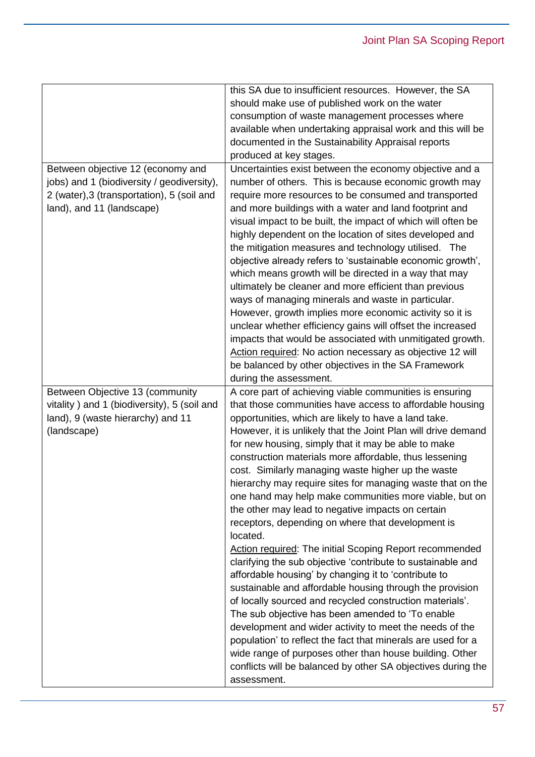| | |
|---|---|
| | this SA due to insufficient resources. However, the SA should make use of published work on the water consumption of waste management processes where available when undertaking appraisal work and this will be documented in the Sustainability Appraisal reports produced at key stages. |
| Between objective 12 (economy and jobs) and 1 (biodiversity / geodiversity), 2 (water),3 (transportation), 5 (soil and land), and 11 (landscape) | Uncertainties exist between the economy objective and a number of others. This is because economic growth may require more resources to be consumed and transported and more buildings with a water and land footprint and visual impact to be built, the impact of which will often be highly dependent on the location of sites developed and the mitigation measures and technology utilised. The objective already refers to 'sustainable economic growth', which means growth will be directed in a way that may ultimately be cleaner and more efficient than previous ways of managing minerals and waste in particular. However, growth implies more economic activity so it is unclear whether efficiency gains will offset the increased impacts that would be associated with unmitigated growth. Action required: No action necessary as objective 12 will be balanced by other objectives in the SA Framework during the assessment. |
| Between Objective 13 (community vitality ) and 1 (biodiversity), 5 (soil and land), 9 (waste hierarchy) and 11 (landscape) | A core part of achieving viable communities is ensuring that those communities have access to affordable housing opportunities, which are likely to have a land take. However, it is unlikely that the Joint Plan will drive demand for new housing, simply that it may be able to make construction materials more affordable, thus lessening cost. Similarly managing waste higher up the waste hierarchy may require sites for managing waste that on the one hand may help make communities more viable, but on the other may lead to negative impacts on certain receptors, depending on where that development is located. Action required: The initial Scoping Report recommended clarifying the sub objective 'contribute to sustainable and affordable housing' by changing it to 'contribute to sustainable and affordable housing through the provision of locally sourced and recycled construction materials'. The sub objective has been amended to 'To enable development and wider activity to meet the needs of the population' to reflect the fact that minerals are used for a wide range of purposes other than house building. Other conflicts will be balanced by other SA objectives during the assessment. |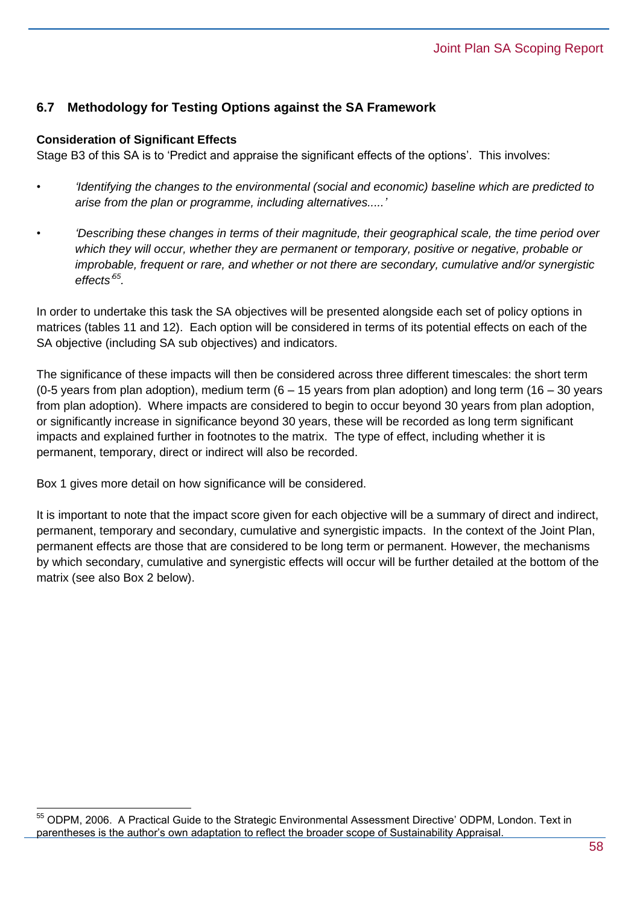## 6.7 Methodology for Testing Options against the SA Framework

**Consideration of Significant Effects**

Stage B3 of this SA is to 'Predict and appraise the significant effects of the options'. This involves:

- *'Identifying the changes to the environmental (social and economic) baseline which are predicted to arise from the plan or programme, including alternatives.....'*
- *'Describing these changes in terms of their magnitude, their geographical scale, the time period over which they will occur, whether they are permanent or temporary, positive or negative, probable or improbable, frequent or rare, and whether or not there are secondary, cumulative and/or synergistic effects'*[55].

In order to undertake this task the SA objectives will be presented alongside each set of policy options in matrices (tables 11 and 12). Each option will be considered in terms of its potential effects on each of the SA objective (including SA sub objectives) and indicators.

The significance of these impacts will then be considered across three different timescales: the short term (0-5 years from plan adoption), medium term (6 – 15 years from plan adoption) and long term (16 – 30 years from plan adoption). Where impacts are considered to begin to occur beyond 30 years from plan adoption, or significantly increase in significance beyond 30 years, these will be recorded as long term significant impacts and explained further in footnotes to the matrix. The type of effect, including whether it is permanent, temporary, direct or indirect will also be recorded.

Box 1 gives more detail on how significance will be considered.

It is important to note that the impact score given for each objective will be a summary of direct and indirect, permanent, temporary and secondary, cumulative and synergistic impacts. In the context of the Joint Plan, permanent effects are those that are considered to be long term or permanent. However, the mechanisms by which secondary, cumulative and synergistic effects will occur will be further detailed at the bottom of the matrix (see also Box 2 below).

---

[55] ODPM, 2006. A Practical Guide to the Strategic Environmental Assessment Directive' ODPM, London. Text in parentheses is the author's own adaptation to reflect the broader scope of Sustainability Appraisal.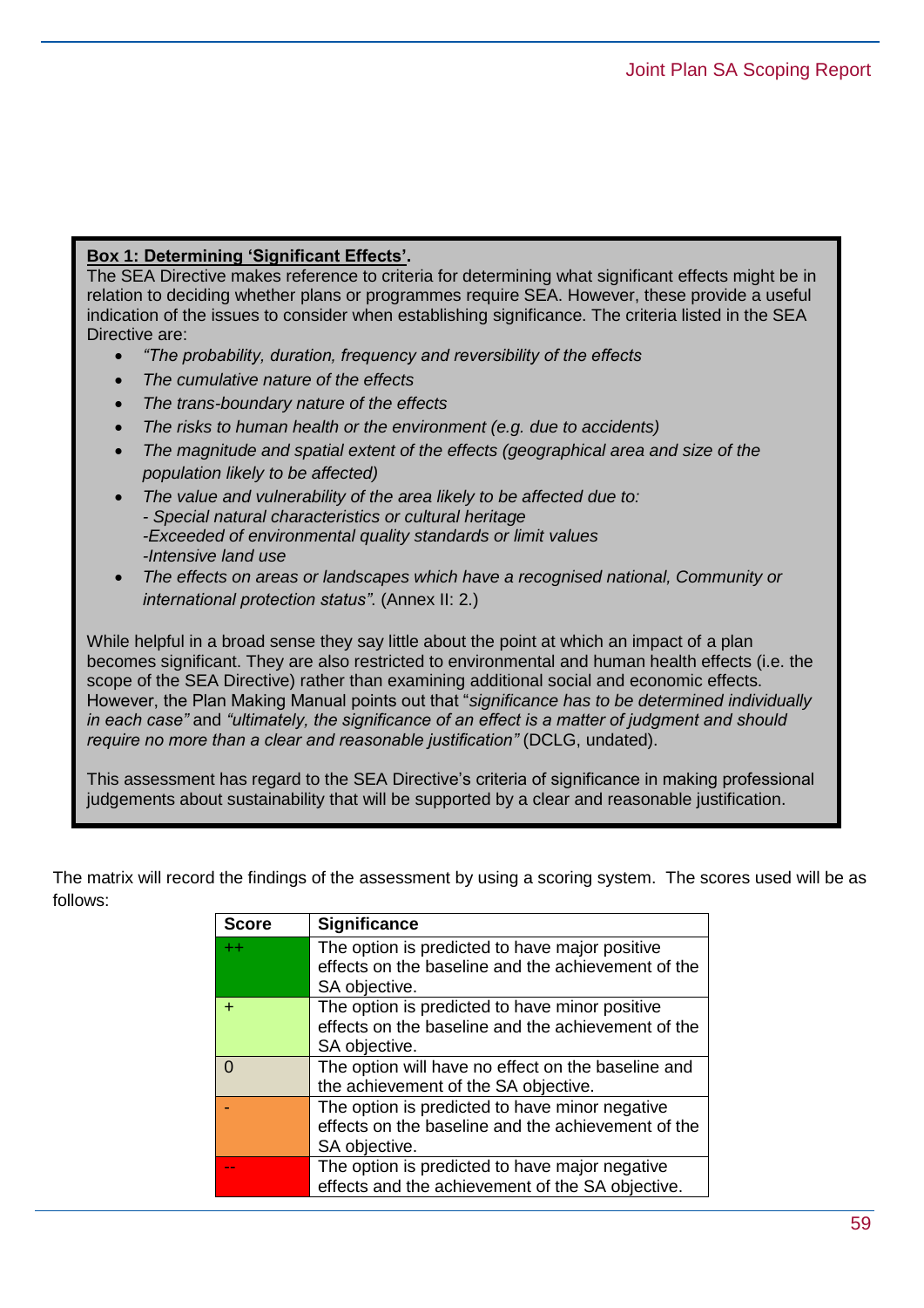**Box 1: Determining 'Significant Effects'.**

The SEA Directive makes reference to criteria for determining what significant effects might be in relation to deciding whether plans or programmes require SEA. However, these provide a useful indication of the issues to consider when establishing significance. The criteria listed in the SEA Directive are:

- *"The probability, duration, frequency and reversibility of the effects*
- *The cumulative nature of the effects*
- *The trans-boundary nature of the effects*
- *The risks to human health or the environment (e.g. due to accidents)*
- *The magnitude and spatial extent of the effects (geographical area and size of the population likely to be affected)*
- *The value and vulnerability of the area likely to be affected due to:*
  *- Special natural characteristics or cultural heritage*
  *-Exceeded of environmental quality standards or limit values*
  *-Intensive land use*
- *The effects on areas or landscapes which have a recognised national, Community or international protection status".* (Annex II: 2.)

While helpful in a broad sense they say little about the point at which an impact of a plan becomes significant. They are also restricted to environmental and human health effects (i.e. the scope of the SEA Directive) rather than examining additional social and economic effects. However, the Plan Making Manual points out that "*significance has to be determined individually in each case"* and *"ultimately, the significance of an effect is a matter of judgment and should require no more than a clear and reasonable justification"* (DCLG, undated).

This assessment has regard to the SEA Directive's criteria of significance in making professional judgements about sustainability that will be supported by a clear and reasonable justification.

The matrix will record the findings of the assessment by using a scoring system. The scores used will be as follows:

| Score | Significance |
|---|---|
| ++ | The option is predicted to have major positive effects on the baseline and the achievement of the SA objective. |
| + | The option is predicted to have minor positive effects on the baseline and the achievement of the SA objective. |
| 0 | The option will have no effect on the baseline and the achievement of the SA objective. |
| - | The option is predicted to have minor negative effects on the baseline and the achievement of the SA objective. |
| -- | The option is predicted to have major negative effects and the achievement of the SA objective. |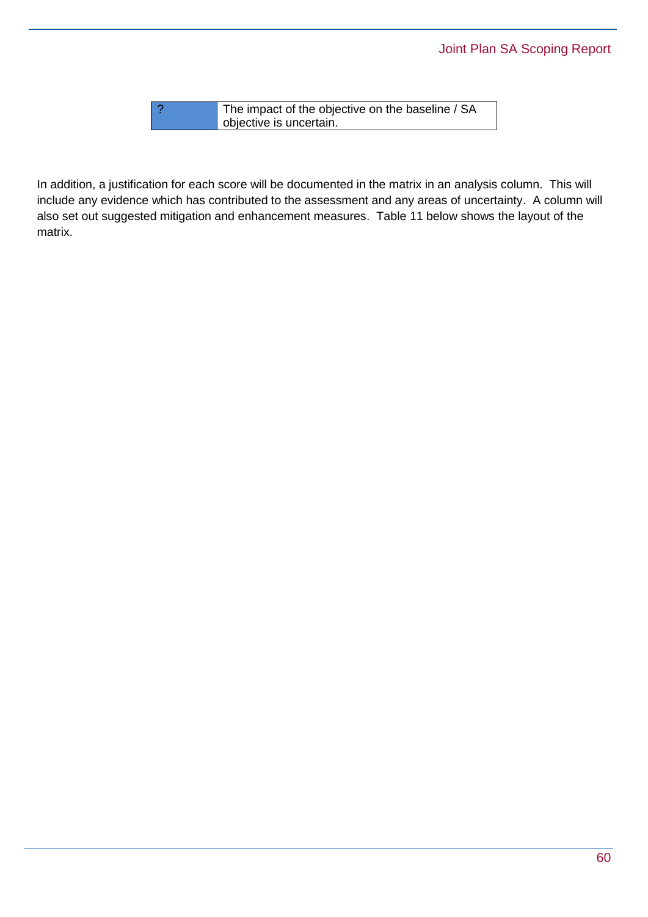| | |
|---|---|
| ? | The impact of the objective on the baseline / SA objective is uncertain. |

In addition, a justification for each score will be documented in the matrix in an analysis column. This will include any evidence which has contributed to the assessment and any areas of uncertainty. A column will also set out suggested mitigation and enhancement measures. Table 11 below shows the layout of the matrix.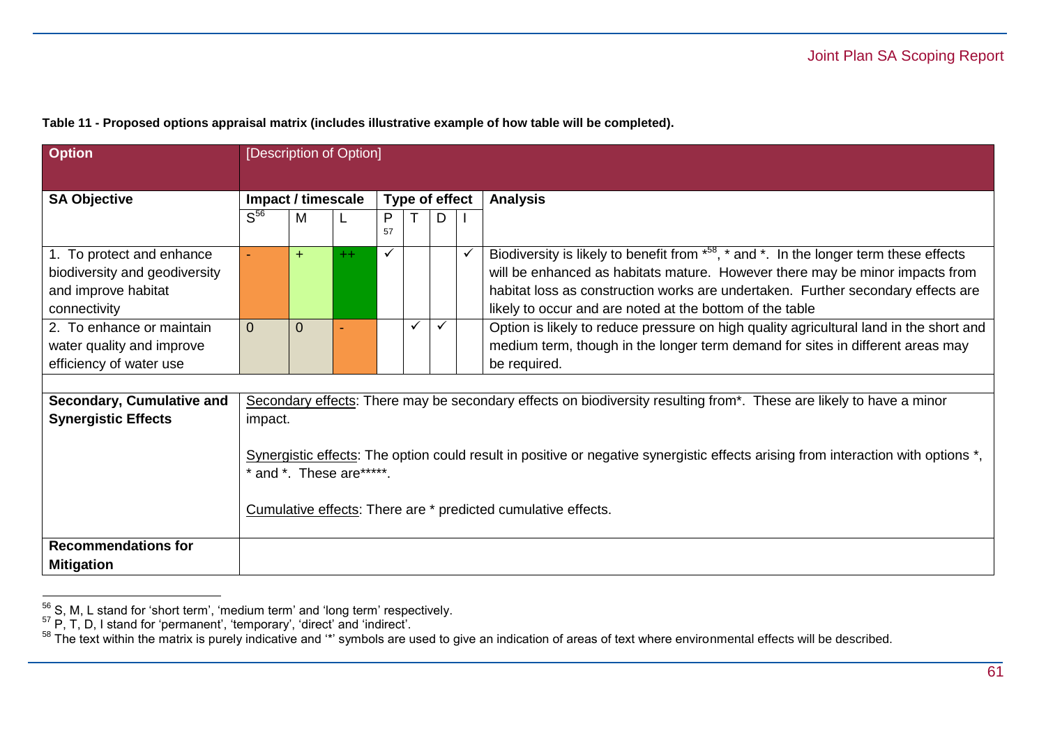**Table 11 - Proposed options appraisal matrix (includes illustrative example of how table will be completed).**

| Option | [Description of Option] | | | | | | | |
|---|---|---|---|---|---|---|---|---|
| **SA Objective** | **Impact / timescale** | | | **Type of effect** | | | | **Analysis** |
| | S[56] | M | L | P[57] | T | D | I | |
| 1. To protect and enhance biodiversity and geodiversity and improve habitat connectivity | - | + | ++ | ✓ | | | ✓ | Biodiversity is likely to benefit from *[58], * and *. In the longer term these effects will be enhanced as habitats mature. However there may be minor impacts from habitat loss as construction works are undertaken. Further secondary effects are likely to occur and are noted at the bottom of the table |
| 2. To enhance or maintain water quality and improve efficiency of water use | 0 | 0 | - | | ✓ | ✓ | | Option is likely to reduce pressure on high quality agricultural land in the short and medium term, though in the longer term demand for sites in different areas may be required. |
| | | | | | | | | |
| **Secondary, Cumulative and Synergistic Effects** | Secondary effects: There may be secondary effects on biodiversity resulting from*. These are likely to have a minor impact.<br><br>Synergistic effects: The option could result in positive or negative synergistic effects arising from interaction with options *, * and *. These are*****.<br><br>Cumulative effects: There are * predicted cumulative effects. | | | | | | | |
| **Recommendations for Mitigation** | | | | | | | | |

[56] S, M, L stand for 'short term', 'medium term' and 'long term' respectively.

[57] P, T, D, I stand for 'permanent', 'temporary', 'direct' and 'indirect'.

[58] The text within the matrix is purely indicative and '*' symbols are used to give an indication of areas of text where environmental effects will be described.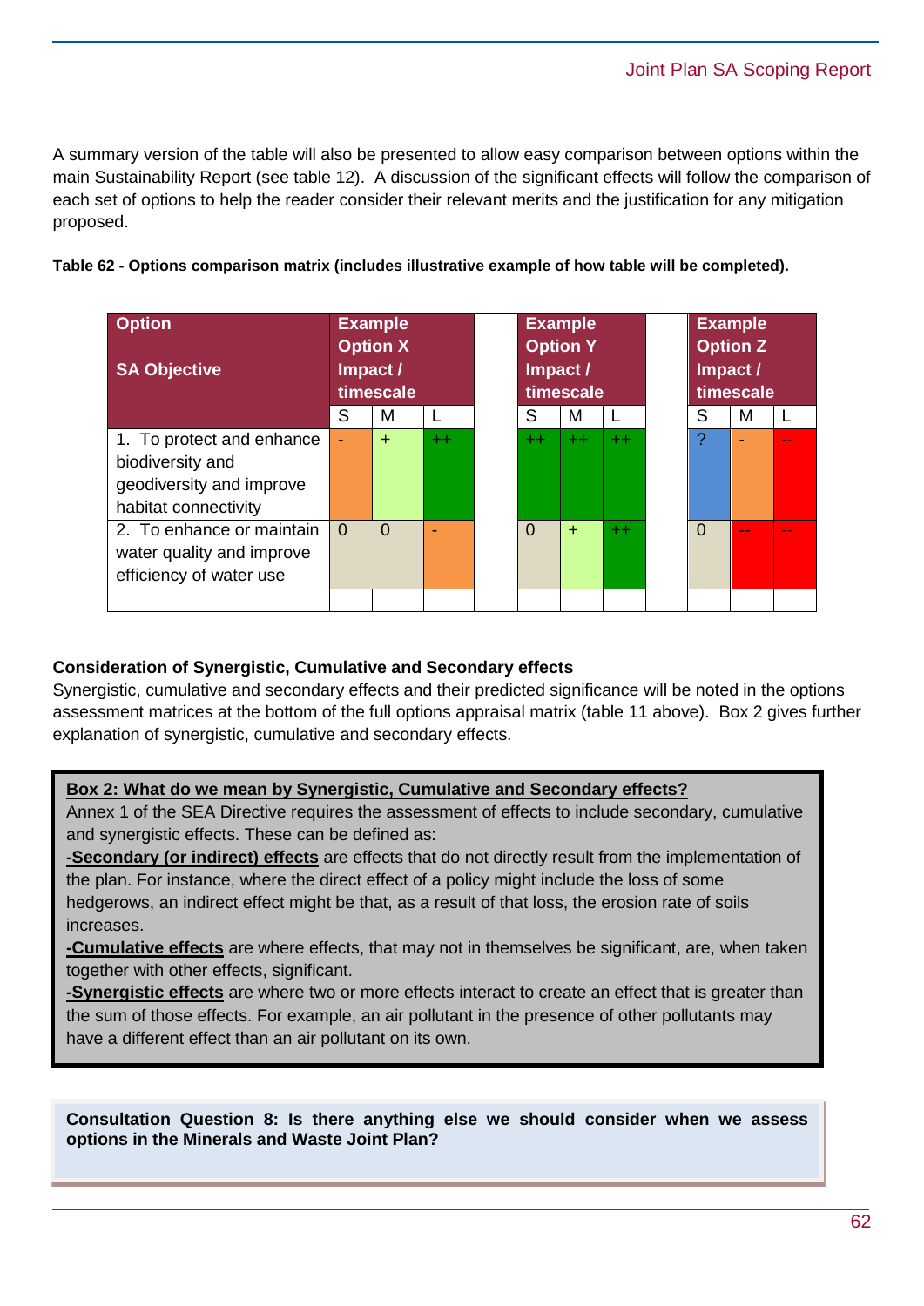A summary version of the table will also be presented to allow easy comparison between options within the main Sustainability Report (see table 12). A discussion of the significant effects will follow the comparison of each set of options to help the reader consider their relevant merits and the justification for any mitigation proposed.

**Table 62 - Options comparison matrix (includes illustrative example of how table will be completed).**

| Option | Example Option X | | | | Example Option Y | | | | Example Option Z | | |
|---|---|---|---|---|---|---|---|---|---|---|---|
| **SA Objective** | **Impact / timescale** | | | | **Impact / timescale** | | | | **Impact / timescale** | | |
| | S | M | L | | S | M | L | | S | M | L |
| 1. To protect and enhance biodiversity and geodiversity and improve habitat connectivity | - | + | ++ | | ++ | ++ | ++ | | ? | - | -- |
| 2. To enhance or maintain water quality and improve efficiency of water use | 0 | 0 | - | | 0 | + | ++ | | 0 | -- | -- |
| | | | | | | | | | | | |

**Consideration of Synergistic, Cumulative and Secondary effects**

Synergistic, cumulative and secondary effects and their predicted significance will be noted in the options assessment matrices at the bottom of the full options appraisal matrix (table 11 above). Box 2 gives further explanation of synergistic, cumulative and secondary effects.

> **Box 2: What do we mean by Synergistic, Cumulative and Secondary effects?**
>
> Annex 1 of the SEA Directive requires the assessment of effects to include secondary, cumulative and synergistic effects. These can be defined as:
>
> **-Secondary (or indirect) effects** are effects that do not directly result from the implementation of the plan. For instance, where the direct effect of a policy might include the loss of some hedgerows, an indirect effect might be that, as a result of that loss, the erosion rate of soils increases.
>
> **-Cumulative effects** are where effects, that may not in themselves be significant, are, when taken together with other effects, significant.
>
> **-Synergistic effects** are where two or more effects interact to create an effect that is greater than the sum of those effects. For example, an air pollutant in the presence of other pollutants may have a different effect than an air pollutant on its own.

> **Consultation Question 8: Is there anything else we should consider when we assess options in the Minerals and Waste Joint Plan?**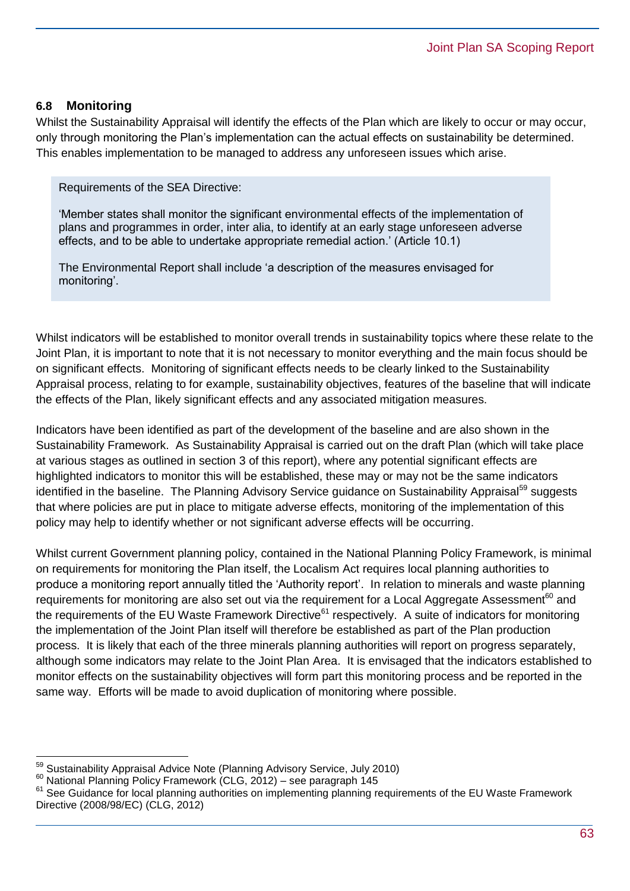### 6.8 Monitoring

Whilst the Sustainability Appraisal will identify the effects of the Plan which are likely to occur or may occur, only through monitoring the Plan's implementation can the actual effects on sustainability be determined. This enables implementation to be managed to address any unforeseen issues which arise.

> Requirements of the SEA Directive:
>
> 'Member states shall monitor the significant environmental effects of the implementation of plans and programmes in order, inter alia, to identify at an early stage unforeseen adverse effects, and to be able to undertake appropriate remedial action.' (Article 10.1)
>
> The Environmental Report shall include 'a description of the measures envisaged for monitoring'.

Whilst indicators will be established to monitor overall trends in sustainability topics where these relate to the Joint Plan, it is important to note that it is not necessary to monitor everything and the main focus should be on significant effects. Monitoring of significant effects needs to be clearly linked to the Sustainability Appraisal process, relating to for example, sustainability objectives, features of the baseline that will indicate the effects of the Plan, likely significant effects and any associated mitigation measures.

Indicators have been identified as part of the development of the baseline and are also shown in the Sustainability Framework. As Sustainability Appraisal is carried out on the draft Plan (which will take place at various stages as outlined in section 3 of this report), where any potential significant effects are highlighted indicators to monitor this will be established, these may or may not be the same indicators identified in the baseline. The Planning Advisory Service guidance on Sustainability Appraisal[59] suggests that where policies are put in place to mitigate adverse effects, monitoring of the implementation of this policy may help to identify whether or not significant adverse effects will be occurring.

Whilst current Government planning policy, contained in the National Planning Policy Framework, is minimal on requirements for monitoring the Plan itself, the Localism Act requires local planning authorities to produce a monitoring report annually titled the 'Authority report'. In relation to minerals and waste planning requirements for monitoring are also set out via the requirement for a Local Aggregate Assessment[60] and the requirements of the EU Waste Framework Directive[61] respectively. A suite of indicators for monitoring the implementation of the Joint Plan itself will therefore be established as part of the Plan production process. It is likely that each of the three minerals planning authorities will report on progress separately, although some indicators may relate to the Joint Plan Area. It is envisaged that the indicators established to monitor effects on the sustainability objectives will form part this monitoring process and be reported in the same way. Efforts will be made to avoid duplication of monitoring where possible.

---

[59] Sustainability Appraisal Advice Note (Planning Advisory Service, July 2010)

[60] National Planning Policy Framework (CLG, 2012) – see paragraph 145

[61] See Guidance for local planning authorities on implementing planning requirements of the EU Waste Framework Directive (2008/98/EC) (CLG, 2012)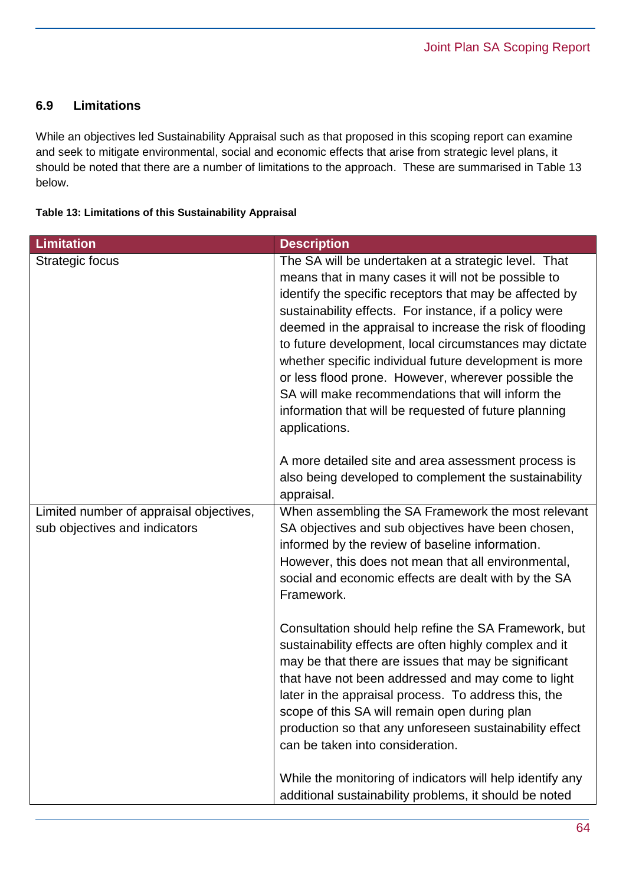### 6.9 Limitations

While an objectives led Sustainability Appraisal such as that proposed in this scoping report can examine and seek to mitigate environmental, social and economic effects that arise from strategic level plans, it should be noted that there are a number of limitations to the approach. These are summarised in Table 13 below.

**Table 13: Limitations of this Sustainability Appraisal**

| Limitation | Description |
| --- | --- |
| Strategic focus | The SA will be undertaken at a strategic level. That means that in many cases it will not be possible to identify the specific receptors that may be affected by sustainability effects. For instance, if a policy were deemed in the appraisal to increase the risk of flooding to future development, local circumstances may dictate whether specific individual future development is more or less flood prone. However, wherever possible the SA will make recommendations that will inform the information that will be requested of future planning applications.<br><br>A more detailed site and area assessment process is also being developed to complement the sustainability appraisal. |
| Limited number of appraisal objectives, sub objectives and indicators | When assembling the SA Framework the most relevant SA objectives and sub objectives have been chosen, informed by the review of baseline information. However, this does not mean that all environmental, social and economic effects are dealt with by the SA Framework.<br><br>Consultation should help refine the SA Framework, but sustainability effects are often highly complex and it may be that there are issues that may be significant that have not been addressed and may come to light later in the appraisal process. To address this, the scope of this SA will remain open during plan production so that any unforeseen sustainability effect can be taken into consideration.<br><br>While the monitoring of indicators will help identify any additional sustainability problems, it should be noted |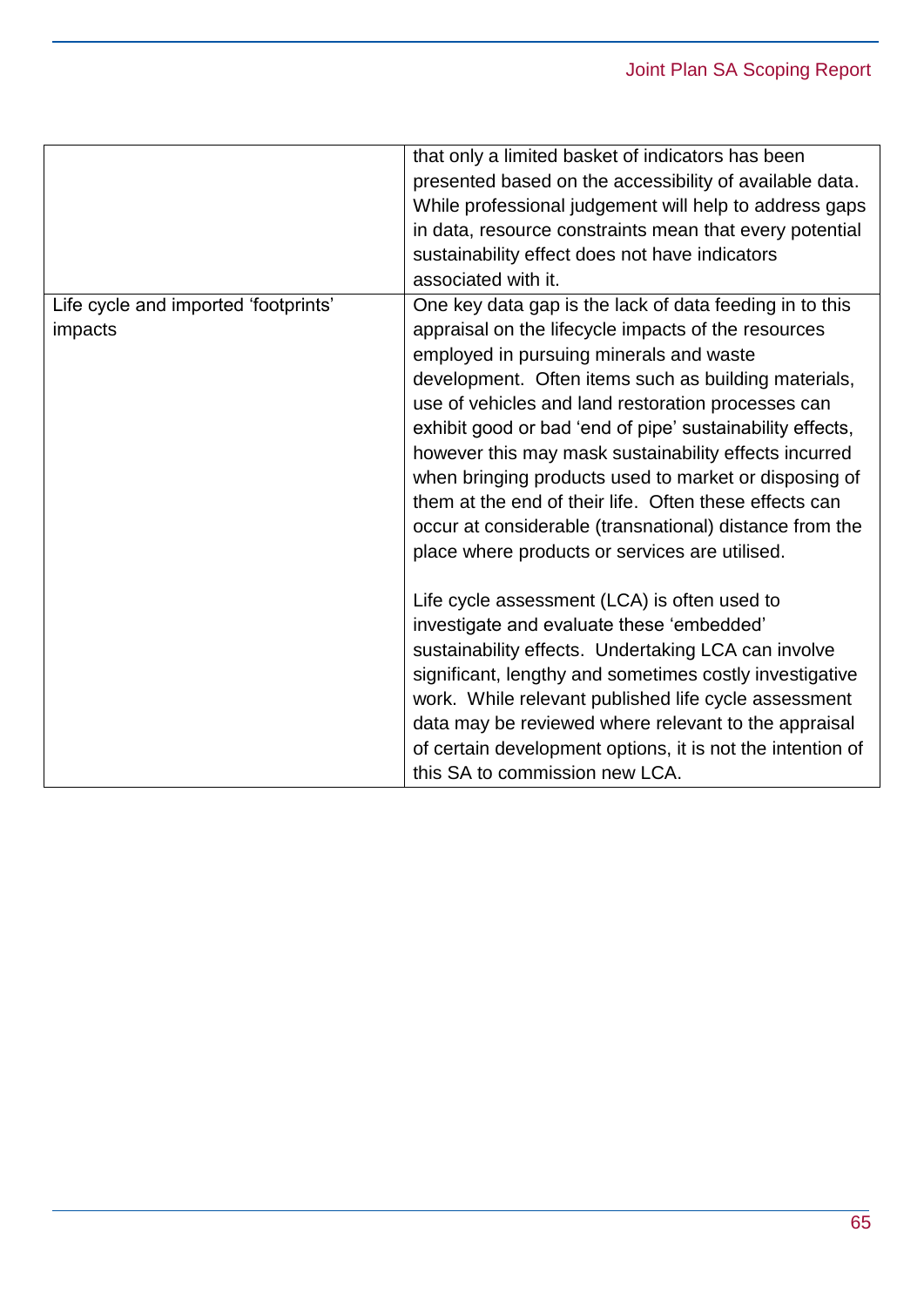| | |
|---|---|
| | that only a limited basket of indicators has been presented based on the accessibility of available data. While professional judgement will help to address gaps in data, resource constraints mean that every potential sustainability effect does not have indicators associated with it. |
| Life cycle and imported 'footprints' impacts | One key data gap is the lack of data feeding in to this appraisal on the lifecycle impacts of the resources employed in pursuing minerals and waste development. Often items such as building materials, use of vehicles and land restoration processes can exhibit good or bad 'end of pipe' sustainability effects, however this may mask sustainability effects incurred when bringing products used to market or disposing of them at the end of their life. Often these effects can occur at considerable (transnational) distance from the place where products or services are utilised.<br><br>Life cycle assessment (LCA) is often used to investigate and evaluate these 'embedded' sustainability effects. Undertaking LCA can involve significant, lengthy and sometimes costly investigative work. While relevant published life cycle assessment data may be reviewed where relevant to the appraisal of certain development options, it is not the intention of this SA to commission new LCA. |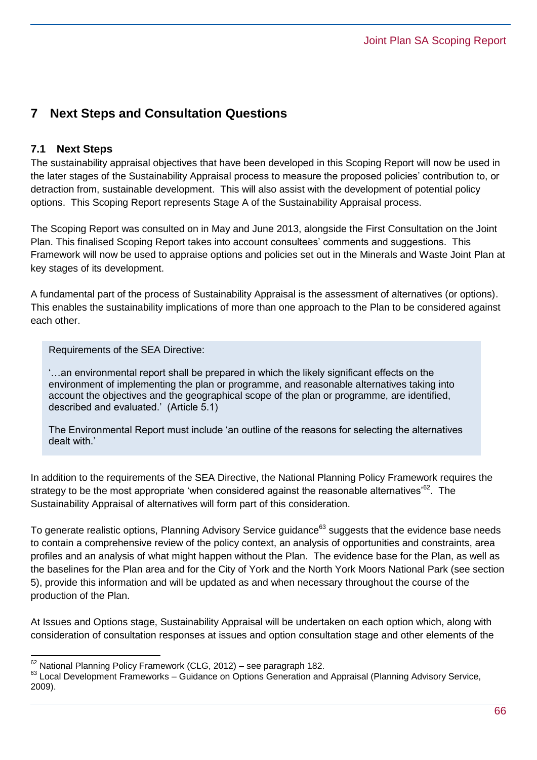# 7 Next Steps and Consultation Questions

## 7.1 Next Steps

The sustainability appraisal objectives that have been developed in this Scoping Report will now be used in the later stages of the Sustainability Appraisal process to measure the proposed policies' contribution to, or detraction from, sustainable development. This will also assist with the development of potential policy options. This Scoping Report represents Stage A of the Sustainability Appraisal process.

The Scoping Report was consulted on in May and June 2013, alongside the First Consultation on the Joint Plan. This finalised Scoping Report takes into account consultees' comments and suggestions. This Framework will now be used to appraise options and policies set out in the Minerals and Waste Joint Plan at key stages of its development.

A fundamental part of the process of Sustainability Appraisal is the assessment of alternatives (or options). This enables the sustainability implications of more than one approach to the Plan to be considered against each other.

> Requirements of the SEA Directive:
>
> '…an environmental report shall be prepared in which the likely significant effects on the environment of implementing the plan or programme, and reasonable alternatives taking into account the objectives and the geographical scope of the plan or programme, are identified, described and evaluated.' (Article 5.1)
>
> The Environmental Report must include 'an outline of the reasons for selecting the alternatives dealt with.'

In addition to the requirements of the SEA Directive, the National Planning Policy Framework requires the strategy to be the most appropriate 'when considered against the reasonable alternatives'[62]. The Sustainability Appraisal of alternatives will form part of this consideration.

To generate realistic options, Planning Advisory Service guidance[63] suggests that the evidence base needs to contain a comprehensive review of the policy context, an analysis of opportunities and constraints, area profiles and an analysis of what might happen without the Plan. The evidence base for the Plan, as well as the baselines for the Plan area and for the City of York and the North York Moors National Park (see section 5), provide this information and will be updated as and when necessary throughout the course of the production of the Plan.

At Issues and Options stage, Sustainability Appraisal will be undertaken on each option which, along with consideration of consultation responses at issues and option consultation stage and other elements of the

---

[62] National Planning Policy Framework (CLG, 2012) – see paragraph 182.

[63] Local Development Frameworks – Guidance on Options Generation and Appraisal (Planning Advisory Service, 2009).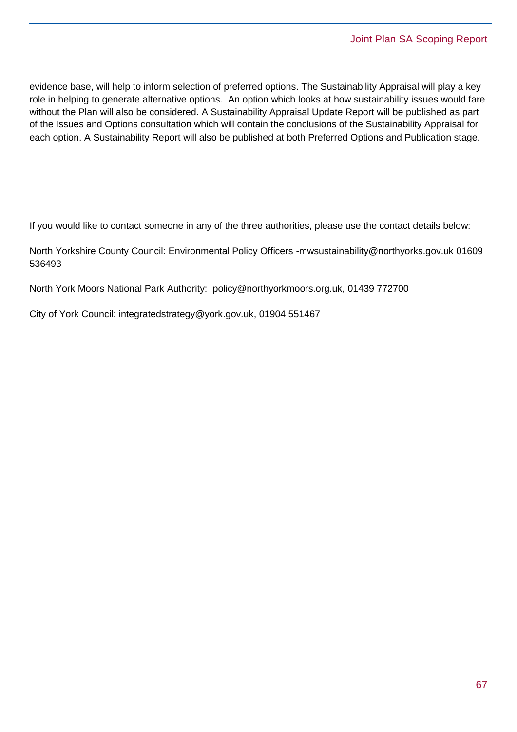evidence base, will help to inform selection of preferred options. The Sustainability Appraisal will play a key role in helping to generate alternative options. An option which looks at how sustainability issues would fare without the Plan will also be considered. A Sustainability Appraisal Update Report will be published as part of the Issues and Options consultation which will contain the conclusions of the Sustainability Appraisal for each option. A Sustainability Report will also be published at both Preferred Options and Publication stage.

If you would like to contact someone in any of the three authorities, please use the contact details below:

North Yorkshire County Council: Environmental Policy Officers -mwsustainability@northyorks.gov.uk 01609 536493

North York Moors National Park Authority: policy@northyorkmoors.org.uk, 01439 772700

City of York Council: integratedstrategy@york.gov.uk, 01904 551467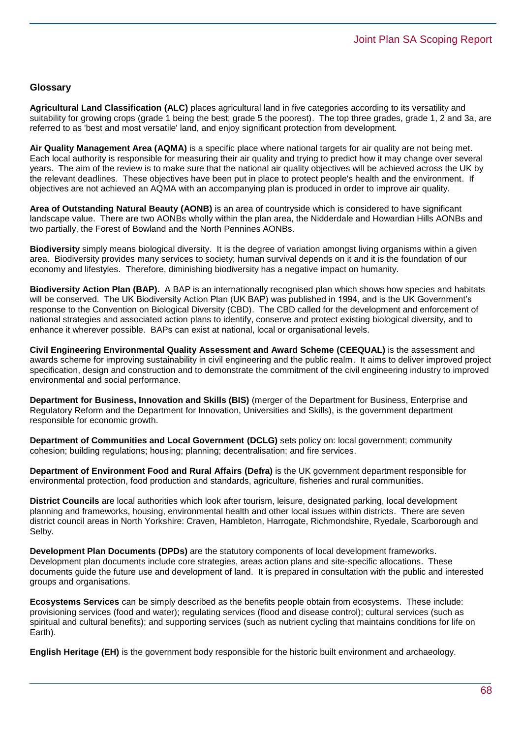## Glossary

**Agricultural Land Classification (ALC)** places agricultural land in five categories according to its versatility and suitability for growing crops (grade 1 being the best; grade 5 the poorest). The top three grades, grade 1, 2 and 3a, are referred to as 'best and most versatile' land, and enjoy significant protection from development.

**Air Quality Management Area (AQMA)** is a specific place where national targets for air quality are not being met. Each local authority is responsible for measuring their air quality and trying to predict how it may change over several years. The aim of the review is to make sure that the national air quality objectives will be achieved across the UK by the relevant deadlines. These objectives have been put in place to protect people's health and the environment. If objectives are not achieved an AQMA with an accompanying plan is produced in order to improve air quality.

**Area of Outstanding Natural Beauty (AONB)** is an area of countryside which is considered to have significant landscape value. There are two AONBs wholly within the plan area, the Nidderdale and Howardian Hills AONBs and two partially, the Forest of Bowland and the North Pennines AONBs.

**Biodiversity** simply means biological diversity. It is the degree of variation amongst living organisms within a given area. Biodiversity provides many services to society; human survival depends on it and it is the foundation of our economy and lifestyles. Therefore, diminishing biodiversity has a negative impact on humanity.

**Biodiversity Action Plan (BAP).** A BAP is an internationally recognised plan which shows how species and habitats will be conserved. The UK Biodiversity Action Plan (UK BAP) was published in 1994, and is the UK Government's response to the Convention on Biological Diversity (CBD). The CBD called for the development and enforcement of national strategies and associated action plans to identify, conserve and protect existing biological diversity, and to enhance it wherever possible. BAPs can exist at national, local or organisational levels.

**Civil Engineering Environmental Quality Assessment and Award Scheme (CEEQUAL)** is the assessment and awards scheme for improving sustainability in civil engineering and the public realm. It aims to deliver improved project specification, design and construction and to demonstrate the commitment of the civil engineering industry to improved environmental and social performance.

**Department for Business, Innovation and Skills (BIS)** (merger of the Department for Business, Enterprise and Regulatory Reform and the Department for Innovation, Universities and Skills), is the government department responsible for economic growth.

**Department of Communities and Local Government (DCLG)** sets policy on: local government; community cohesion; building regulations; housing; planning; decentralisation; and fire services.

**Department of Environment Food and Rural Affairs (Defra)** is the UK government department responsible for environmental protection, food production and standards, agriculture, fisheries and rural communities.

**District Councils** are local authorities which look after tourism, leisure, designated parking, local development planning and frameworks, housing, environmental health and other local issues within districts. There are seven district council areas in North Yorkshire: Craven, Hambleton, Harrogate, Richmondshire, Ryedale, Scarborough and Selby.

**Development Plan Documents (DPDs)** are the statutory components of local development frameworks. Development plan documents include core strategies, areas action plans and site-specific allocations. These documents guide the future use and development of land. It is prepared in consultation with the public and interested groups and organisations.

**Ecosystems Services** can be simply described as the benefits people obtain from ecosystems. These include: provisioning services (food and water); regulating services (flood and disease control); cultural services (such as spiritual and cultural benefits); and supporting services (such as nutrient cycling that maintains conditions for life on Earth).

**English Heritage (EH)** is the government body responsible for the historic built environment and archaeology.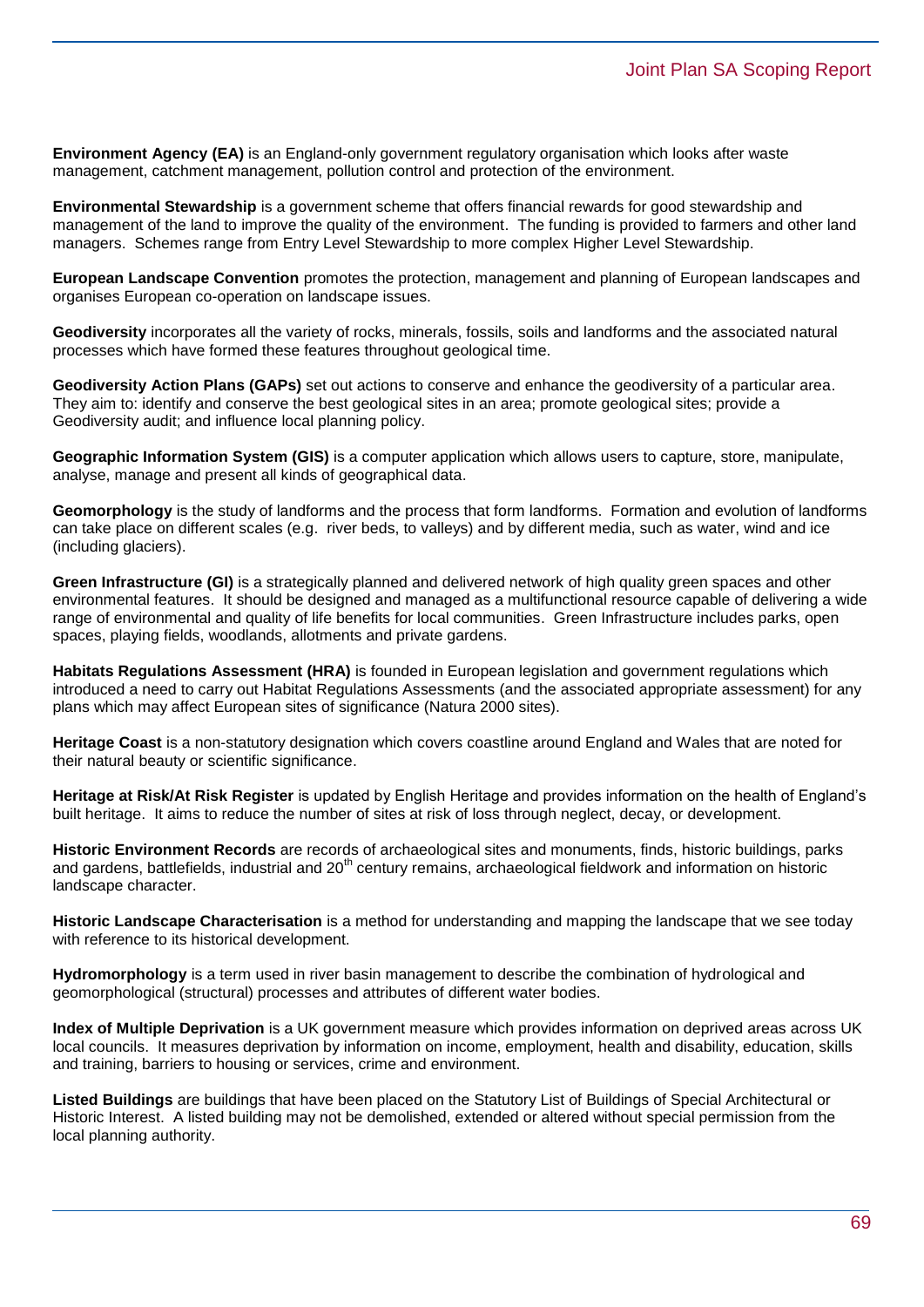**Environment Agency (EA)** is an England-only government regulatory organisation which looks after waste management, catchment management, pollution control and protection of the environment.

**Environmental Stewardship** is a government scheme that offers financial rewards for good stewardship and management of the land to improve the quality of the environment. The funding is provided to farmers and other land managers. Schemes range from Entry Level Stewardship to more complex Higher Level Stewardship.

**European Landscape Convention** promotes the protection, management and planning of European landscapes and organises European co-operation on landscape issues.

**Geodiversity** incorporates all the variety of rocks, minerals, fossils, soils and landforms and the associated natural processes which have formed these features throughout geological time.

**Geodiversity Action Plans (GAPs)** set out actions to conserve and enhance the geodiversity of a particular area. They aim to: identify and conserve the best geological sites in an area; promote geological sites; provide a Geodiversity audit; and influence local planning policy.

**Geographic Information System (GIS)** is a computer application which allows users to capture, store, manipulate, analyse, manage and present all kinds of geographical data.

**Geomorphology** is the study of landforms and the process that form landforms. Formation and evolution of landforms can take place on different scales (e.g. river beds, to valleys) and by different media, such as water, wind and ice (including glaciers).

**Green Infrastructure (GI)** is a strategically planned and delivered network of high quality green spaces and other environmental features. It should be designed and managed as a multifunctional resource capable of delivering a wide range of environmental and quality of life benefits for local communities. Green Infrastructure includes parks, open spaces, playing fields, woodlands, allotments and private gardens.

**Habitats Regulations Assessment (HRA)** is founded in European legislation and government regulations which introduced a need to carry out Habitat Regulations Assessments (and the associated appropriate assessment) for any plans which may affect European sites of significance (Natura 2000 sites).

**Heritage Coast** is a non-statutory designation which covers coastline around England and Wales that are noted for their natural beauty or scientific significance.

**Heritage at Risk/At Risk Register** is updated by English Heritage and provides information on the health of England's built heritage. It aims to reduce the number of sites at risk of loss through neglect, decay, or development.

**Historic Environment Records** are records of archaeological sites and monuments, finds, historic buildings, parks and gardens, battlefields, industrial and 20th century remains, archaeological fieldwork and information on historic landscape character.

**Historic Landscape Characterisation** is a method for understanding and mapping the landscape that we see today with reference to its historical development.

**Hydromorphology** is a term used in river basin management to describe the combination of hydrological and geomorphological (structural) processes and attributes of different water bodies.

**Index of Multiple Deprivation** is a UK government measure which provides information on deprived areas across UK local councils. It measures deprivation by information on income, employment, health and disability, education, skills and training, barriers to housing or services, crime and environment.

**Listed Buildings** are buildings that have been placed on the Statutory List of Buildings of Special Architectural or Historic Interest. A listed building may not be demolished, extended or altered without special permission from the local planning authority.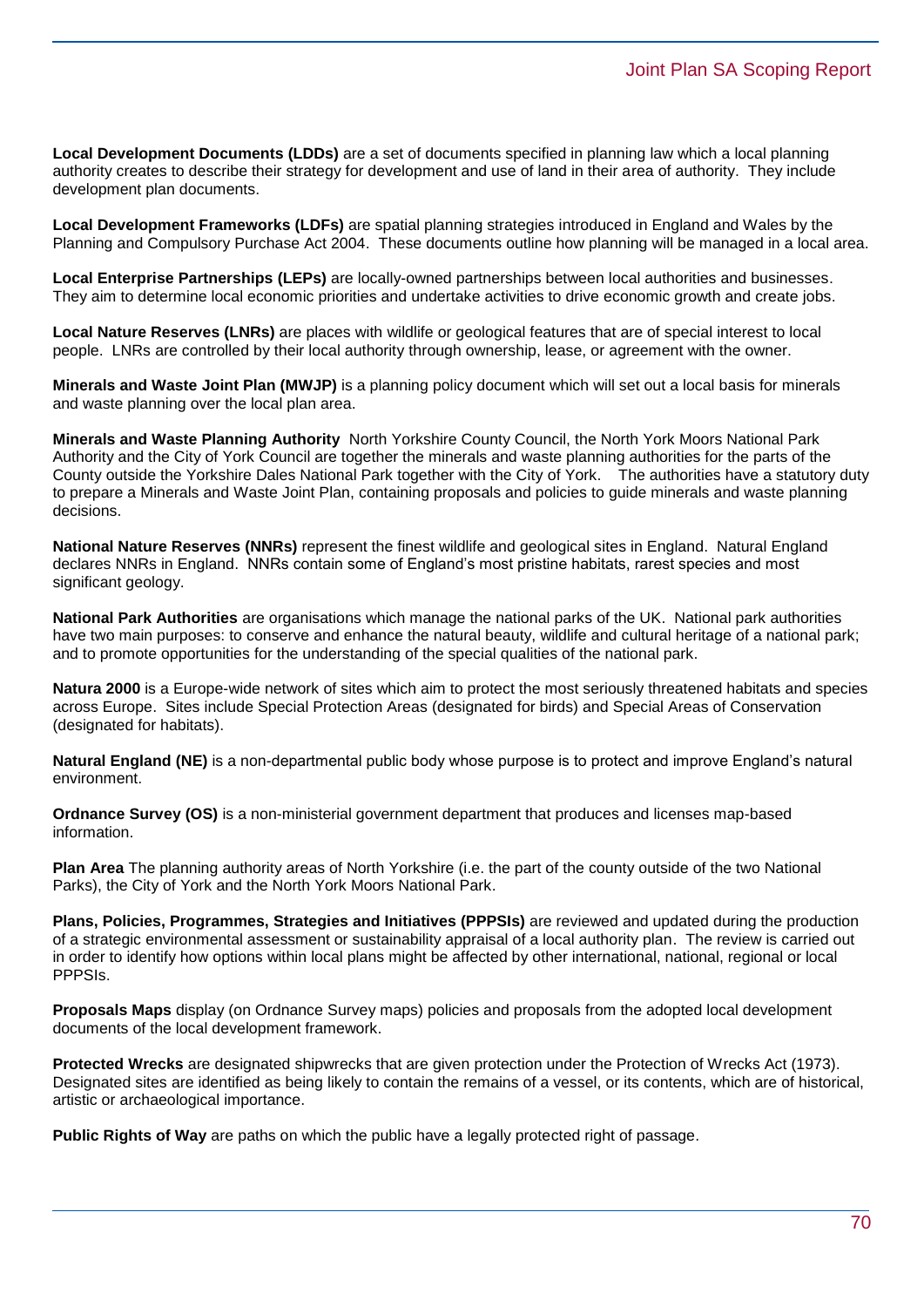**Local Development Documents (LDDs)** are a set of documents specified in planning law which a local planning authority creates to describe their strategy for development and use of land in their area of authority. They include development plan documents.

**Local Development Frameworks (LDFs)** are spatial planning strategies introduced in England and Wales by the Planning and Compulsory Purchase Act 2004. These documents outline how planning will be managed in a local area.

**Local Enterprise Partnerships (LEPs)** are locally-owned partnerships between local authorities and businesses. They aim to determine local economic priorities and undertake activities to drive economic growth and create jobs.

**Local Nature Reserves (LNRs)** are places with wildlife or geological features that are of special interest to local people. LNRs are controlled by their local authority through ownership, lease, or agreement with the owner.

**Minerals and Waste Joint Plan (MWJP)** is a planning policy document which will set out a local basis for minerals and waste planning over the local plan area.

**Minerals and Waste Planning Authority** North Yorkshire County Council, the North York Moors National Park Authority and the City of York Council are together the minerals and waste planning authorities for the parts of the County outside the Yorkshire Dales National Park together with the City of York. The authorities have a statutory duty to prepare a Minerals and Waste Joint Plan, containing proposals and policies to guide minerals and waste planning decisions.

**National Nature Reserves (NNRs)** represent the finest wildlife and geological sites in England. Natural England declares NNRs in England. NNRs contain some of England's most pristine habitats, rarest species and most significant geology.

**National Park Authorities** are organisations which manage the national parks of the UK. National park authorities have two main purposes: to conserve and enhance the natural beauty, wildlife and cultural heritage of a national park; and to promote opportunities for the understanding of the special qualities of the national park.

**Natura 2000** is a Europe-wide network of sites which aim to protect the most seriously threatened habitats and species across Europe. Sites include Special Protection Areas (designated for birds) and Special Areas of Conservation (designated for habitats).

**Natural England (NE)** is a non-departmental public body whose purpose is to protect and improve England's natural environment.

**Ordnance Survey (OS)** is a non-ministerial government department that produces and licenses map-based information.

**Plan Area** The planning authority areas of North Yorkshire (i.e. the part of the county outside of the two National Parks), the City of York and the North York Moors National Park.

**Plans, Policies, Programmes, Strategies and Initiatives (PPPSIs)** are reviewed and updated during the production of a strategic environmental assessment or sustainability appraisal of a local authority plan. The review is carried out in order to identify how options within local plans might be affected by other international, national, regional or local PPPSIs.

**Proposals Maps** display (on Ordnance Survey maps) policies and proposals from the adopted local development documents of the local development framework.

**Protected Wrecks** are designated shipwrecks that are given protection under the Protection of Wrecks Act (1973). Designated sites are identified as being likely to contain the remains of a vessel, or its contents, which are of historical, artistic or archaeological importance.

**Public Rights of Way** are paths on which the public have a legally protected right of passage.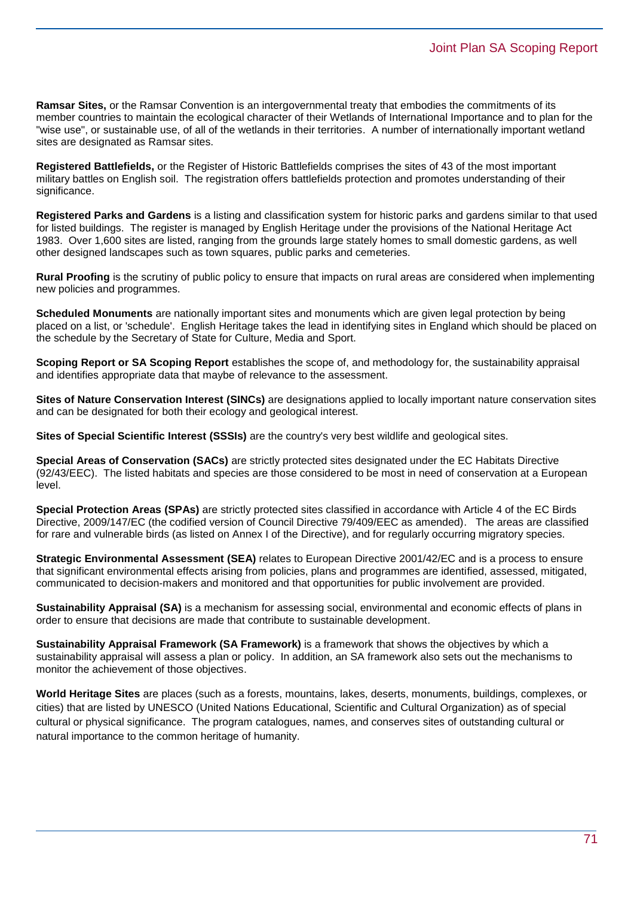**Ramsar Sites,** or the Ramsar Convention is an intergovernmental treaty that embodies the commitments of its member countries to maintain the ecological character of their Wetlands of International Importance and to plan for the "wise use", or sustainable use, of all of the wetlands in their territories. A number of internationally important wetland sites are designated as Ramsar sites.

**Registered Battlefields,** or the Register of Historic Battlefields comprises the sites of 43 of the most important military battles on English soil. The registration offers battlefields protection and promotes understanding of their significance.

**Registered Parks and Gardens** is a listing and classification system for historic parks and gardens similar to that used for listed buildings. The register is managed by English Heritage under the provisions of the National Heritage Act 1983. Over 1,600 sites are listed, ranging from the grounds large stately homes to small domestic gardens, as well other designed landscapes such as town squares, public parks and cemeteries.

**Rural Proofing** is the scrutiny of public policy to ensure that impacts on rural areas are considered when implementing new policies and programmes.

**Scheduled Monuments** are nationally important sites and monuments which are given legal protection by being placed on a list, or 'schedule'. English Heritage takes the lead in identifying sites in England which should be placed on the schedule by the Secretary of State for Culture, Media and Sport.

**Scoping Report or SA Scoping Report** establishes the scope of, and methodology for, the sustainability appraisal and identifies appropriate data that maybe of relevance to the assessment.

**Sites of Nature Conservation Interest (SINCs)** are designations applied to locally important nature conservation sites and can be designated for both their ecology and geological interest.

**Sites of Special Scientific Interest (SSSIs)** are the country's very best wildlife and geological sites.

**Special Areas of Conservation (SACs)** are strictly protected sites designated under the EC Habitats Directive (92/43/EEC). The listed habitats and species are those considered to be most in need of conservation at a European level.

**Special Protection Areas (SPAs)** are strictly protected sites classified in accordance with Article 4 of the EC Birds Directive, 2009/147/EC (the codified version of Council Directive 79/409/EEC as amended). The areas are classified for rare and vulnerable birds (as listed on Annex I of the Directive), and for regularly occurring migratory species.

**Strategic Environmental Assessment (SEA)** relates to European Directive 2001/42/EC and is a process to ensure that significant environmental effects arising from policies, plans and programmes are identified, assessed, mitigated, communicated to decision-makers and monitored and that opportunities for public involvement are provided.

**Sustainability Appraisal (SA)** is a mechanism for assessing social, environmental and economic effects of plans in order to ensure that decisions are made that contribute to sustainable development.

**Sustainability Appraisal Framework (SA Framework)** is a framework that shows the objectives by which a sustainability appraisal will assess a plan or policy. In addition, an SA framework also sets out the mechanisms to monitor the achievement of those objectives.

**World Heritage Sites** are places (such as a forests, mountains, lakes, deserts, monuments, buildings, complexes, or cities) that are listed by UNESCO (United Nations Educational, Scientific and Cultural Organization) as of special cultural or physical significance. The program catalogues, names, and conserves sites of outstanding cultural or natural importance to the common heritage of humanity.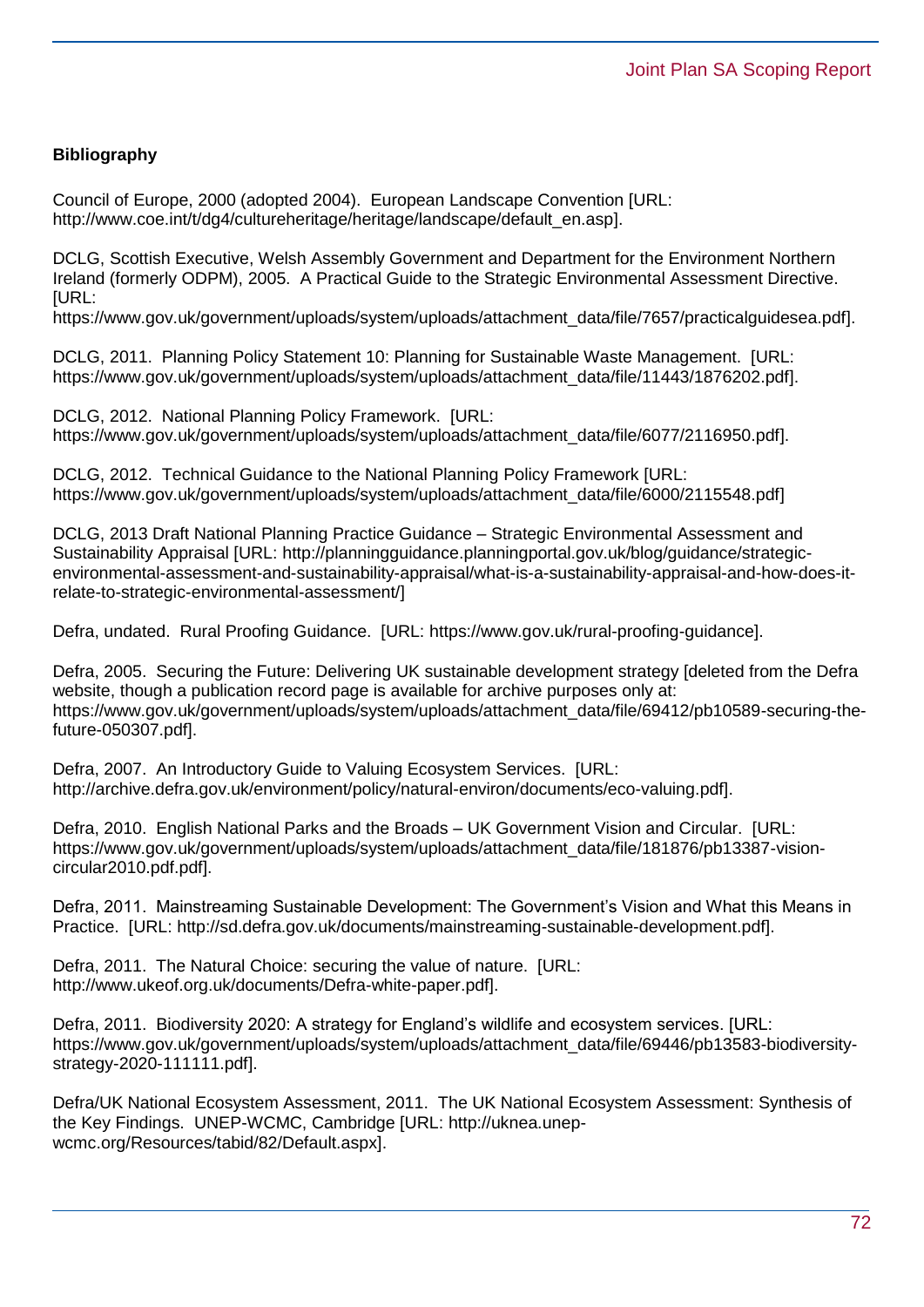**Bibliography**

Council of Europe, 2000 (adopted 2004). European Landscape Convention [URL: http://www.coe.int/t/dg4/cultureheritage/heritage/landscape/default_en.asp].

DCLG, Scottish Executive, Welsh Assembly Government and Department for the Environment Northern Ireland (formerly ODPM), 2005. A Practical Guide to the Strategic Environmental Assessment Directive. [URL: https://www.gov.uk/government/uploads/system/uploads/attachment_data/file/7657/practicalguidesea.pdf].

DCLG, 2011. Planning Policy Statement 10: Planning for Sustainable Waste Management. [URL: https://www.gov.uk/government/uploads/system/uploads/attachment_data/file/11443/1876202.pdf].

DCLG, 2012. National Planning Policy Framework. [URL: https://www.gov.uk/government/uploads/system/uploads/attachment_data/file/6077/2116950.pdf].

DCLG, 2012. Technical Guidance to the National Planning Policy Framework [URL: https://www.gov.uk/government/uploads/system/uploads/attachment_data/file/6000/2115548.pdf]

DCLG, 2013 Draft National Planning Practice Guidance – Strategic Environmental Assessment and Sustainability Appraisal [URL: http://planningguidance.planningportal.gov.uk/blog/guidance/strategic-environmental-assessment-and-sustainability-appraisal/what-is-a-sustainability-appraisal-and-how-does-it-relate-to-strategic-environmental-assessment/]

Defra, undated. Rural Proofing Guidance. [URL: https://www.gov.uk/rural-proofing-guidance].

Defra, 2005. Securing the Future: Delivering UK sustainable development strategy [deleted from the Defra website, though a publication record page is available for archive purposes only at: https://www.gov.uk/government/uploads/system/uploads/attachment_data/file/69412/pb10589-securing-the-future-050307.pdf].

Defra, 2007. An Introductory Guide to Valuing Ecosystem Services. [URL: http://archive.defra.gov.uk/environment/policy/natural-environ/documents/eco-valuing.pdf].

Defra, 2010. English National Parks and the Broads – UK Government Vision and Circular. [URL: https://www.gov.uk/government/uploads/system/uploads/attachment_data/file/181876/pb13387-vision-circular2010.pdf.pdf].

Defra, 2011. Mainstreaming Sustainable Development: The Government's Vision and What this Means in Practice. [URL: http://sd.defra.gov.uk/documents/mainstreaming-sustainable-development.pdf].

Defra, 2011. The Natural Choice: securing the value of nature. [URL: http://www.ukeof.org.uk/documents/Defra-white-paper.pdf].

Defra, 2011. Biodiversity 2020: A strategy for England's wildlife and ecosystem services. [URL: https://www.gov.uk/government/uploads/system/uploads/attachment_data/file/69446/pb13583-biodiversity-strategy-2020-111111.pdf].

Defra/UK National Ecosystem Assessment, 2011. The UK National Ecosystem Assessment: Synthesis of the Key Findings. UNEP-WCMC, Cambridge [URL: http://uknea.unep-wcmc.org/Resources/tabid/82/Default.aspx].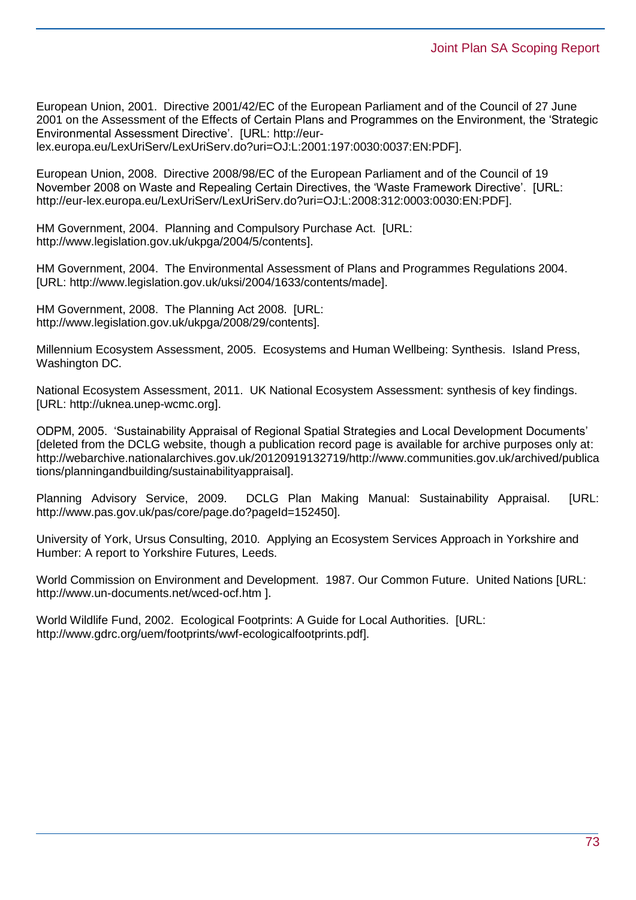European Union, 2001. Directive 2001/42/EC of the European Parliament and of the Council of 27 June 2001 on the Assessment of the Effects of Certain Plans and Programmes on the Environment, the 'Strategic Environmental Assessment Directive'. [URL: http://eur-lex.europa.eu/LexUriServ/LexUriServ.do?uri=OJ:L:2001:197:0030:0037:EN:PDF].

European Union, 2008. Directive 2008/98/EC of the European Parliament and of the Council of 19 November 2008 on Waste and Repealing Certain Directives, the 'Waste Framework Directive'. [URL: http://eur-lex.europa.eu/LexUriServ/LexUriServ.do?uri=OJ:L:2008:312:0003:0030:EN:PDF].

HM Government, 2004. Planning and Compulsory Purchase Act. [URL: http://www.legislation.gov.uk/ukpga/2004/5/contents].

HM Government, 2004. The Environmental Assessment of Plans and Programmes Regulations 2004. [URL: http://www.legislation.gov.uk/uksi/2004/1633/contents/made].

HM Government, 2008. The Planning Act 2008. [URL: http://www.legislation.gov.uk/ukpga/2008/29/contents].

Millennium Ecosystem Assessment, 2005. Ecosystems and Human Wellbeing: Synthesis. Island Press, Washington DC.

National Ecosystem Assessment, 2011. UK National Ecosystem Assessment: synthesis of key findings. [URL: http://uknea.unep-wcmc.org].

ODPM, 2005. 'Sustainability Appraisal of Regional Spatial Strategies and Local Development Documents' [deleted from the DCLG website, though a publication record page is available for archive purposes only at: http://webarchive.nationalarchives.gov.uk/20120919132719/http://www.communities.gov.uk/archived/publications/planningandbuilding/sustainabilityappraisal].

Planning Advisory Service, 2009. DCLG Plan Making Manual: Sustainability Appraisal. [URL: http://www.pas.gov.uk/pas/core/page.do?pageId=152450].

University of York, Ursus Consulting, 2010. Applying an Ecosystem Services Approach in Yorkshire and Humber: A report to Yorkshire Futures, Leeds.

World Commission on Environment and Development. 1987. Our Common Future. United Nations [URL: http://www.un-documents.net/wced-ocf.htm ].

World Wildlife Fund, 2002. Ecological Footprints: A Guide for Local Authorities. [URL: http://www.gdrc.org/uem/footprints/wwf-ecologicalfootprints.pdf].